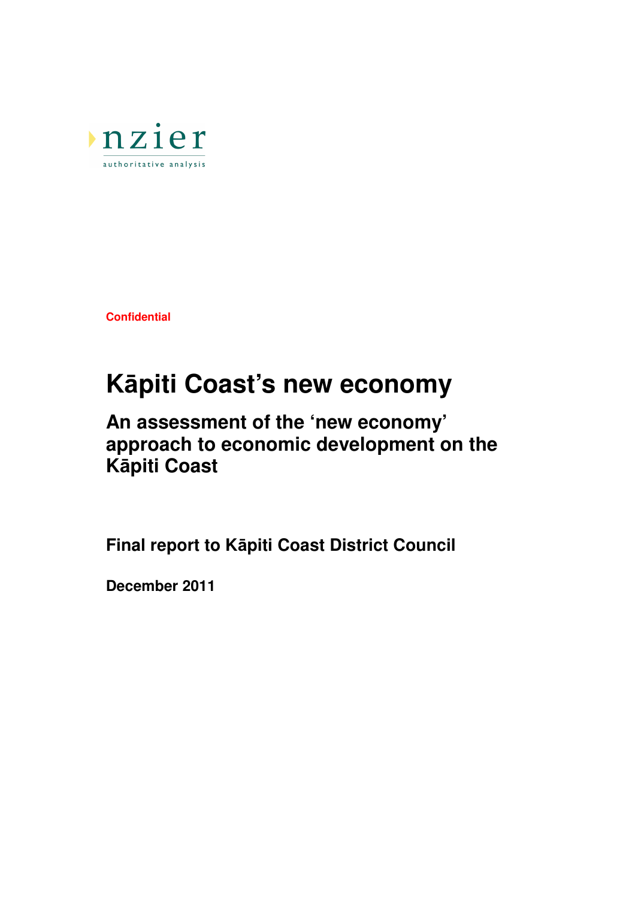nzier

authoritative analysis

**Confidential**

# Kāpiti Coast's new economy

## An assessment of the 'new economy' approach to economic development on the Kāpiti Coast

**Final report to Kāpiti Coast District Council**

**December 2011**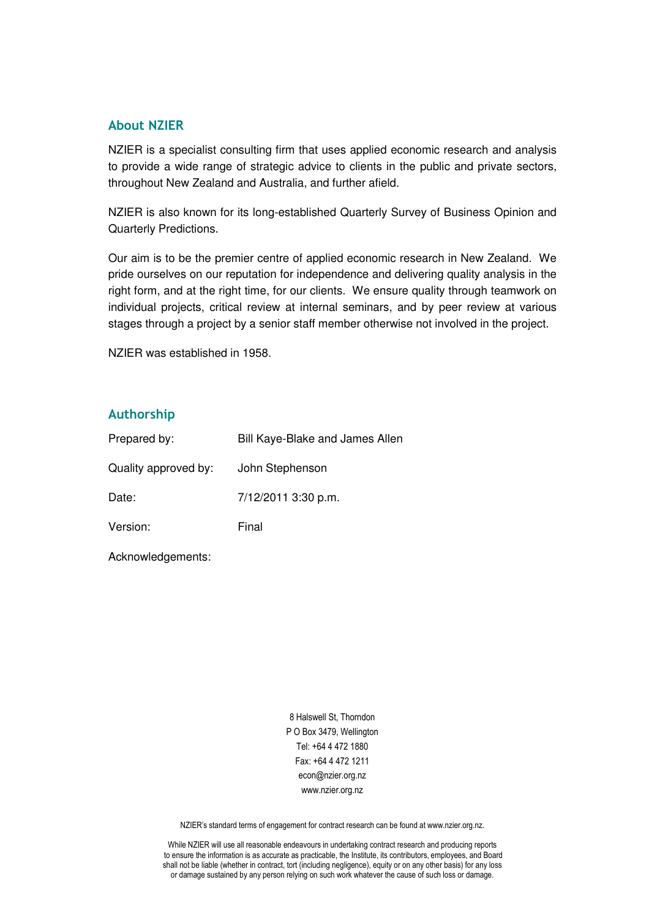## About NZIER

NZIER is a specialist consulting firm that uses applied economic research and analysis to provide a wide range of strategic advice to clients in the public and private sectors, throughout New Zealand and Australia, and further afield.

NZIER is also known for its long-established Quarterly Survey of Business Opinion and Quarterly Predictions.

Our aim is to be the premier centre of applied economic research in New Zealand. We pride ourselves on our reputation for independence and delivering quality analysis in the right form, and at the right time, for our clients. We ensure quality through teamwork on individual projects, critical review at internal seminars, and by peer review at various stages through a project by a senior staff member otherwise not involved in the project.

NZIER was established in 1958.

## Authorship

| | |
|---|---|
| Prepared by: | Bill Kaye-Blake and James Allen |
| Quality approved by: | John Stephenson |
| Date: | 7/12/2011 3:30 p.m. |
| Version: | Final |
| Acknowledgements: | |

8 Halswell St, Thorndon
P O Box 3479, Wellington
Tel: +64 4 472 1880
Fax: +64 4 472 1211
econ@nzier.org.nz
www.nzier.org.nz

NZIER's standard terms of engagement for contract research can be found at www.nzier.org.nz.

While NZIER will use all reasonable endeavours in undertaking contract research and producing reports to ensure the information is as accurate as practicable, the Institute, its contributors, employees, and Board shall not be liable (whether in contract, tort (including negligence), equity or on any other basis) for any loss or damage sustained by any person relying on such work whatever the cause of such loss or damage.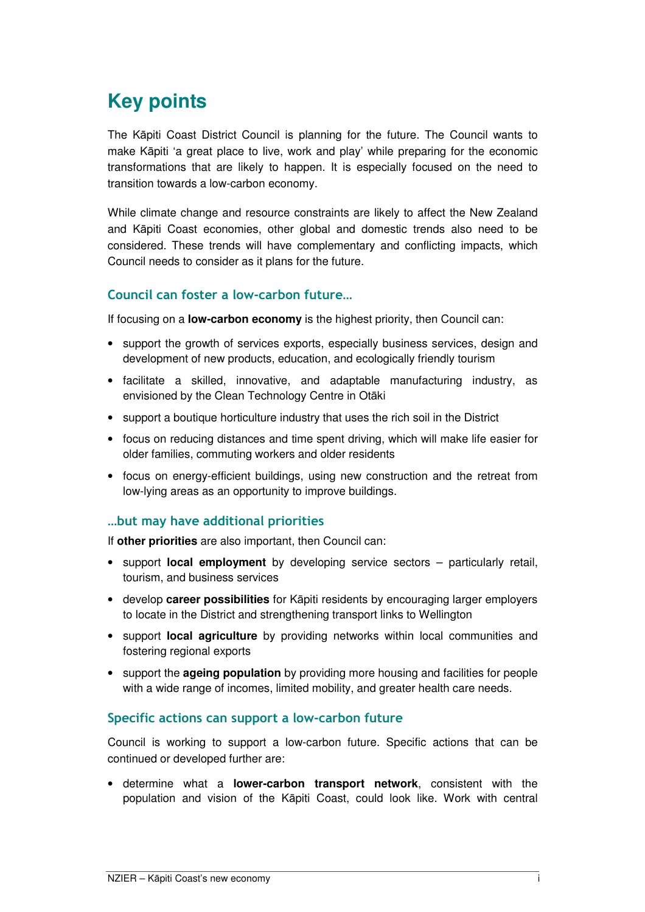# Key points

The Kāpiti Coast District Council is planning for the future. The Council wants to make Kāpiti 'a great place to live, work and play' while preparing for the economic transformations that are likely to happen. It is especially focused on the need to transition towards a low-carbon economy.

While climate change and resource constraints are likely to affect the New Zealand and Kāpiti Coast economies, other global and domestic trends also need to be considered. These trends will have complementary and conflicting impacts, which Council needs to consider as it plans for the future.

### Council can foster a low-carbon future…

If focusing on a **low-carbon economy** is the highest priority, then Council can:

- support the growth of services exports, especially business services, design and development of new products, education, and ecologically friendly tourism
- facilitate a skilled, innovative, and adaptable manufacturing industry, as envisioned by the Clean Technology Centre in Otāki
- support a boutique horticulture industry that uses the rich soil in the District
- focus on reducing distances and time spent driving, which will make life easier for older families, commuting workers and older residents
- focus on energy-efficient buildings, using new construction and the retreat from low-lying areas as an opportunity to improve buildings.

### …but may have additional priorities

If **other priorities** are also important, then Council can:

- support **local employment** by developing service sectors – particularly retail, tourism, and business services
- develop **career possibilities** for Kāpiti residents by encouraging larger employers to locate in the District and strengthening transport links to Wellington
- support **local agriculture** by providing networks within local communities and fostering regional exports
- support the **ageing population** by providing more housing and facilities for people with a wide range of incomes, limited mobility, and greater health care needs.

### Specific actions can support a low-carbon future

Council is working to support a low-carbon future. Specific actions that can be continued or developed further are:

- determine what a **lower-carbon transport network**, consistent with the population and vision of the Kāpiti Coast, could look like. Work with central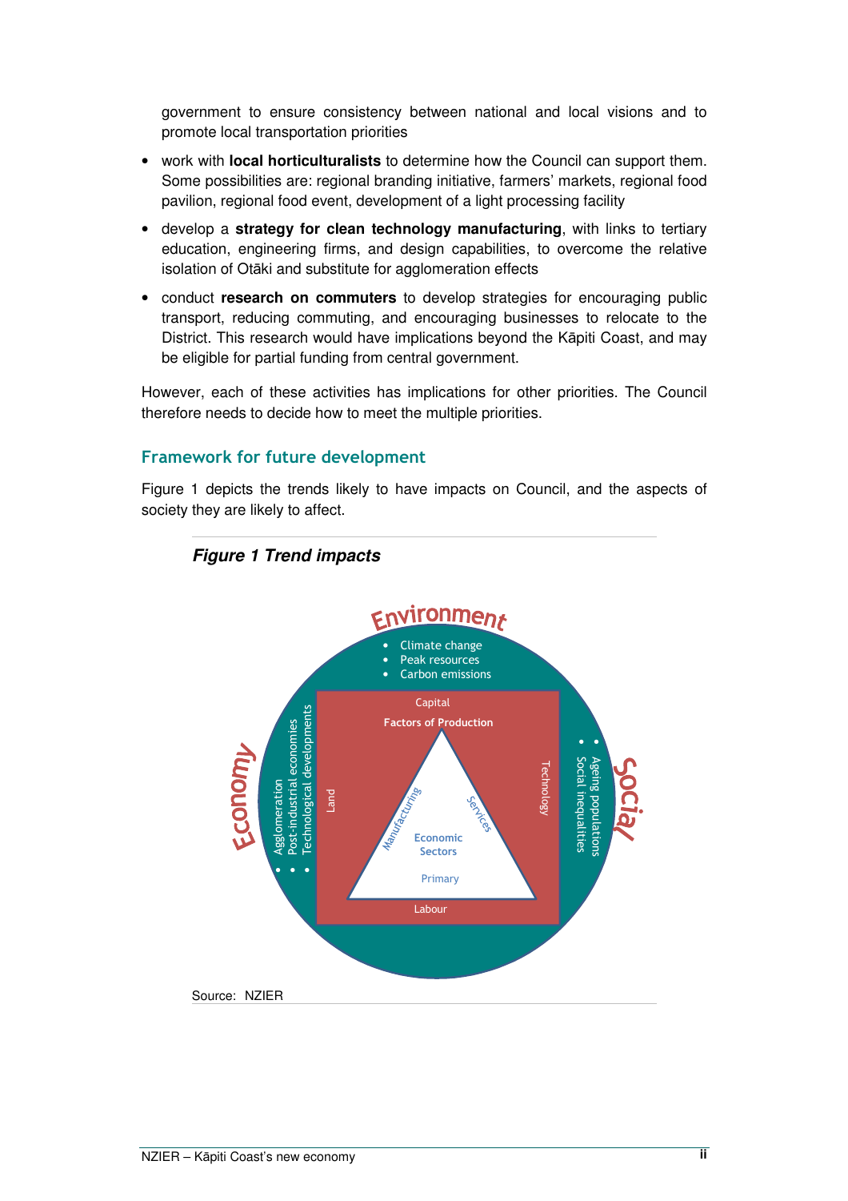government to ensure consistency between national and local visions and to promote local transportation priorities

- work with **local horticulturalists** to determine how the Council can support them. Some possibilities are: regional branding initiative, farmers' markets, regional food pavilion, regional food event, development of a light processing facility
- develop a **strategy for clean technology manufacturing**, with links to tertiary education, engineering firms, and design capabilities, to overcome the relative isolation of Otāki and substitute for agglomeration effects
- conduct **research on commuters** to develop strategies for encouraging public transport, reducing commuting, and encouraging businesses to relocate to the District. This research would have implications beyond the Kāpiti Coast, and may be eligible for partial funding from central government.

However, each of these activities has implications for other priorities. The Council therefore needs to decide how to meet the multiple priorities.

## Framework for future development

Figure 1 depicts the trends likely to have impacts on Council, and the aspects of society they are likely to affect.

***Figure 1 Trend impacts***

Environment
- Climate change
- Peak resources
- Carbon emissions

Economy
- Agglomeration
- Post-industrial economies
- Technological developments

Social
- Ageing populations
- Social inequalities

Factors of Production: Capital, Land, Technology, Labour

Economic Sectors: Manufacturing, Services, Primary

Source: NZIER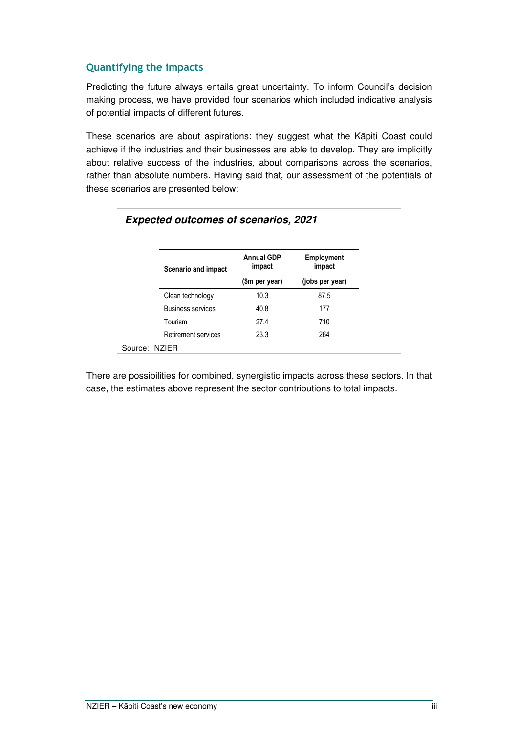## Quantifying the impacts

Predicting the future always entails great uncertainty. To inform Council's decision making process, we have provided four scenarios which included indicative analysis of potential impacts of different futures.

These scenarios are about aspirations: they suggest what the Kāpiti Coast could achieve if the industries and their businesses are able to develop. They are implicitly about relative success of the industries, about comparisons across the scenarios, rather than absolute numbers. Having said that, our assessment of the potentials of these scenarios are presented below:

***Expected outcomes of scenarios, 2021***

| Scenario and impact | Annual GDP impact | Employment impact |
|---|---|---|
| | ($m per year) | (jobs per year) |
| Clean technology | 10.3 | 87.5 |
| Business services | 40.8 | 177 |
| Tourism | 27.4 | 710 |
| Retirement services | 23.3 | 264 |

Source: NZIER

There are possibilities for combined, synergistic impacts across these sectors. In that case, the estimates above represent the sector contributions to total impacts.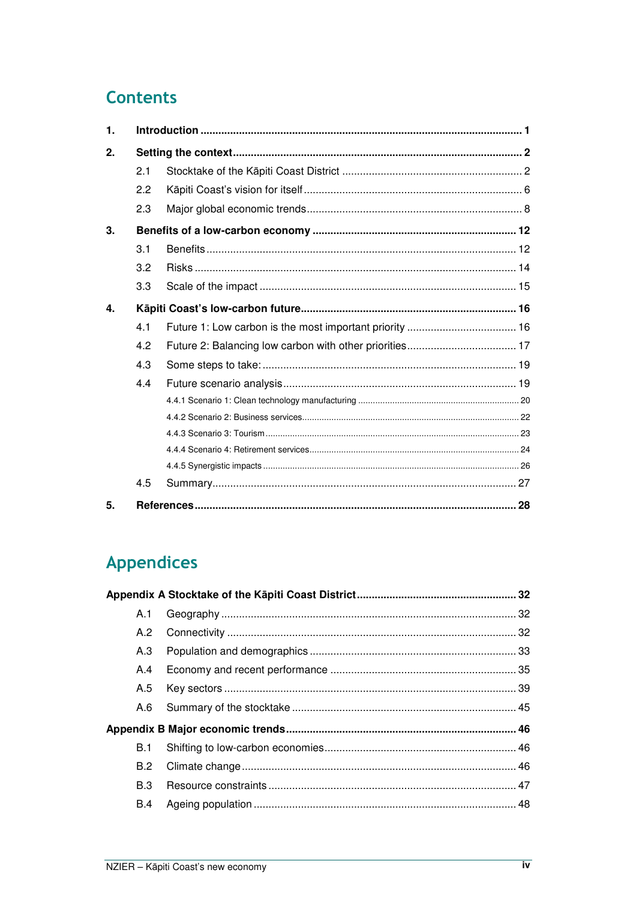# Contents

1. **Introduction** ..... 1
2. **Setting the context** ..... 2
   - 2.1 Stocktake of the Kāpiti Coast District ..... 2
   - 2.2 Kāpiti Coast's vision for itself ..... 6
   - 2.3 Major global economic trends ..... 8
3. **Benefits of a low-carbon economy** ..... 12
   - 3.1 Benefits ..... 12
   - 3.2 Risks ..... 14
   - 3.3 Scale of the impact ..... 15
4. **Kāpiti Coast's low-carbon future** ..... 16
   - 4.1 Future 1: Low carbon is the most important priority ..... 16
   - 4.2 Future 2: Balancing low carbon with other priorities ..... 17
   - 4.3 Some steps to take: ..... 19
   - 4.4 Future scenario analysis ..... 19
     - 4.4.1 Scenario 1: Clean technology manufacturing ..... 20
     - 4.4.2 Scenario 2: Business services ..... 22
     - 4.4.3 Scenario 3: Tourism ..... 23
     - 4.4.4 Scenario 4: Retirement services ..... 24
     - 4.4.5 Synergistic impacts ..... 26
   - 4.5 Summary ..... 27
5. **References** ..... 28

# Appendices

**Appendix A Stocktake of the Kāpiti Coast District** ..... 32
   - A.1 Geography ..... 32
   - A.2 Connectivity ..... 32
   - A.3 Population and demographics ..... 33
   - A.4 Economy and recent performance ..... 35
   - A.5 Key sectors ..... 39
   - A.6 Summary of the stocktake ..... 45

**Appendix B Major economic trends** ..... 46
   - B.1 Shifting to low-carbon economies ..... 46
   - B.2 Climate change ..... 46
   - B.3 Resource constraints ..... 47
   - B.4 Ageing population ..... 48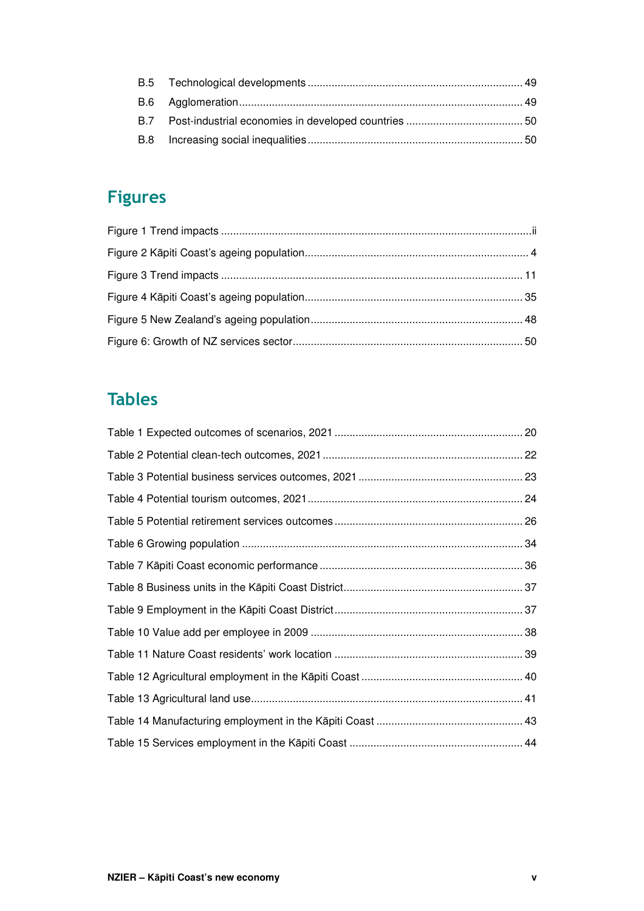B.5 Technological developments ........................................................................ 49

B.6 Agglomeration.............................................................................................. 49

B.7 Post-industrial economies in developed countries ....................................... 50

B.8 Increasing social inequalities ....................................................................... 50

## Figures

Figure 1 Trend impacts ........................................................................................ii

Figure 2 Kāpiti Coast's ageing population........................................................... 4

Figure 3 Trend impacts ..................................................................................... 11

Figure 4 Kāpiti Coast's ageing population......................................................... 35

Figure 5 New Zealand's ageing population ....................................................... 48

Figure 6: Growth of NZ services sector............................................................. 50

## Tables

Table 1 Expected outcomes of scenarios, 2021 ............................................... 20

Table 2 Potential clean-tech outcomes, 2021 .................................................... 22

Table 3 Potential business services outcomes, 2021 ....................................... 23

Table 4 Potential tourism outcomes, 2021 ........................................................ 24

Table 5 Potential retirement services outcomes ............................................... 26

Table 6 Growing population .............................................................................. 34

Table 7 Kāpiti Coast economic performance .................................................... 36

Table 8 Business units in the Kāpiti Coast District............................................ 37

Table 9 Employment in the Kāpiti Coast District ............................................... 37

Table 10 Value add per employee in 2009 ....................................................... 38

Table 11 Nature Coast residents' work location ............................................... 39

Table 12 Agricultural employment in the Kāpiti Coast ...................................... 40

Table 13 Agricultural land use........................................................................... 41

Table 14 Manufacturing employment in the Kāpiti Coast .................................. 43

Table 15 Services employment in the Kāpiti Coast .......................................... 44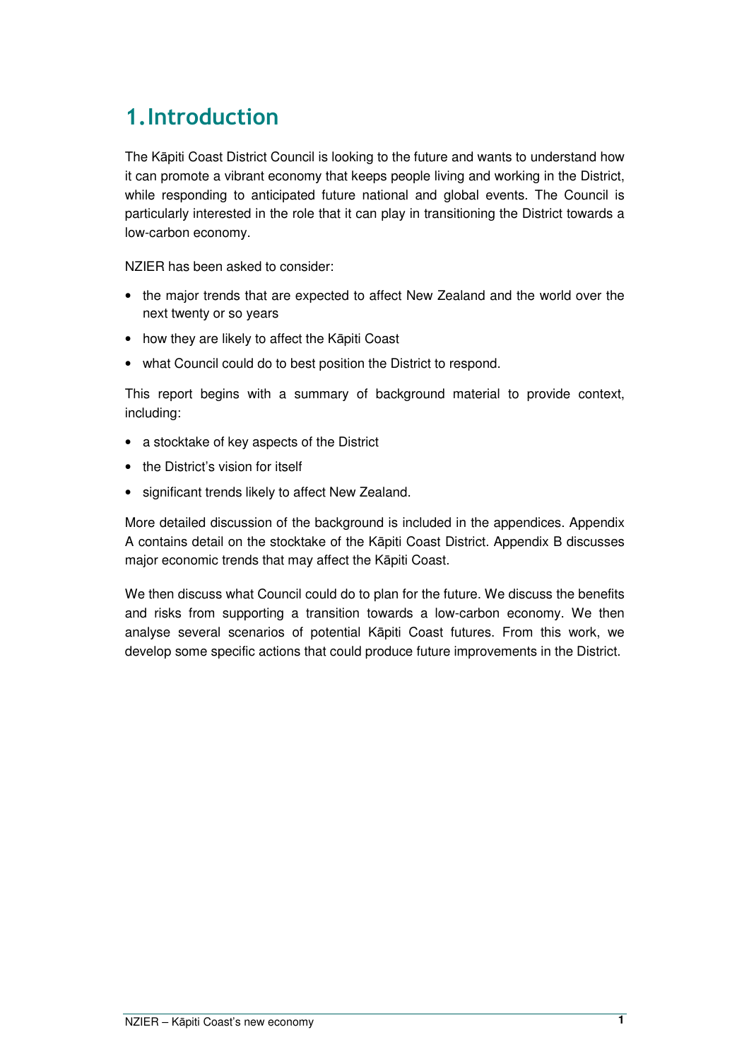# 1. Introduction

The Kāpiti Coast District Council is looking to the future and wants to understand how it can promote a vibrant economy that keeps people living and working in the District, while responding to anticipated future national and global events. The Council is particularly interested in the role that it can play in transitioning the District towards a low-carbon economy.

NZIER has been asked to consider:

- the major trends that are expected to affect New Zealand and the world over the next twenty or so years
- how they are likely to affect the Kāpiti Coast
- what Council could do to best position the District to respond.

This report begins with a summary of background material to provide context, including:

- a stocktake of key aspects of the District
- the District's vision for itself
- significant trends likely to affect New Zealand.

More detailed discussion of the background is included in the appendices. Appendix A contains detail on the stocktake of the Kāpiti Coast District. Appendix B discusses major economic trends that may affect the Kāpiti Coast.

We then discuss what Council could do to plan for the future. We discuss the benefits and risks from supporting a transition towards a low-carbon economy. We then analyse several scenarios of potential Kāpiti Coast futures. From this work, we develop some specific actions that could produce future improvements in the District.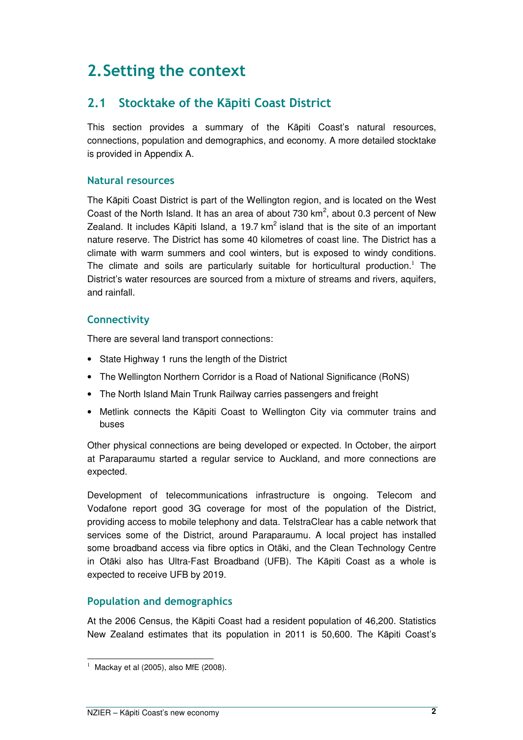# 2. Setting the context

## 2.1 Stocktake of the Kāpiti Coast District

This section provides a summary of the Kāpiti Coast's natural resources, connections, population and demographics, and economy. A more detailed stocktake is provided in Appendix A.

### Natural resources

The Kāpiti Coast District is part of the Wellington region, and is located on the West Coast of the North Island. It has an area of about 730 $km^2$, about 0.3 percent of New Zealand. It includes Kāpiti Island, a 19.7 $km^2$ island that is the site of an important nature reserve. The District has some 40 kilometres of coast line. The District has a climate with warm summers and cool winters, but is exposed to windy conditions. The climate and soils are particularly suitable for horticultural production.[1] The District's water resources are sourced from a mixture of streams and rivers, aquifers, and rainfall.

### Connectivity

There are several land transport connections:

- State Highway 1 runs the length of the District
- The Wellington Northern Corridor is a Road of National Significance (RoNS)
- The North Island Main Trunk Railway carries passengers and freight
- Metlink connects the Kāpiti Coast to Wellington City via commuter trains and buses

Other physical connections are being developed or expected. In October, the airport at Paraparaumu started a regular service to Auckland, and more connections are expected.

Development of telecommunications infrastructure is ongoing. Telecom and Vodafone report good 3G coverage for most of the population of the District, providing access to mobile telephony and data. TelstraClear has a cable network that services some of the District, around Paraparaumu. A local project has installed some broadband access via fibre optics in Otāki, and the Clean Technology Centre in Otāki also has Ultra-Fast Broadband (UFB). The Kāpiti Coast as a whole is expected to receive UFB by 2019.

### Population and demographics

At the 2006 Census, the Kāpiti Coast had a resident population of 46,200. Statistics New Zealand estimates that its population in 2011 is 50,600. The Kāpiti Coast's

[1] Mackay et al (2005), also MfE (2008).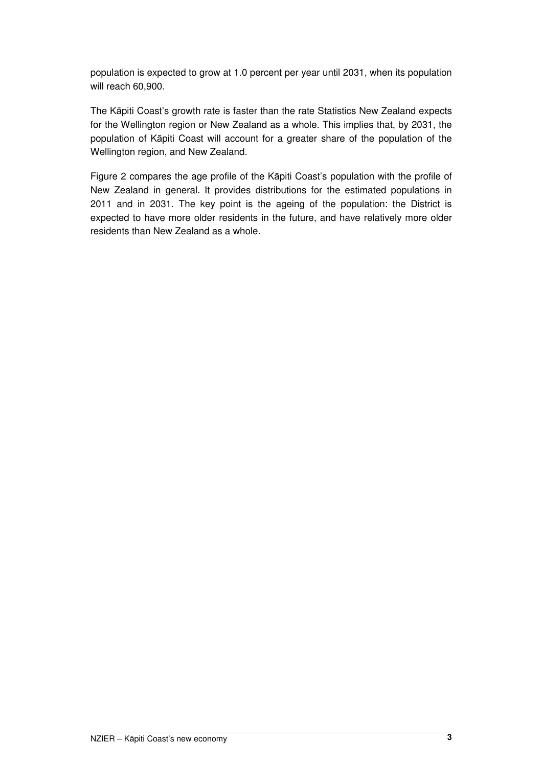population is expected to grow at 1.0 percent per year until 2031, when its population will reach 60,900.

The Kāpiti Coast's growth rate is faster than the rate Statistics New Zealand expects for the Wellington region or New Zealand as a whole. This implies that, by 2031, the population of Kāpiti Coast will account for a greater share of the population of the Wellington region, and New Zealand.

Figure 2 compares the age profile of the Kāpiti Coast's population with the profile of New Zealand in general. It provides distributions for the estimated populations in 2011 and in 2031. The key point is the ageing of the population: the District is expected to have more older residents in the future, and have relatively more older residents than New Zealand as a whole.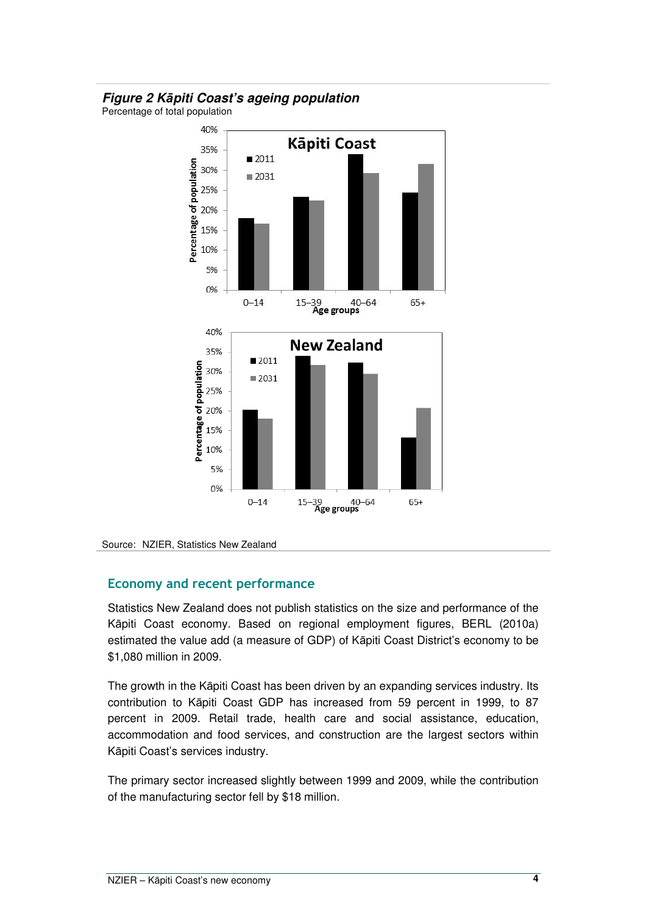***Figure 2 Kāpiti Coast's ageing population***

Percentage of total population

Source: NZIER, Statistics New Zealand

## Economy and recent performance

Statistics New Zealand does not publish statistics on the size and performance of the Kāpiti Coast economy. Based on regional employment figures, BERL (2010a) estimated the value add (a measure of GDP) of Kāpiti Coast District's economy to be $1,080 million in 2009.

The growth in the Kāpiti Coast has been driven by an expanding services industry. Its contribution to Kāpiti Coast GDP has increased from 59 percent in 1999, to 87 percent in 2009. Retail trade, health care and social assistance, education, accommodation and food services, and construction are the largest sectors within Kāpiti Coast's services industry.

The primary sector increased slightly between 1999 and 2009, while the contribution of the manufacturing sector fell by $18 million.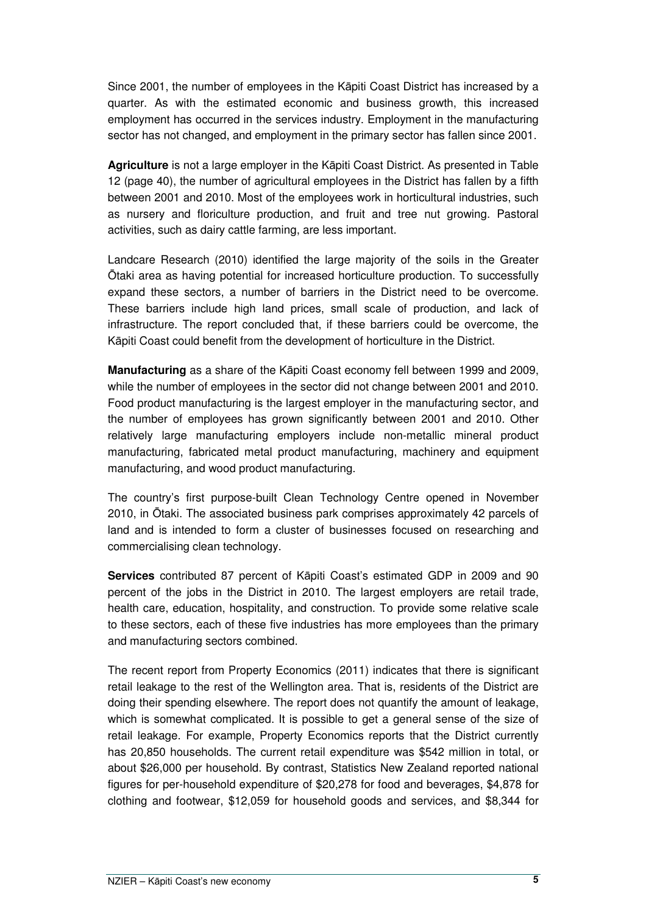Since 2001, the number of employees in the Kāpiti Coast District has increased by a quarter. As with the estimated economic and business growth, this increased employment has occurred in the services industry. Employment in the manufacturing sector has not changed, and employment in the primary sector has fallen since 2001.

**Agriculture** is not a large employer in the Kāpiti Coast District. As presented in Table 12 (page 40), the number of agricultural employees in the District has fallen by a fifth between 2001 and 2010. Most of the employees work in horticultural industries, such as nursery and floriculture production, and fruit and tree nut growing. Pastoral activities, such as dairy cattle farming, are less important.

Landcare Research (2010) identified the large majority of the soils in the Greater Ōtaki area as having potential for increased horticulture production. To successfully expand these sectors, a number of barriers in the District need to be overcome. These barriers include high land prices, small scale of production, and lack of infrastructure. The report concluded that, if these barriers could be overcome, the Kāpiti Coast could benefit from the development of horticulture in the District.

**Manufacturing** as a share of the Kāpiti Coast economy fell between 1999 and 2009, while the number of employees in the sector did not change between 2001 and 2010. Food product manufacturing is the largest employer in the manufacturing sector, and the number of employees has grown significantly between 2001 and 2010. Other relatively large manufacturing employers include non-metallic mineral product manufacturing, fabricated metal product manufacturing, machinery and equipment manufacturing, and wood product manufacturing.

The country's first purpose-built Clean Technology Centre opened in November 2010, in Ōtaki. The associated business park comprises approximately 42 parcels of land and is intended to form a cluster of businesses focused on researching and commercialising clean technology.

**Services** contributed 87 percent of Kāpiti Coast's estimated GDP in 2009 and 90 percent of the jobs in the District in 2010. The largest employers are retail trade, health care, education, hospitality, and construction. To provide some relative scale to these sectors, each of these five industries has more employees than the primary and manufacturing sectors combined.

The recent report from Property Economics (2011) indicates that there is significant retail leakage to the rest of the Wellington area. That is, residents of the District are doing their spending elsewhere. The report does not quantify the amount of leakage, which is somewhat complicated. It is possible to get a general sense of the size of retail leakage. For example, Property Economics reports that the District currently has 20,850 households. The current retail expenditure was $542 million in total, or about $26,000 per household. By contrast, Statistics New Zealand reported national figures for per-household expenditure of $20,278 for food and beverages, $4,878 for clothing and footwear, $12,059 for household goods and services, and $8,344 for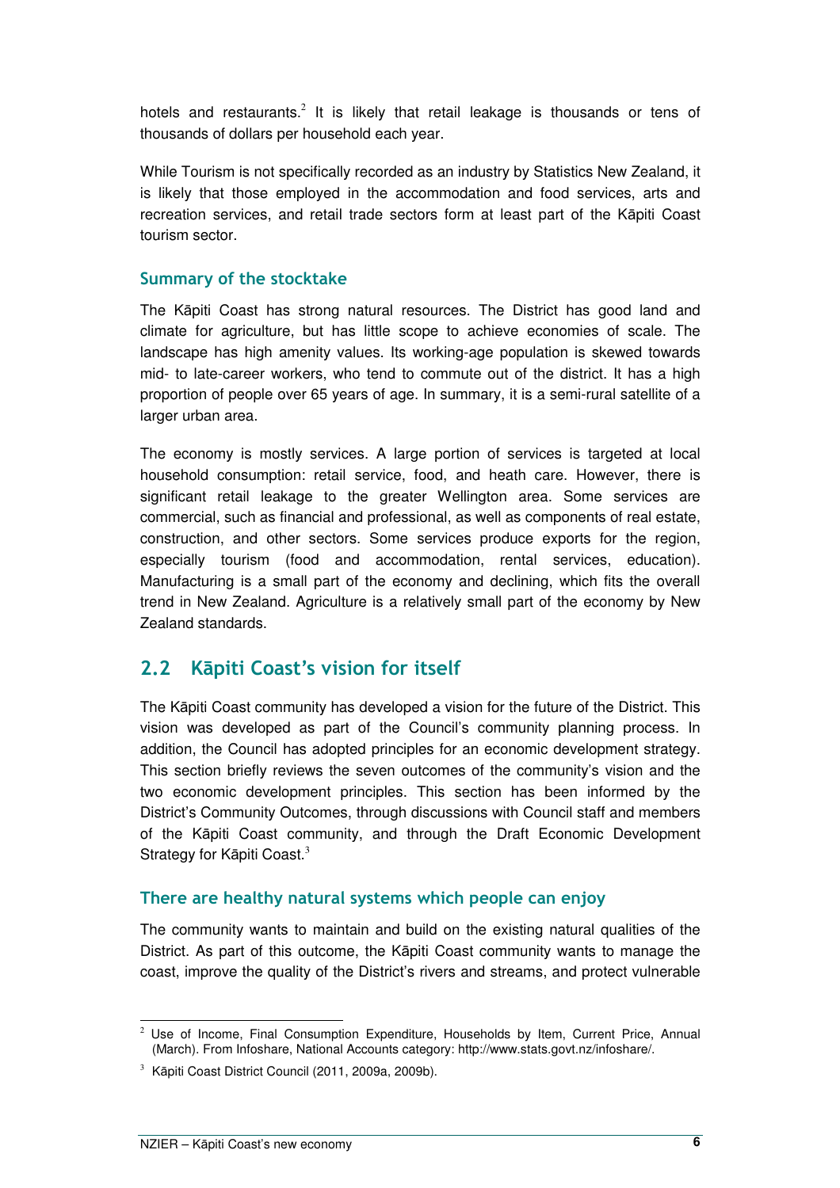hotels and restaurants.[2] It is likely that retail leakage is thousands or tens of thousands of dollars per household each year.

While Tourism is not specifically recorded as an industry by Statistics New Zealand, it is likely that those employed in the accommodation and food services, arts and recreation services, and retail trade sectors form at least part of the Kāpiti Coast tourism sector.

### Summary of the stocktake

The Kāpiti Coast has strong natural resources. The District has good land and climate for agriculture, but has little scope to achieve economies of scale. The landscape has high amenity values. Its working-age population is skewed towards mid- to late-career workers, who tend to commute out of the district. It has a high proportion of people over 65 years of age. In summary, it is a semi-rural satellite of a larger urban area.

The economy is mostly services. A large portion of services is targeted at local household consumption: retail service, food, and heath care. However, there is significant retail leakage to the greater Wellington area. Some services are commercial, such as financial and professional, as well as components of real estate, construction, and other sectors. Some services produce exports for the region, especially tourism (food and accommodation, rental services, education). Manufacturing is a small part of the economy and declining, which fits the overall trend in New Zealand. Agriculture is a relatively small part of the economy by New Zealand standards.

## 2.2 Kāpiti Coast's vision for itself

The Kāpiti Coast community has developed a vision for the future of the District. This vision was developed as part of the Council's community planning process. In addition, the Council has adopted principles for an economic development strategy. This section briefly reviews the seven outcomes of the community's vision and the two economic development principles. This section has been informed by the District's Community Outcomes, through discussions with Council staff and members of the Kāpiti Coast community, and through the Draft Economic Development Strategy for Kāpiti Coast.[3]

### There are healthy natural systems which people can enjoy

The community wants to maintain and build on the existing natural qualities of the District. As part of this outcome, the Kāpiti Coast community wants to manage the coast, improve the quality of the District's rivers and streams, and protect vulnerable

---

[2] Use of Income, Final Consumption Expenditure, Households by Item, Current Price, Annual (March). From Infoshare, National Accounts category: http://www.stats.govt.nz/infoshare/.

[3] Kāpiti Coast District Council (2011, 2009a, 2009b).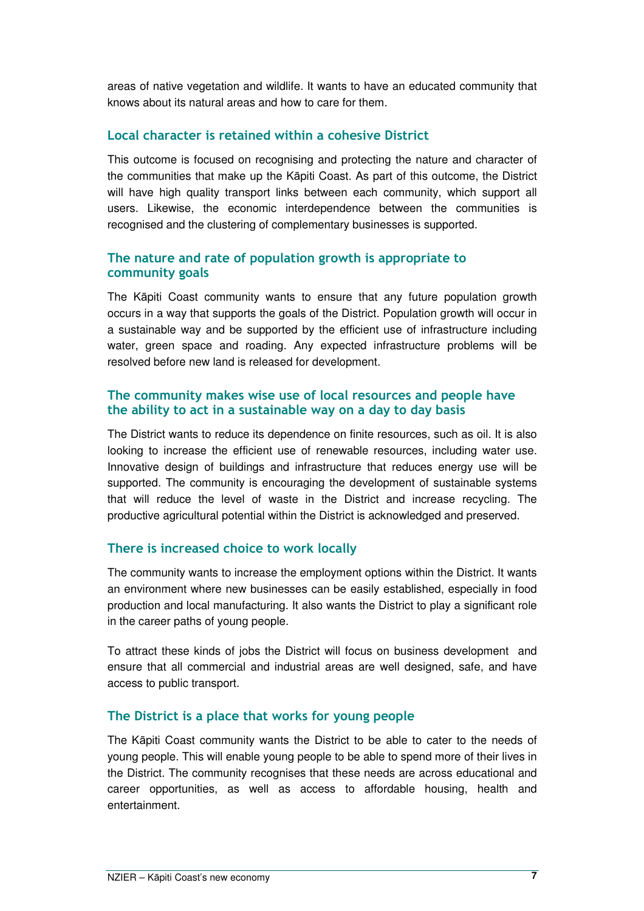areas of native vegetation and wildlife. It wants to have an educated community that knows about its natural areas and how to care for them.

### Local character is retained within a cohesive District

This outcome is focused on recognising and protecting the nature and character of the communities that make up the Kāpiti Coast. As part of this outcome, the District will have high quality transport links between each community, which support all users. Likewise, the economic interdependence between the communities is recognised and the clustering of complementary businesses is supported.

### The nature and rate of population growth is appropriate to community goals

The Kāpiti Coast community wants to ensure that any future population growth occurs in a way that supports the goals of the District. Population growth will occur in a sustainable way and be supported by the efficient use of infrastructure including water, green space and roading. Any expected infrastructure problems will be resolved before new land is released for development.

### The community makes wise use of local resources and people have the ability to act in a sustainable way on a day to day basis

The District wants to reduce its dependence on finite resources, such as oil. It is also looking to increase the efficient use of renewable resources, including water use. Innovative design of buildings and infrastructure that reduces energy use will be supported. The community is encouraging the development of sustainable systems that will reduce the level of waste in the District and increase recycling. The productive agricultural potential within the District is acknowledged and preserved.

### There is increased choice to work locally

The community wants to increase the employment options within the District. It wants an environment where new businesses can be easily established, especially in food production and local manufacturing. It also wants the District to play a significant role in the career paths of young people.

To attract these kinds of jobs the District will focus on business development and ensure that all commercial and industrial areas are well designed, safe, and have access to public transport.

### The District is a place that works for young people

The Kāpiti Coast community wants the District to be able to cater to the needs of young people. This will enable young people to be able to spend more of their lives in the District. The community recognises that these needs are across educational and career opportunities, as well as access to affordable housing, health and entertainment.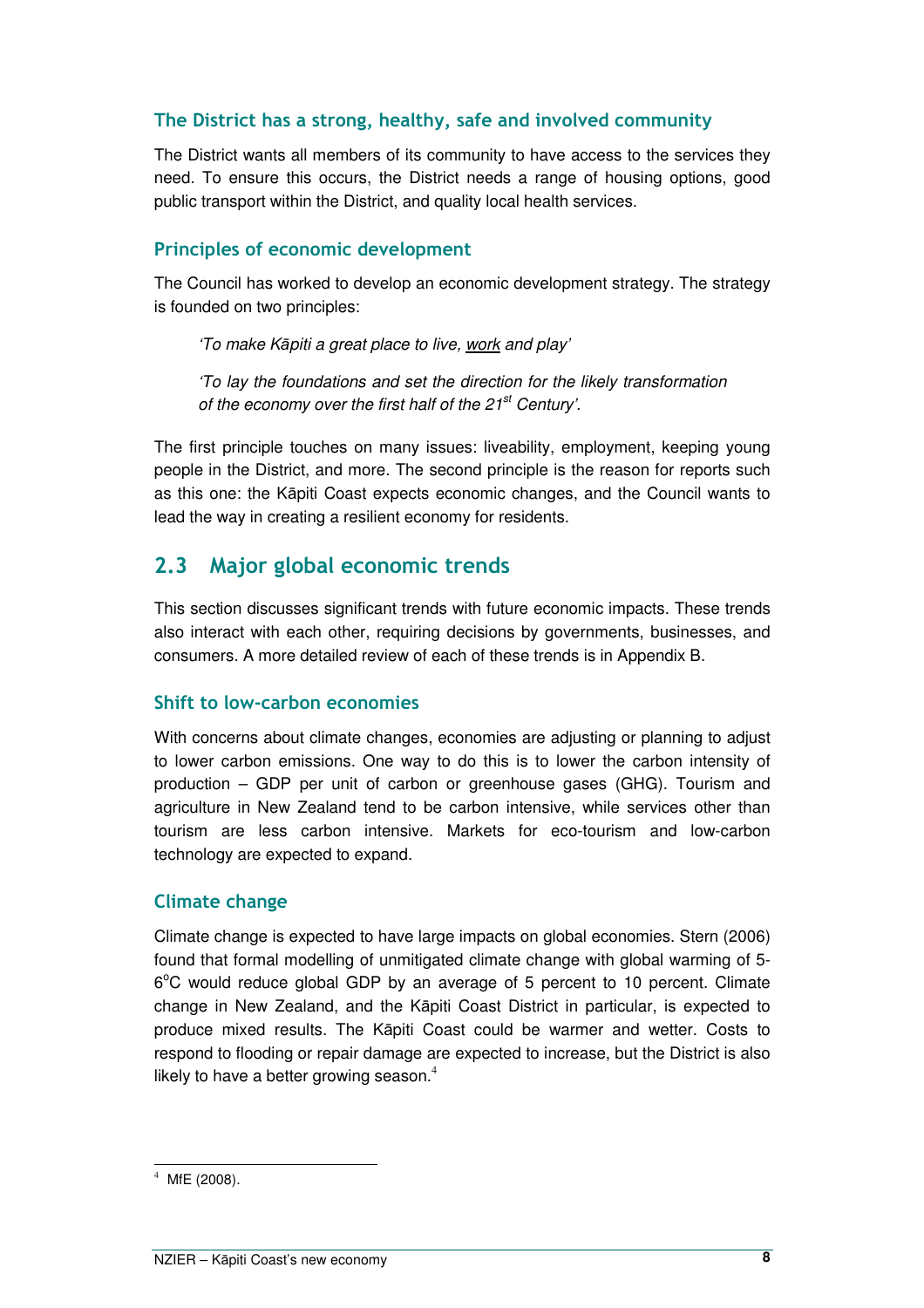### The District has a strong, healthy, safe and involved community

The District wants all members of its community to have access to the services they need. To ensure this occurs, the District needs a range of housing options, good public transport within the District, and quality local health services.

### Principles of economic development

The Council has worked to develop an economic development strategy. The strategy is founded on two principles:

> *'To make Kāpiti a great place to live, <u>work</u> and play'*
>
> *'To lay the foundations and set the direction for the likely transformation of the economy over the first half of the 21st Century'.*

The first principle touches on many issues: liveability, employment, keeping young people in the District, and more. The second principle is the reason for reports such as this one: the Kāpiti Coast expects economic changes, and the Council wants to lead the way in creating a resilient economy for residents.

## 2.3 Major global economic trends

This section discusses significant trends with future economic impacts. These trends also interact with each other, requiring decisions by governments, businesses, and consumers. A more detailed review of each of these trends is in Appendix B.

### Shift to low-carbon economies

With concerns about climate changes, economies are adjusting or planning to adjust to lower carbon emissions. One way to do this is to lower the carbon intensity of production – GDP per unit of carbon or greenhouse gases (GHG). Tourism and agriculture in New Zealand tend to be carbon intensive, while services other than tourism are less carbon intensive. Markets for eco-tourism and low-carbon technology are expected to expand.

### Climate change

Climate change is expected to have large impacts on global economies. Stern (2006) found that formal modelling of unmitigated climate change with global warming of 5-6°C would reduce global GDP by an average of 5 percent to 10 percent. Climate change in New Zealand, and the Kāpiti Coast District in particular, is expected to produce mixed results. The Kāpiti Coast could be warmer and wetter. Costs to respond to flooding or repair damage are expected to increase, but the District is also likely to have a better growing season.[4]

[4] MfE (2008).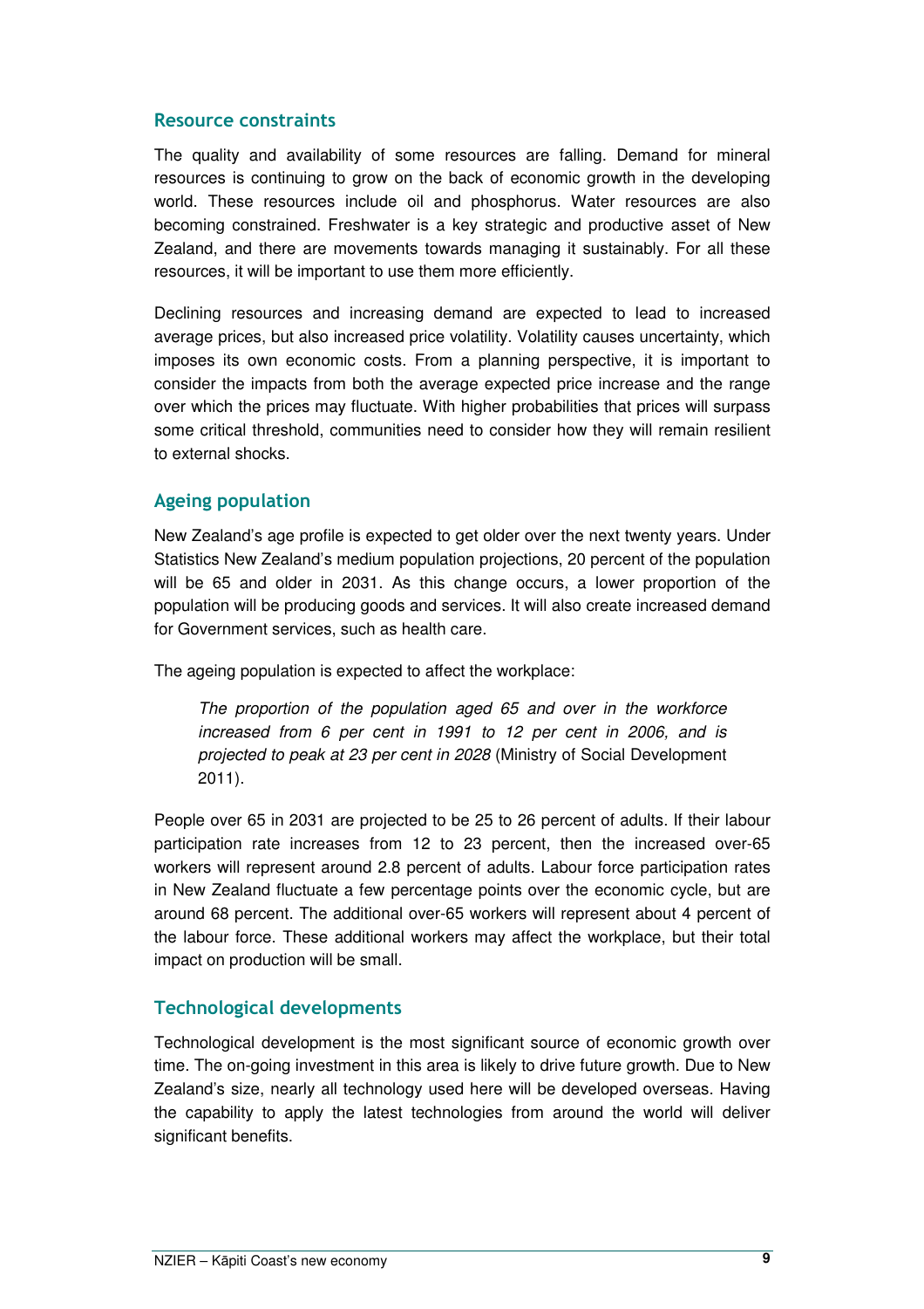## Resource constraints

The quality and availability of some resources are falling. Demand for mineral resources is continuing to grow on the back of economic growth in the developing world. These resources include oil and phosphorus. Water resources are also becoming constrained. Freshwater is a key strategic and productive asset of New Zealand, and there are movements towards managing it sustainably. For all these resources, it will be important to use them more efficiently.

Declining resources and increasing demand are expected to lead to increased average prices, but also increased price volatility. Volatility causes uncertainty, which imposes its own economic costs. From a planning perspective, it is important to consider the impacts from both the average expected price increase and the range over which the prices may fluctuate. With higher probabilities that prices will surpass some critical threshold, communities need to consider how they will remain resilient to external shocks.

## Ageing population

New Zealand's age profile is expected to get older over the next twenty years. Under Statistics New Zealand's medium population projections, 20 percent of the population will be 65 and older in 2031. As this change occurs, a lower proportion of the population will be producing goods and services. It will also create increased demand for Government services, such as health care.

The ageing population is expected to affect the workplace:

> *The proportion of the population aged 65 and over in the workforce increased from 6 per cent in 1991 to 12 per cent in 2006, and is projected to peak at 23 per cent in 2028* (Ministry of Social Development 2011).

People over 65 in 2031 are projected to be 25 to 26 percent of adults. If their labour participation rate increases from 12 to 23 percent, then the increased over-65 workers will represent around 2.8 percent of adults. Labour force participation rates in New Zealand fluctuate a few percentage points over the economic cycle, but are around 68 percent. The additional over-65 workers will represent about 4 percent of the labour force. These additional workers may affect the workplace, but their total impact on production will be small.

## Technological developments

Technological development is the most significant source of economic growth over time. The on-going investment in this area is likely to drive future growth. Due to New Zealand's size, nearly all technology used here will be developed overseas. Having the capability to apply the latest technologies from around the world will deliver significant benefits.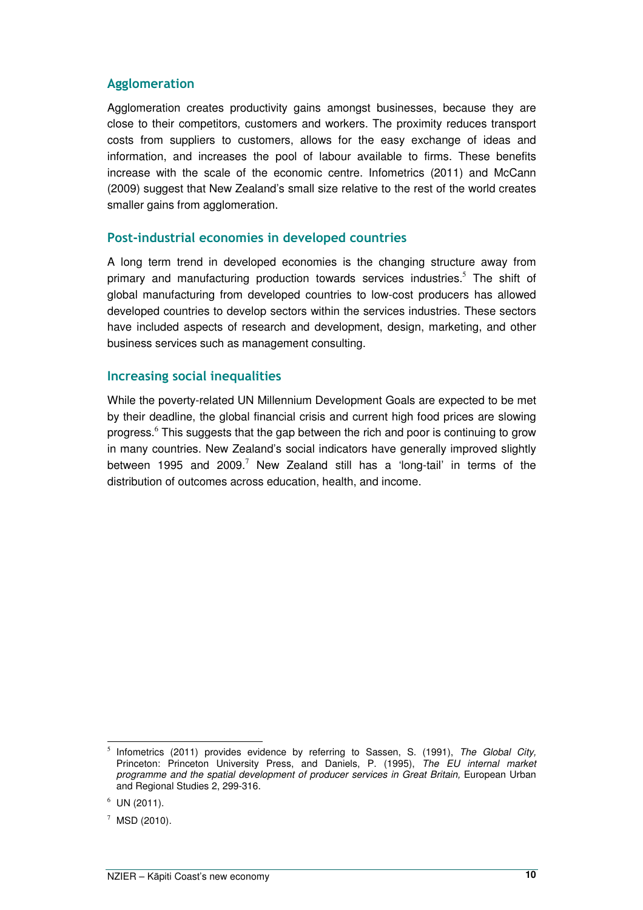## Agglomeration

Agglomeration creates productivity gains amongst businesses, because they are close to their competitors, customers and workers. The proximity reduces transport costs from suppliers to customers, allows for the easy exchange of ideas and information, and increases the pool of labour available to firms. These benefits increase with the scale of the economic centre. Infometrics (2011) and McCann (2009) suggest that New Zealand's small size relative to the rest of the world creates smaller gains from agglomeration.

## Post-industrial economies in developed countries

A long term trend in developed economies is the changing structure away from primary and manufacturing production towards services industries.[5] The shift of global manufacturing from developed countries to low-cost producers has allowed developed countries to develop sectors within the services industries. These sectors have included aspects of research and development, design, marketing, and other business services such as management consulting.

## Increasing social inequalities

While the poverty-related UN Millennium Development Goals are expected to be met by their deadline, the global financial crisis and current high food prices are slowing progress.[6] This suggests that the gap between the rich and poor is continuing to grow in many countries. New Zealand's social indicators have generally improved slightly between 1995 and 2009.[7] New Zealand still has a 'long-tail' in terms of the distribution of outcomes across education, health, and income.

---

[5] Infometrics (2011) provides evidence by referring to Sassen, S. (1991), *The Global City,* Princeton: Princeton University Press, and Daniels, P. (1995), *The EU internal market programme and the spatial development of producer services in Great Britain,* European Urban and Regional Studies 2, 299-316.

[6] UN (2011).

[7] MSD (2010).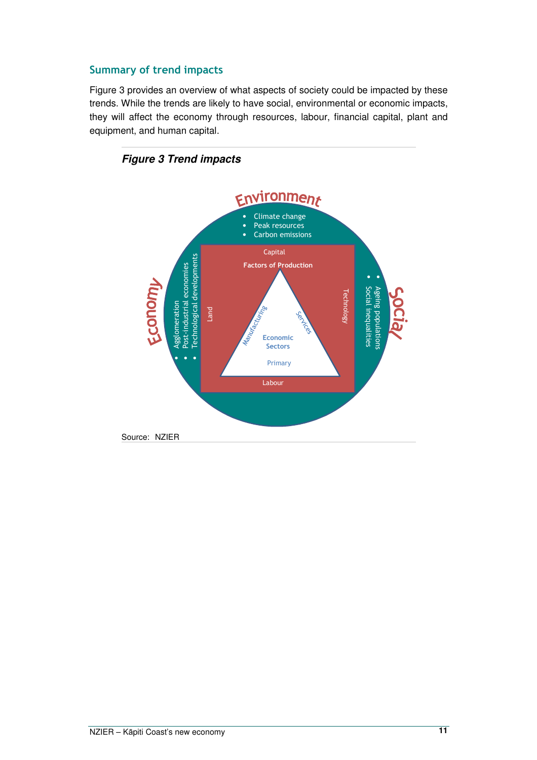## Summary of trend impacts

Figure 3 provides an overview of what aspects of society could be impacted by these trends. While the trends are likely to have social, environmental or economic impacts, they will affect the economy through resources, labour, financial capital, plant and equipment, and human capital.

***Figure 3 Trend impacts***

Environment
- Climate change
- Peak resources
- Carbon emissions

Economy
- Agglomeration
- Post-industrial economies
- Technological developments

Social
- Ageing populations
- Social inequalities

Factors of Production: Capital, Land, Technology, Labour

Economic Sectors: Manufacturing, Services, Primary

Source: NZIER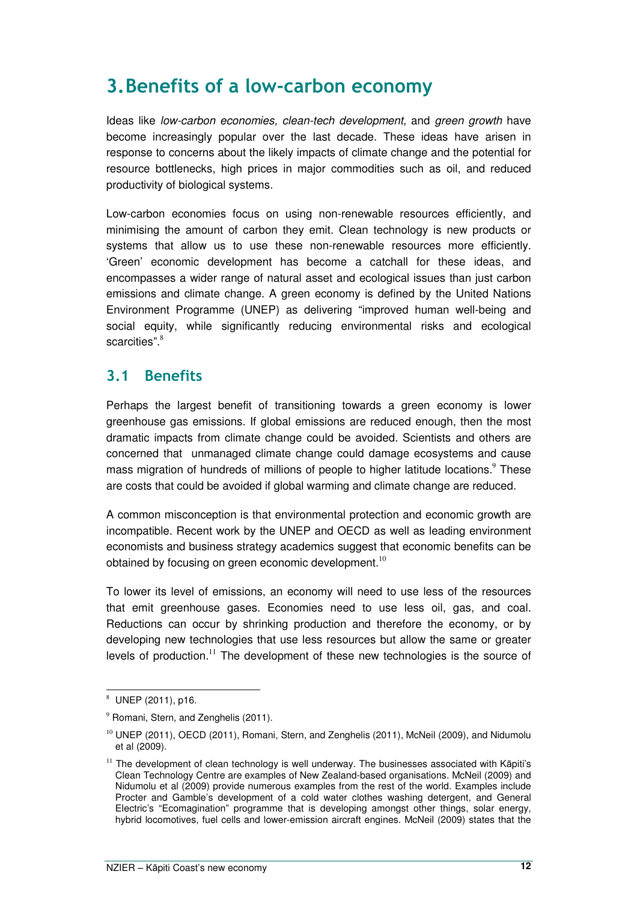# 3. Benefits of a low-carbon economy

Ideas like *low-carbon economies, clean-tech development,* and *green growth* have become increasingly popular over the last decade. These ideas have arisen in response to concerns about the likely impacts of climate change and the potential for resource bottlenecks, high prices in major commodities such as oil, and reduced productivity of biological systems.

Low-carbon economies focus on using non-renewable resources efficiently, and minimising the amount of carbon they emit. Clean technology is new products or systems that allow us to use these non-renewable resources more efficiently. 'Green' economic development has become a catchall for these ideas, and encompasses a wider range of natural asset and ecological issues than just carbon emissions and climate change. A green economy is defined by the United Nations Environment Programme (UNEP) as delivering "improved human well-being and social equity, while significantly reducing environmental risks and ecological scarcities".[8]

## 3.1 Benefits

Perhaps the largest benefit of transitioning towards a green economy is lower greenhouse gas emissions. If global emissions are reduced enough, then the most dramatic impacts from climate change could be avoided. Scientists and others are concerned that unmanaged climate change could damage ecosystems and cause mass migration of hundreds of millions of people to higher latitude locations.[9] These are costs that could be avoided if global warming and climate change are reduced.

A common misconception is that environmental protection and economic growth are incompatible. Recent work by the UNEP and OECD as well as leading environment economists and business strategy academics suggest that economic benefits can be obtained by focusing on green economic development.[10]

To lower its level of emissions, an economy will need to use less of the resources that emit greenhouse gases. Economies need to use less oil, gas, and coal. Reductions can occur by shrinking production and therefore the economy, or by developing new technologies that use less resources but allow the same or greater levels of production.[11] The development of these new technologies is the source of

---

[8] UNEP (2011), p16.

[9] Romani, Stern, and Zenghelis (2011).

[10] UNEP (2011), OECD (2011), Romani, Stern, and Zenghelis (2011), McNeil (2009), and Nidumolu et al (2009).

[11] The development of clean technology is well underway. The businesses associated with Kāpiti's Clean Technology Centre are examples of New Zealand-based organisations. McNeil (2009) and Nidumolu et al (2009) provide numerous examples from the rest of the world. Examples include Procter and Gamble's development of a cold water clothes washing detergent, and General Electric's "Ecomagination" programme that is developing amongst other things, solar energy, hybrid locomotives, fuel cells and lower-emission aircraft engines. McNeil (2009) states that the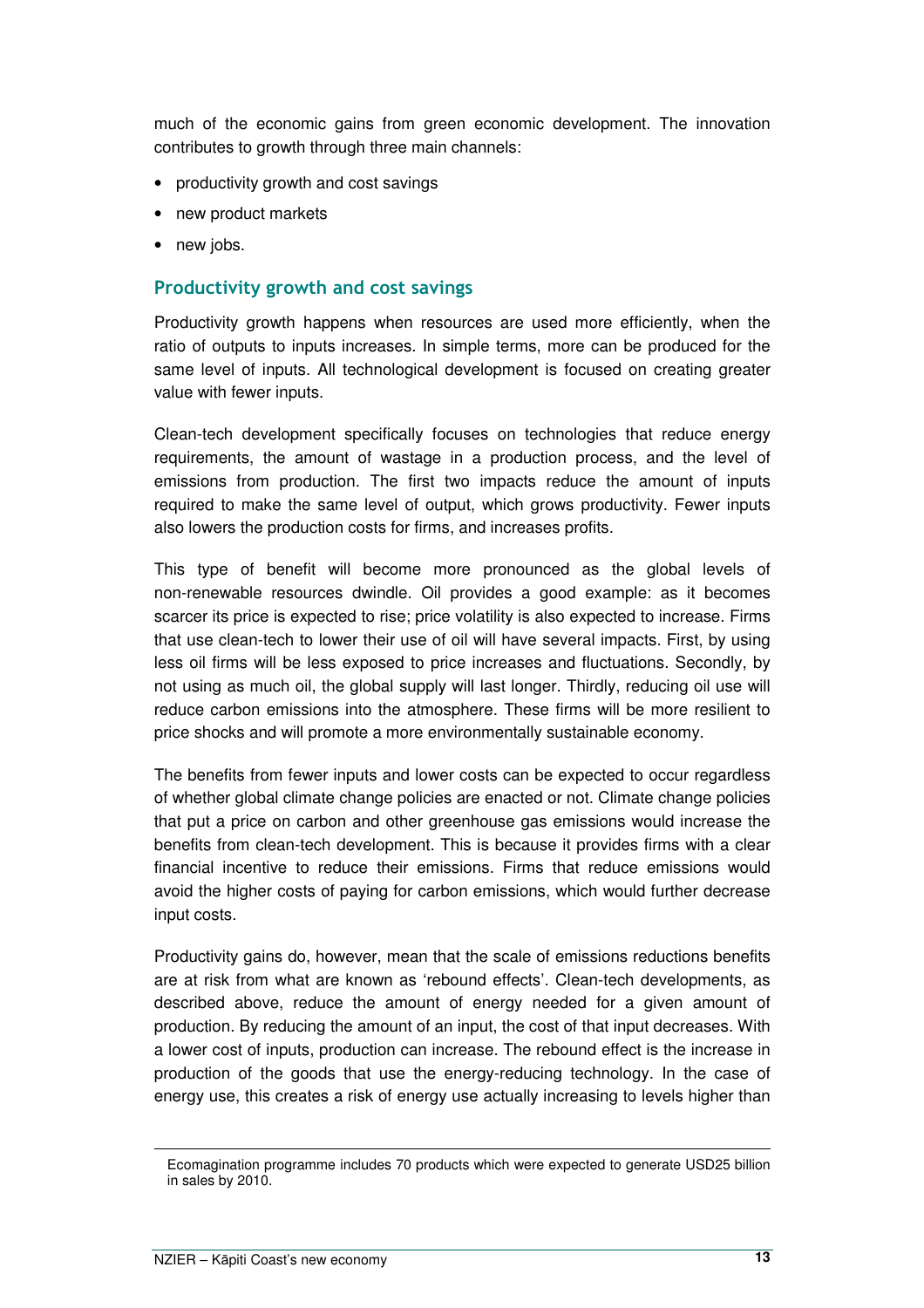much of the economic gains from green economic development. The innovation contributes to growth through three main channels:

- productivity growth and cost savings
- new product markets
- new jobs.

## Productivity growth and cost savings

Productivity growth happens when resources are used more efficiently, when the ratio of outputs to inputs increases. In simple terms, more can be produced for the same level of inputs. All technological development is focused on creating greater value with fewer inputs.

Clean-tech development specifically focuses on technologies that reduce energy requirements, the amount of wastage in a production process, and the level of emissions from production. The first two impacts reduce the amount of inputs required to make the same level of output, which grows productivity. Fewer inputs also lowers the production costs for firms, and increases profits.

This type of benefit will become more pronounced as the global levels of non-renewable resources dwindle. Oil provides a good example: as it becomes scarcer its price is expected to rise; price volatility is also expected to increase. Firms that use clean-tech to lower their use of oil will have several impacts. First, by using less oil firms will be less exposed to price increases and fluctuations. Secondly, by not using as much oil, the global supply will last longer. Thirdly, reducing oil use will reduce carbon emissions into the atmosphere. These firms will be more resilient to price shocks and will promote a more environmentally sustainable economy.

The benefits from fewer inputs and lower costs can be expected to occur regardless of whether global climate change policies are enacted or not. Climate change policies that put a price on carbon and other greenhouse gas emissions would increase the benefits from clean-tech development. This is because it provides firms with a clear financial incentive to reduce their emissions. Firms that reduce emissions would avoid the higher costs of paying for carbon emissions, which would further decrease input costs.

Productivity gains do, however, mean that the scale of emissions reductions benefits are at risk from what are known as 'rebound effects'. Clean-tech developments, as described above, reduce the amount of energy needed for a given amount of production. By reducing the amount of an input, the cost of that input decreases. With a lower cost of inputs, production can increase. The rebound effect is the increase in production of the goods that use the energy-reducing technology. In the case of energy use, this creates a risk of energy use actually increasing to levels higher than

---

Ecomagination programme includes 70 products which were expected to generate USD25 billion in sales by 2010.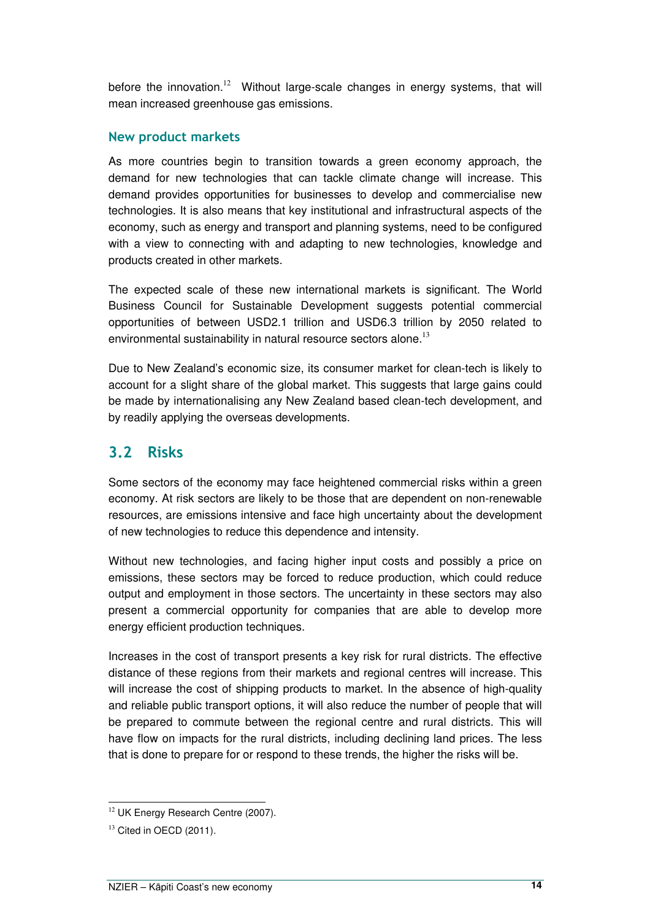before the innovation.[12] Without large-scale changes in energy systems, that will mean increased greenhouse gas emissions.

### New product markets

As more countries begin to transition towards a green economy approach, the demand for new technologies that can tackle climate change will increase. This demand provides opportunities for businesses to develop and commercialise new technologies. It is also means that key institutional and infrastructural aspects of the economy, such as energy and transport and planning systems, need to be configured with a view to connecting with and adapting to new technologies, knowledge and products created in other markets.

The expected scale of these new international markets is significant. The World Business Council for Sustainable Development suggests potential commercial opportunities of between USD2.1 trillion and USD6.3 trillion by 2050 related to environmental sustainability in natural resource sectors alone.[13]

Due to New Zealand's economic size, its consumer market for clean-tech is likely to account for a slight share of the global market. This suggests that large gains could be made by internationalising any New Zealand based clean-tech development, and by readily applying the overseas developments.

## 3.2 Risks

Some sectors of the economy may face heightened commercial risks within a green economy. At risk sectors are likely to be those that are dependent on non-renewable resources, are emissions intensive and face high uncertainty about the development of new technologies to reduce this dependence and intensity.

Without new technologies, and facing higher input costs and possibly a price on emissions, these sectors may be forced to reduce production, which could reduce output and employment in those sectors. The uncertainty in these sectors may also present a commercial opportunity for companies that are able to develop more energy efficient production techniques.

Increases in the cost of transport presents a key risk for rural districts. The effective distance of these regions from their markets and regional centres will increase. This will increase the cost of shipping products to market. In the absence of high-quality and reliable public transport options, it will also reduce the number of people that will be prepared to commute between the regional centre and rural districts. This will have flow on impacts for the rural districts, including declining land prices. The less that is done to prepare for or respond to these trends, the higher the risks will be.

---

[12] UK Energy Research Centre (2007).

[13] Cited in OECD (2011).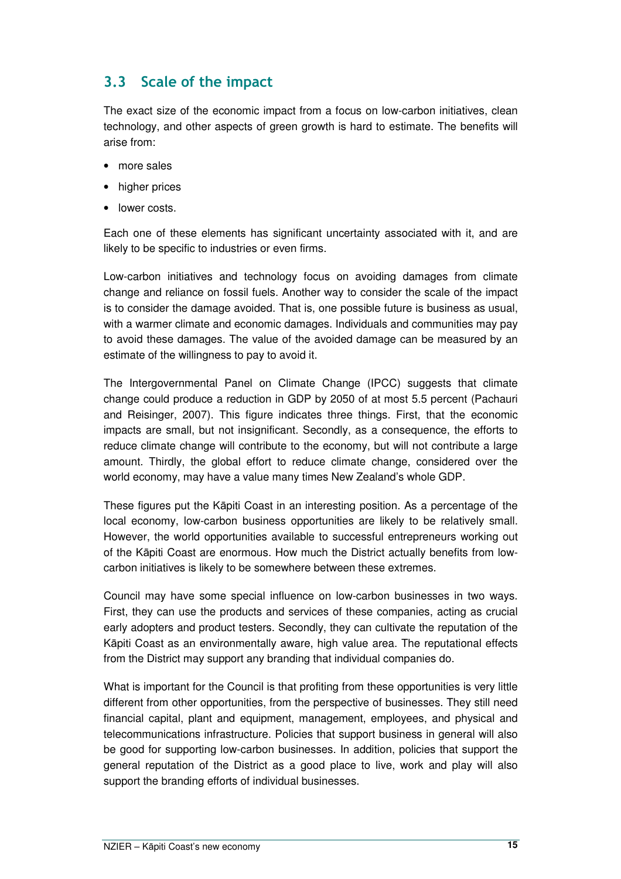## 3.3 Scale of the impact

The exact size of the economic impact from a focus on low-carbon initiatives, clean technology, and other aspects of green growth is hard to estimate. The benefits will arise from:

- more sales
- higher prices
- lower costs.

Each one of these elements has significant uncertainty associated with it, and are likely to be specific to industries or even firms.

Low-carbon initiatives and technology focus on avoiding damages from climate change and reliance on fossil fuels. Another way to consider the scale of the impact is to consider the damage avoided. That is, one possible future is business as usual, with a warmer climate and economic damages. Individuals and communities may pay to avoid these damages. The value of the avoided damage can be measured by an estimate of the willingness to pay to avoid it.

The Intergovernmental Panel on Climate Change (IPCC) suggests that climate change could produce a reduction in GDP by 2050 of at most 5.5 percent (Pachauri and Reisinger, 2007). This figure indicates three things. First, that the economic impacts are small, but not insignificant. Secondly, as a consequence, the efforts to reduce climate change will contribute to the economy, but will not contribute a large amount. Thirdly, the global effort to reduce climate change, considered over the world economy, may have a value many times New Zealand's whole GDP.

These figures put the Kāpiti Coast in an interesting position. As a percentage of the local economy, low-carbon business opportunities are likely to be relatively small. However, the world opportunities available to successful entrepreneurs working out of the Kāpiti Coast are enormous. How much the District actually benefits from low-carbon initiatives is likely to be somewhere between these extremes.

Council may have some special influence on low-carbon businesses in two ways. First, they can use the products and services of these companies, acting as crucial early adopters and product testers. Secondly, they can cultivate the reputation of the Kāpiti Coast as an environmentally aware, high value area. The reputational effects from the District may support any branding that individual companies do.

What is important for the Council is that profiting from these opportunities is very little different from other opportunities, from the perspective of businesses. They still need financial capital, plant and equipment, management, employees, and physical and telecommunications infrastructure. Policies that support business in general will also be good for supporting low-carbon businesses. In addition, policies that support the general reputation of the District as a good place to live, work and play will also support the branding efforts of individual businesses.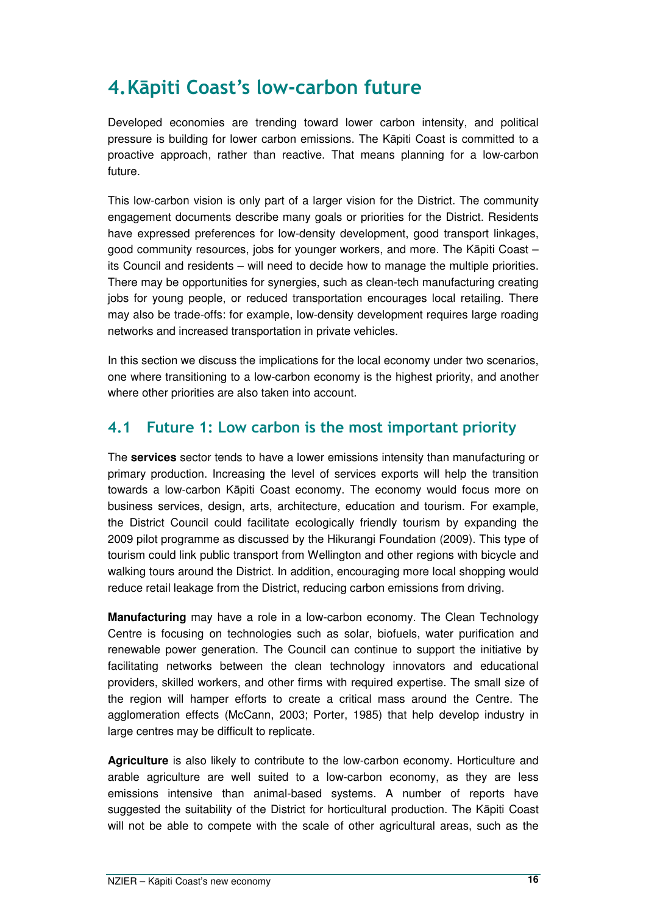# 4. Kāpiti Coast's low-carbon future

Developed economies are trending toward lower carbon intensity, and political pressure is building for lower carbon emissions. The Kāpiti Coast is committed to a proactive approach, rather than reactive. That means planning for a low-carbon future.

This low-carbon vision is only part of a larger vision for the District. The community engagement documents describe many goals or priorities for the District. Residents have expressed preferences for low-density development, good transport linkages, good community resources, jobs for younger workers, and more. The Kāpiti Coast – its Council and residents – will need to decide how to manage the multiple priorities. There may be opportunities for synergies, such as clean-tech manufacturing creating jobs for young people, or reduced transportation encourages local retailing. There may also be trade-offs: for example, low-density development requires large roading networks and increased transportation in private vehicles.

In this section we discuss the implications for the local economy under two scenarios, one where transitioning to a low-carbon economy is the highest priority, and another where other priorities are also taken into account.

## 4.1 Future 1: Low carbon is the most important priority

The **services** sector tends to have a lower emissions intensity than manufacturing or primary production. Increasing the level of services exports will help the transition towards a low-carbon Kāpiti Coast economy. The economy would focus more on business services, design, arts, architecture, education and tourism. For example, the District Council could facilitate ecologically friendly tourism by expanding the 2009 pilot programme as discussed by the Hikurangi Foundation (2009). This type of tourism could link public transport from Wellington and other regions with bicycle and walking tours around the District. In addition, encouraging more local shopping would reduce retail leakage from the District, reducing carbon emissions from driving.

**Manufacturing** may have a role in a low-carbon economy. The Clean Technology Centre is focusing on technologies such as solar, biofuels, water purification and renewable power generation. The Council can continue to support the initiative by facilitating networks between the clean technology innovators and educational providers, skilled workers, and other firms with required expertise. The small size of the region will hamper efforts to create a critical mass around the Centre. The agglomeration effects (McCann, 2003; Porter, 1985) that help develop industry in large centres may be difficult to replicate.

**Agriculture** is also likely to contribute to the low-carbon economy. Horticulture and arable agriculture are well suited to a low-carbon economy, as they are less emissions intensive than animal-based systems. A number of reports have suggested the suitability of the District for horticultural production. The Kāpiti Coast will not be able to compete with the scale of other agricultural areas, such as the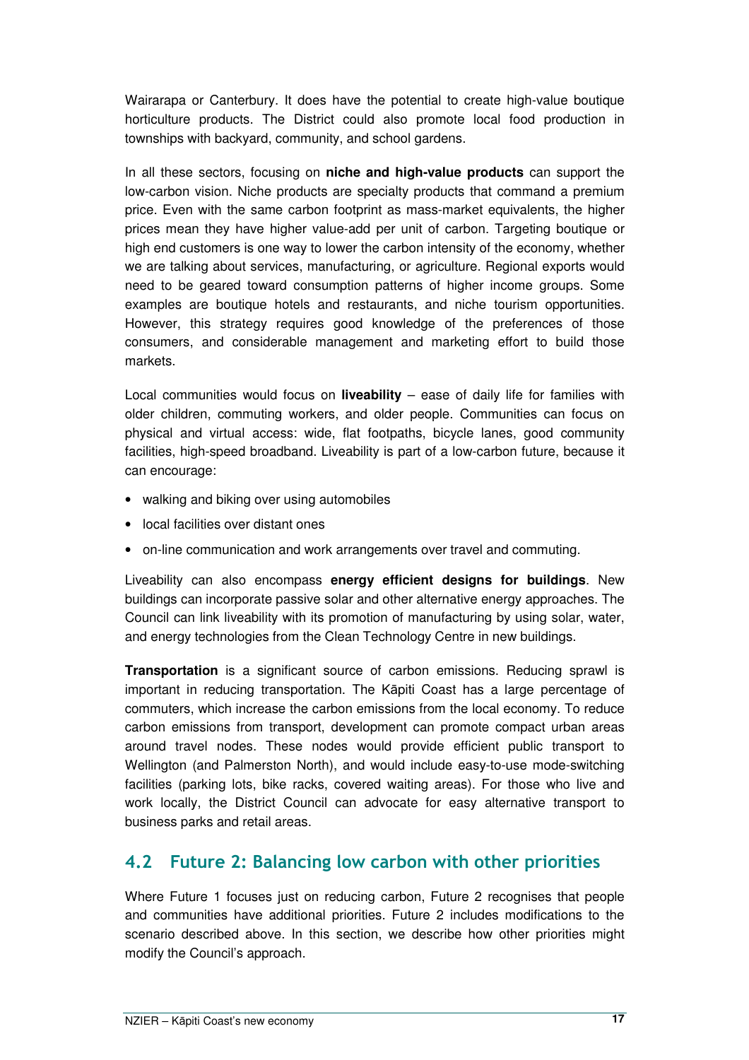Wairarapa or Canterbury. It does have the potential to create high-value boutique horticulture products. The District could also promote local food production in townships with backyard, community, and school gardens.

In all these sectors, focusing on **niche and high-value products** can support the low-carbon vision. Niche products are specialty products that command a premium price. Even with the same carbon footprint as mass-market equivalents, the higher prices mean they have higher value-add per unit of carbon. Targeting boutique or high end customers is one way to lower the carbon intensity of the economy, whether we are talking about services, manufacturing, or agriculture. Regional exports would need to be geared toward consumption patterns of higher income groups. Some examples are boutique hotels and restaurants, and niche tourism opportunities. However, this strategy requires good knowledge of the preferences of those consumers, and considerable management and marketing effort to build those markets.

Local communities would focus on **liveability** – ease of daily life for families with older children, commuting workers, and older people. Communities can focus on physical and virtual access: wide, flat footpaths, bicycle lanes, good community facilities, high-speed broadband. Liveability is part of a low-carbon future, because it can encourage:

- walking and biking over using automobiles
- local facilities over distant ones
- on-line communication and work arrangements over travel and commuting.

Liveability can also encompass **energy efficient designs for buildings**. New buildings can incorporate passive solar and other alternative energy approaches. The Council can link liveability with its promotion of manufacturing by using solar, water, and energy technologies from the Clean Technology Centre in new buildings.

**Transportation** is a significant source of carbon emissions. Reducing sprawl is important in reducing transportation. The Kāpiti Coast has a large percentage of commuters, which increase the carbon emissions from the local economy. To reduce carbon emissions from transport, development can promote compact urban areas around travel nodes. These nodes would provide efficient public transport to Wellington (and Palmerston North), and would include easy-to-use mode-switching facilities (parking lots, bike racks, covered waiting areas). For those who live and work locally, the District Council can advocate for easy alternative transport to business parks and retail areas.

## 4.2 Future 2: Balancing low carbon with other priorities

Where Future 1 focuses just on reducing carbon, Future 2 recognises that people and communities have additional priorities. Future 2 includes modifications to the scenario described above. In this section, we describe how other priorities might modify the Council's approach.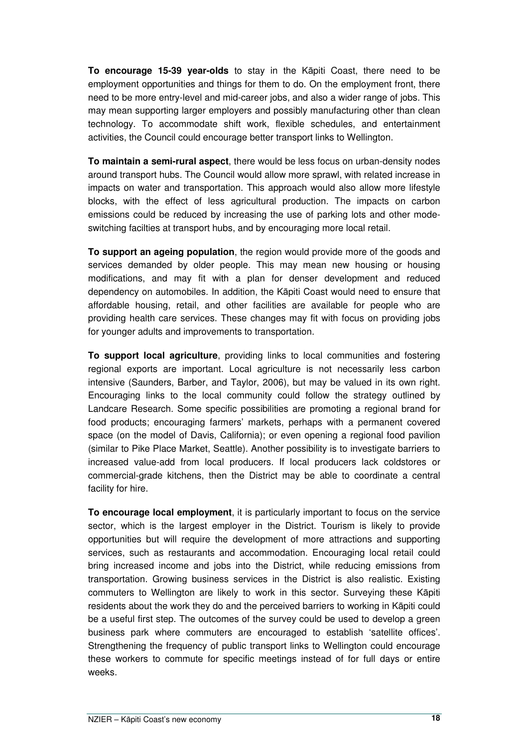**To encourage 15-39 year-olds** to stay in the Kāpiti Coast, there need to be employment opportunities and things for them to do. On the employment front, there need to be more entry-level and mid-career jobs, and also a wider range of jobs. This may mean supporting larger employers and possibly manufacturing other than clean technology. To accommodate shift work, flexible schedules, and entertainment activities, the Council could encourage better transport links to Wellington.

**To maintain a semi-rural aspect**, there would be less focus on urban-density nodes around transport hubs. The Council would allow more sprawl, with related increase in impacts on water and transportation. This approach would also allow more lifestyle blocks, with the effect of less agricultural production. The impacts on carbon emissions could be reduced by increasing the use of parking lots and other mode-switching facilties at transport hubs, and by encouraging more local retail.

**To support an ageing population**, the region would provide more of the goods and services demanded by older people. This may mean new housing or housing modifications, and may fit with a plan for denser development and reduced dependency on automobiles. In addition, the Kāpiti Coast would need to ensure that affordable housing, retail, and other facilities are available for people who are providing health care services. These changes may fit with focus on providing jobs for younger adults and improvements to transportation.

**To support local agriculture**, providing links to local communities and fostering regional exports are important. Local agriculture is not necessarily less carbon intensive (Saunders, Barber, and Taylor, 2006), but may be valued in its own right. Encouraging links to the local community could follow the strategy outlined by Landcare Research. Some specific possibilities are promoting a regional brand for food products; encouraging farmers' markets, perhaps with a permanent covered space (on the model of Davis, California); or even opening a regional food pavilion (similar to Pike Place Market, Seattle). Another possibility is to investigate barriers to increased value-add from local producers. If local producers lack coldstores or commercial-grade kitchens, then the District may be able to coordinate a central facility for hire.

**To encourage local employment**, it is particularly important to focus on the service sector, which is the largest employer in the District. Tourism is likely to provide opportunities but will require the development of more attractions and supporting services, such as restaurants and accommodation. Encouraging local retail could bring increased income and jobs into the District, while reducing emissions from transportation. Growing business services in the District is also realistic. Existing commuters to Wellington are likely to work in this sector. Surveying these Kāpiti residents about the work they do and the perceived barriers to working in Kāpiti could be a useful first step. The outcomes of the survey could be used to develop a green business park where commuters are encouraged to establish 'satellite offices'. Strengthening the frequency of public transport links to Wellington could encourage these workers to commute for specific meetings instead of for full days or entire weeks.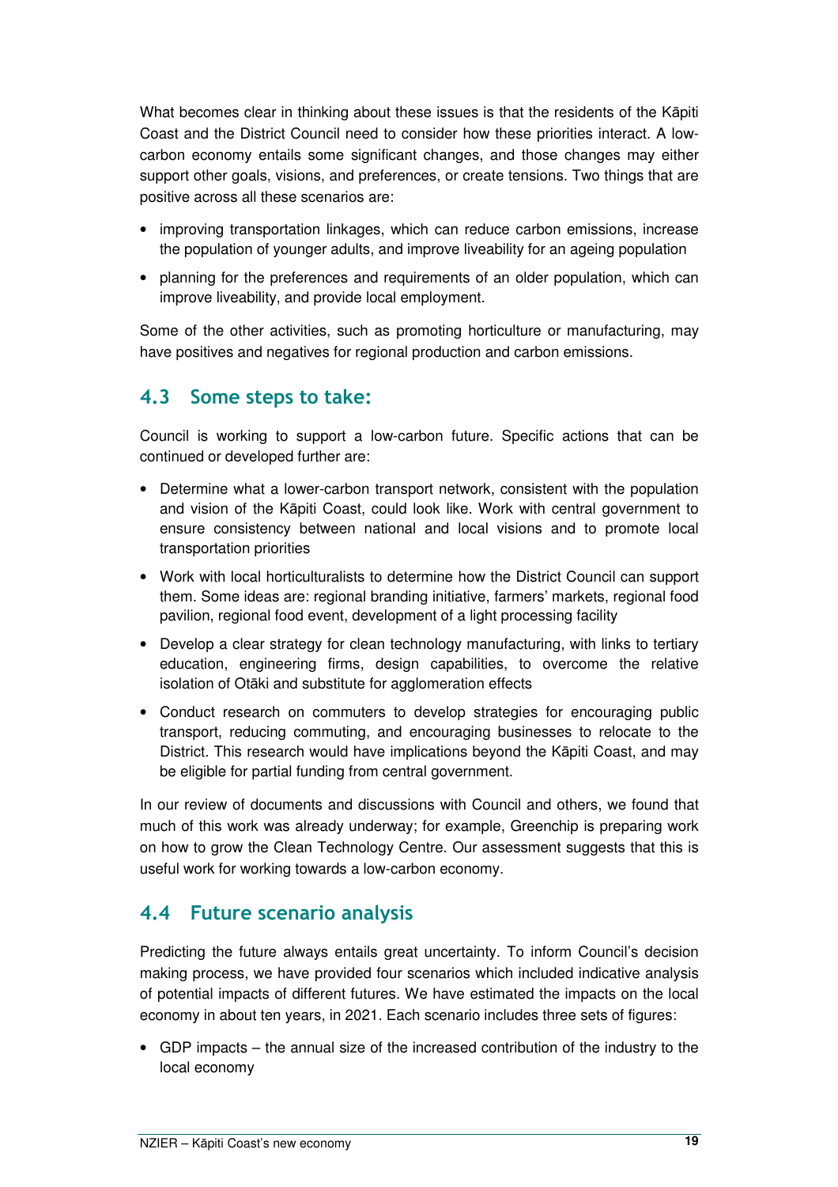What becomes clear in thinking about these issues is that the residents of the Kāpiti Coast and the District Council need to consider how these priorities interact. A low-carbon economy entails some significant changes, and those changes may either support other goals, visions, and preferences, or create tensions. Two things that are positive across all these scenarios are:

- improving transportation linkages, which can reduce carbon emissions, increase the population of younger adults, and improve liveability for an ageing population
- planning for the preferences and requirements of an older population, which can improve liveability, and provide local employment.

Some of the other activities, such as promoting horticulture or manufacturing, may have positives and negatives for regional production and carbon emissions.

## 4.3 Some steps to take:

Council is working to support a low-carbon future. Specific actions that can be continued or developed further are:

- Determine what a lower-carbon transport network, consistent with the population and vision of the Kāpiti Coast, could look like. Work with central government to ensure consistency between national and local visions and to promote local transportation priorities
- Work with local horticulturalists to determine how the District Council can support them. Some ideas are: regional branding initiative, farmers' markets, regional food pavilion, regional food event, development of a light processing facility
- Develop a clear strategy for clean technology manufacturing, with links to tertiary education, engineering firms, design capabilities, to overcome the relative isolation of Otāki and substitute for agglomeration effects
- Conduct research on commuters to develop strategies for encouraging public transport, reducing commuting, and encouraging businesses to relocate to the District. This research would have implications beyond the Kāpiti Coast, and may be eligible for partial funding from central government.

In our review of documents and discussions with Council and others, we found that much of this work was already underway; for example, Greenchip is preparing work on how to grow the Clean Technology Centre. Our assessment suggests that this is useful work for working towards a low-carbon economy.

## 4.4 Future scenario analysis

Predicting the future always entails great uncertainty. To inform Council's decision making process, we have provided four scenarios which included indicative analysis of potential impacts of different futures. We have estimated the impacts on the local economy in about ten years, in 2021. Each scenario includes three sets of figures:

- GDP impacts – the annual size of the increased contribution of the industry to the local economy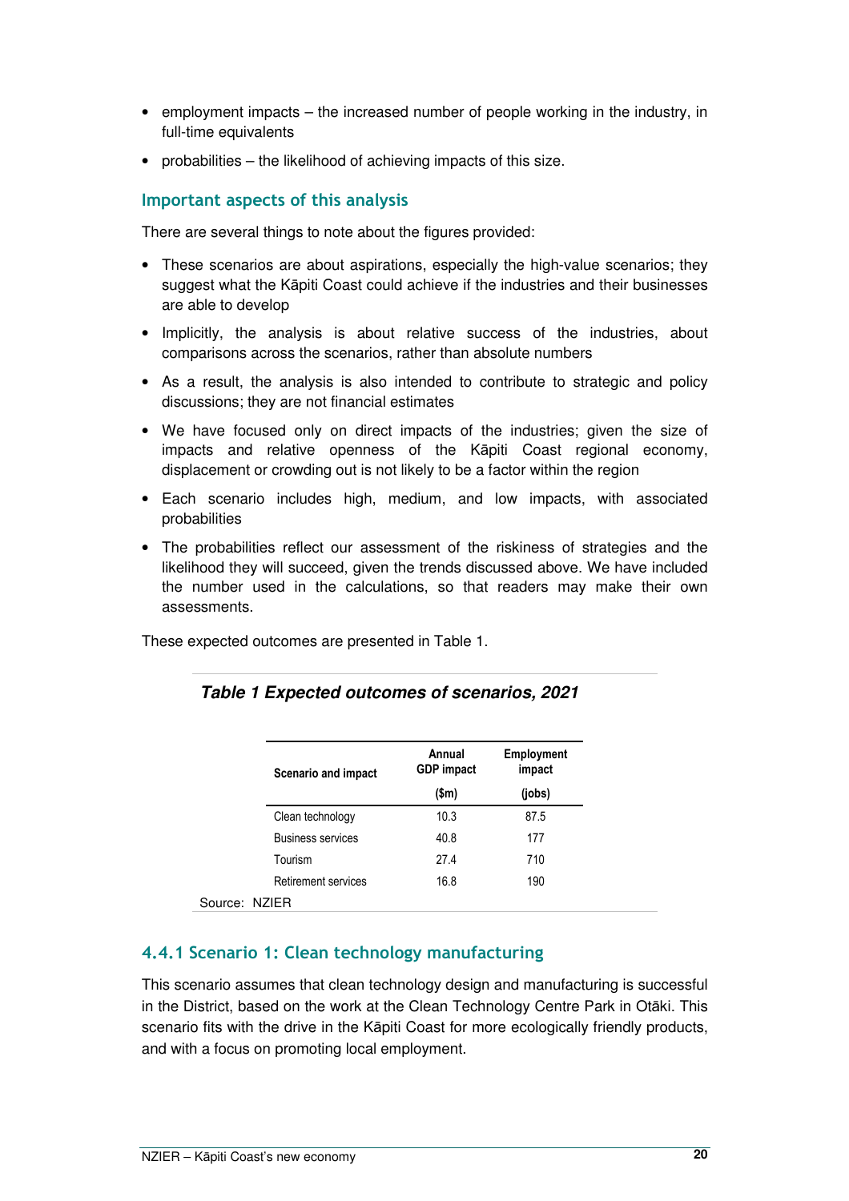- employment impacts – the increased number of people working in the industry, in full-time equivalents
- probabilities – the likelihood of achieving impacts of this size.

### Important aspects of this analysis

There are several things to note about the figures provided:

- These scenarios are about aspirations, especially the high-value scenarios; they suggest what the Kāpiti Coast could achieve if the industries and their businesses are able to develop
- Implicitly, the analysis is about relative success of the industries, about comparisons across the scenarios, rather than absolute numbers
- As a result, the analysis is also intended to contribute to strategic and policy discussions; they are not financial estimates
- We have focused only on direct impacts of the industries; given the size of impacts and relative openness of the Kāpiti Coast regional economy, displacement or crowding out is not likely to be a factor within the region
- Each scenario includes high, medium, and low impacts, with associated probabilities
- The probabilities reflect our assessment of the riskiness of strategies and the likelihood they will succeed, given the trends discussed above. We have included the number used in the calculations, so that readers may make their own assessments.

These expected outcomes are presented in Table 1.

***Table 1 Expected outcomes of scenarios, 2021***

| Scenario and impact | Annual GDP impact ($m) | Employment impact (jobs) |
|---|---|---|
| Clean technology | 10.3 | 87.5 |
| Business services | 40.8 | 177 |
| Tourism | 27.4 | 710 |
| Retirement services | 16.8 | 190 |

Source: NZIER

### 4.4.1 Scenario 1: Clean technology manufacturing

This scenario assumes that clean technology design and manufacturing is successful in the District, based on the work at the Clean Technology Centre Park in Otāki. This scenario fits with the drive in the Kāpiti Coast for more ecologically friendly products, and with a focus on promoting local employment.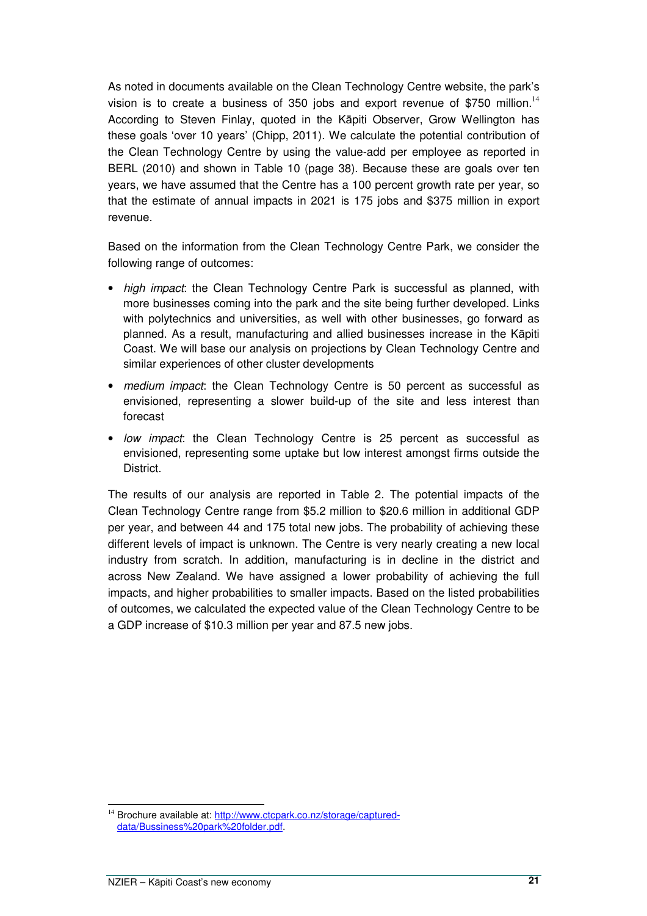As noted in documents available on the Clean Technology Centre website, the park's vision is to create a business of 350 jobs and export revenue of $750 million.[14] According to Steven Finlay, quoted in the Kāpiti Observer, Grow Wellington has these goals 'over 10 years' (Chipp, 2011). We calculate the potential contribution of the Clean Technology Centre by using the value-add per employee as reported in BERL (2010) and shown in Table 10 (page 38). Because these are goals over ten years, we have assumed that the Centre has a 100 percent growth rate per year, so that the estimate of annual impacts in 2021 is 175 jobs and $375 million in export revenue.

Based on the information from the Clean Technology Centre Park, we consider the following range of outcomes:

- *high impact*: the Clean Technology Centre Park is successful as planned, with more businesses coming into the park and the site being further developed. Links with polytechnics and universities, as well with other businesses, go forward as planned. As a result, manufacturing and allied businesses increase in the Kāpiti Coast. We will base our analysis on projections by Clean Technology Centre and similar experiences of other cluster developments
- *medium impact*: the Clean Technology Centre is 50 percent as successful as envisioned, representing a slower build-up of the site and less interest than forecast
- *low impact*: the Clean Technology Centre is 25 percent as successful as envisioned, representing some uptake but low interest amongst firms outside the District.

The results of our analysis are reported in Table 2. The potential impacts of the Clean Technology Centre range from $5.2 million to $20.6 million in additional GDP per year, and between 44 and 175 total new jobs. The probability of achieving these different levels of impact is unknown. The Centre is very nearly creating a new local industry from scratch. In addition, manufacturing is in decline in the district and across New Zealand. We have assigned a lower probability of achieving the full impacts, and higher probabilities to smaller impacts. Based on the listed probabilities of outcomes, we calculated the expected value of the Clean Technology Centre to be a GDP increase of $10.3 million per year and 87.5 new jobs.

[14] Brochure available at: http://www.ctcpark.co.nz/storage/captured-data/Bussiness%20park%20folder.pdf.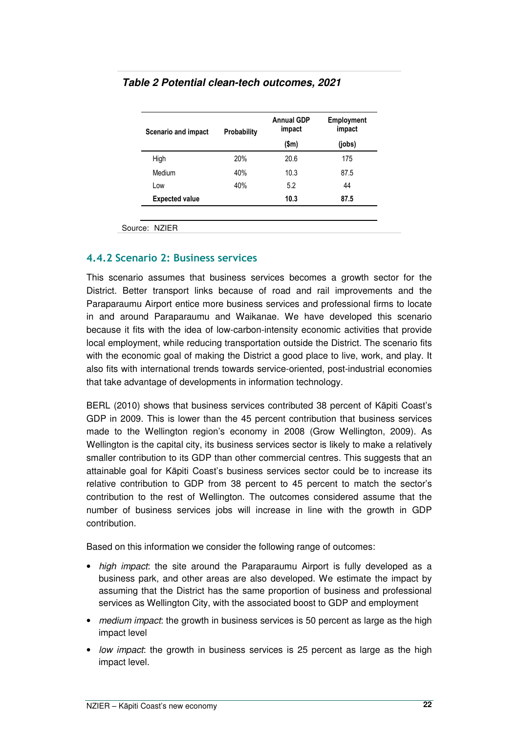***Table 2 Potential clean-tech outcomes, 2021***

| Scenario and impact | Probability | Annual GDP impact ($m) | Employment impact (jobs) |
|---|---|---|---|
| High | 20% | 20.6 | 175 |
| Medium | 40% | 10.3 | 87.5 |
| Low | 40% | 5.2 | 44 |
| **Expected value** | | **10.3** | **87.5** |

Source: NZIER

### 4.4.2 Scenario 2: Business services

This scenario assumes that business services becomes a growth sector for the District. Better transport links because of road and rail improvements and the Paraparaumu Airport entice more business services and professional firms to locate in and around Paraparaumu and Waikanae. We have developed this scenario because it fits with the idea of low-carbon-intensity economic activities that provide local employment, while reducing transportation outside the District. The scenario fits with the economic goal of making the District a good place to live, work, and play. It also fits with international trends towards service-oriented, post-industrial economies that take advantage of developments in information technology.

BERL (2010) shows that business services contributed 38 percent of Kāpiti Coast's GDP in 2009. This is lower than the 45 percent contribution that business services made to the Wellington region's economy in 2008 (Grow Wellington, 2009). As Wellington is the capital city, its business services sector is likely to make a relatively smaller contribution to its GDP than other commercial centres. This suggests that an attainable goal for Kāpiti Coast's business services sector could be to increase its relative contribution to GDP from 38 percent to 45 percent to match the sector's contribution to the rest of Wellington. The outcomes considered assume that the number of business services jobs will increase in line with the growth in GDP contribution.

Based on this information we consider the following range of outcomes:

- *high impact*: the site around the Paraparaumu Airport is fully developed as a business park, and other areas are also developed. We estimate the impact by assuming that the District has the same proportion of business and professional services as Wellington City, with the associated boost to GDP and employment
- *medium impact*: the growth in business services is 50 percent as large as the high impact level
- *low impact*: the growth in business services is 25 percent as large as the high impact level.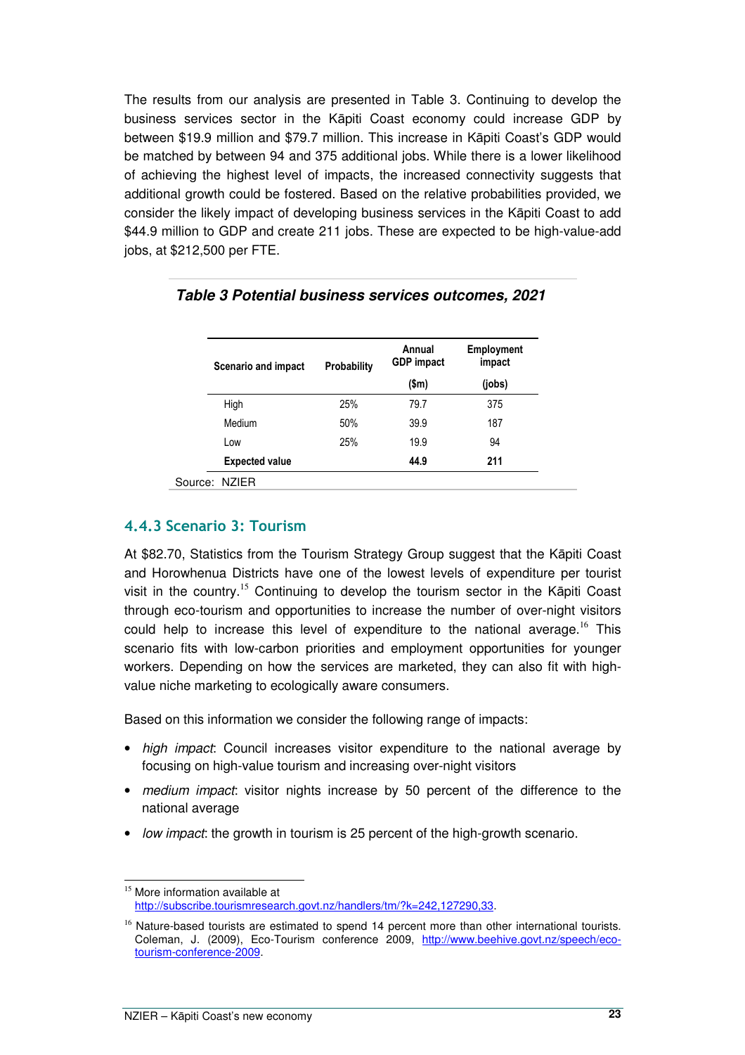The results from our analysis are presented in Table 3. Continuing to develop the business services sector in the Kāpiti Coast economy could increase GDP by between $19.9 million and $79.7 million. This increase in Kāpiti Coast's GDP would be matched by between 94 and 375 additional jobs. While there is a lower likelihood of achieving the highest level of impacts, the increased connectivity suggests that additional growth could be fostered. Based on the relative probabilities provided, we consider the likely impact of developing business services in the Kāpiti Coast to add $44.9 million to GDP and create 211 jobs. These are expected to be high-value-add jobs, at $212,500 per FTE.

***Table 3 Potential business services outcomes, 2021***

| Scenario and impact | Probability | Annual GDP impact ($m) | Employment impact (jobs) |
|---|---|---|---|
| High | 25% | 79.7 | 375 |
| Medium | 50% | 39.9 | 187 |
| Low | 25% | 19.9 | 94 |
| **Expected value** | | **44.9** | **211** |

Source: NZIER

### 4.4.3 Scenario 3: Tourism

At $82.70, Statistics from the Tourism Strategy Group suggest that the Kāpiti Coast and Horowhenua Districts have one of the lowest levels of expenditure per tourist visit in the country.[15] Continuing to develop the tourism sector in the Kāpiti Coast through eco-tourism and opportunities to increase the number of over-night visitors could help to increase this level of expenditure to the national average.[16] This scenario fits with low-carbon priorities and employment opportunities for younger workers. Depending on how the services are marketed, they can also fit with high-value niche marketing to ecologically aware consumers.

Based on this information we consider the following range of impacts:

- *high impact*: Council increases visitor expenditure to the national average by focusing on high-value tourism and increasing over-night visitors
- *medium impact*: visitor nights increase by 50 percent of the difference to the national average
- *low impact*: the growth in tourism is 25 percent of the high-growth scenario.

[15] More information available at http://subscribe.tourismresearch.govt.nz/handlers/tm/?k=242,127290,33.

[16] Nature-based tourists are estimated to spend 14 percent more than other international tourists. Coleman, J. (2009), Eco-Tourism conference 2009, http://www.beehive.govt.nz/speech/eco-tourism-conference-2009.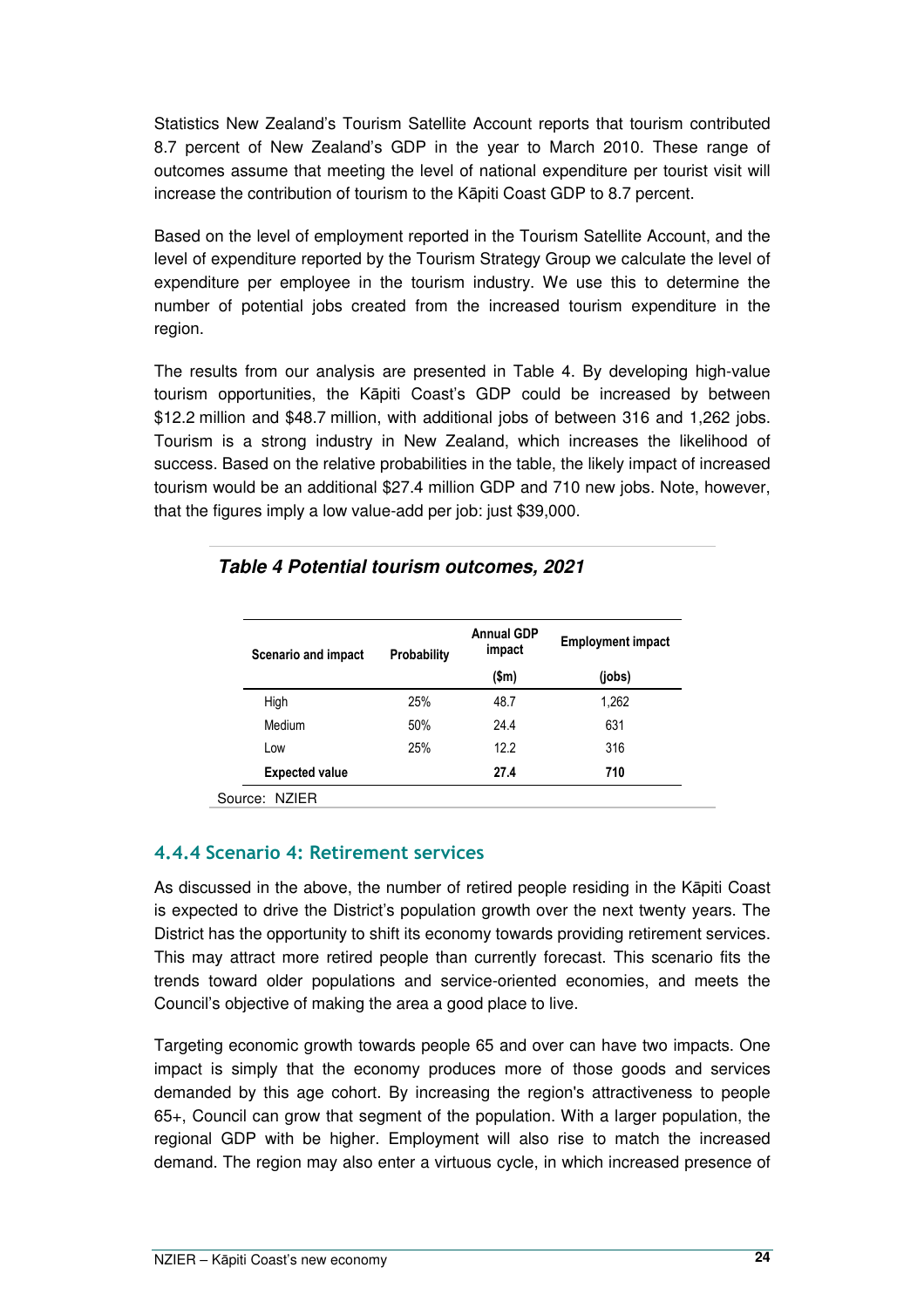Statistics New Zealand's Tourism Satellite Account reports that tourism contributed 8.7 percent of New Zealand's GDP in the year to March 2010. These range of outcomes assume that meeting the level of national expenditure per tourist visit will increase the contribution of tourism to the Kāpiti Coast GDP to 8.7 percent.

Based on the level of employment reported in the Tourism Satellite Account, and the level of expenditure reported by the Tourism Strategy Group we calculate the level of expenditure per employee in the tourism industry. We use this to determine the number of potential jobs created from the increased tourism expenditure in the region.

The results from our analysis are presented in Table 4. By developing high-value tourism opportunities, the Kāpiti Coast's GDP could be increased by between $12.2 million and $48.7 million, with additional jobs of between 316 and 1,262 jobs. Tourism is a strong industry in New Zealand, which increases the likelihood of success. Based on the relative probabilities in the table, the likely impact of increased tourism would be an additional $27.4 million GDP and 710 new jobs. Note, however, that the figures imply a low value-add per job: just $39,000.

***Table 4 Potential tourism outcomes, 2021***

| Scenario and impact | Probability | Annual GDP impact ($m) | Employment impact (jobs) |
|---|---|---|---|
| High | 25% | 48.7 | 1,262 |
| Medium | 50% | 24.4 | 631 |
| Low | 25% | 12.2 | 316 |
| **Expected value** | | **27.4** | **710** |

Source: NZIER

### 4.4.4 Scenario 4: Retirement services

As discussed in the above, the number of retired people residing in the Kāpiti Coast is expected to drive the District's population growth over the next twenty years. The District has the opportunity to shift its economy towards providing retirement services. This may attract more retired people than currently forecast. This scenario fits the trends toward older populations and service-oriented economies, and meets the Council's objective of making the area a good place to live.

Targeting economic growth towards people 65 and over can have two impacts. One impact is simply that the economy produces more of those goods and services demanded by this age cohort. By increasing the region's attractiveness to people 65+, Council can grow that segment of the population. With a larger population, the regional GDP with be higher. Employment will also rise to match the increased demand. The region may also enter a virtuous cycle, in which increased presence of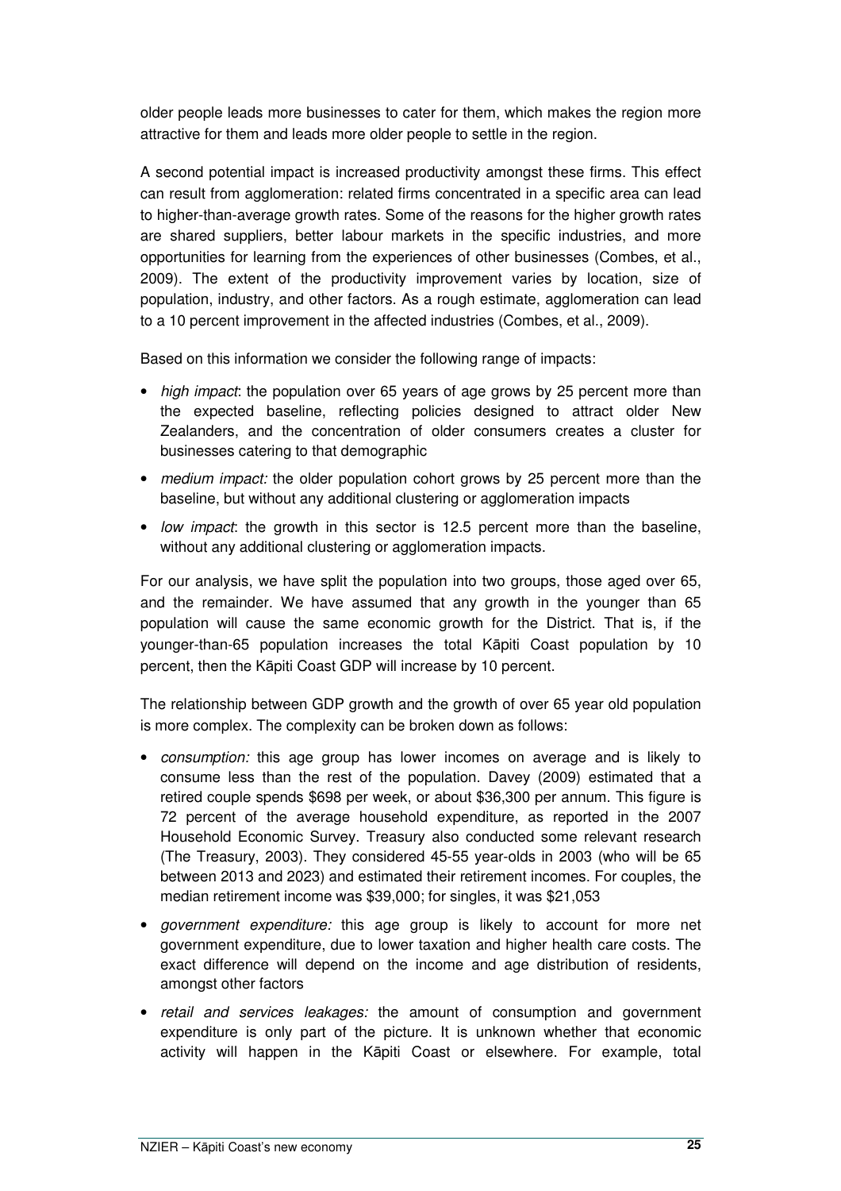older people leads more businesses to cater for them, which makes the region more attractive for them and leads more older people to settle in the region.

A second potential impact is increased productivity amongst these firms. This effect can result from agglomeration: related firms concentrated in a specific area can lead to higher-than-average growth rates. Some of the reasons for the higher growth rates are shared suppliers, better labour markets in the specific industries, and more opportunities for learning from the experiences of other businesses (Combes, et al., 2009). The extent of the productivity improvement varies by location, size of population, industry, and other factors. As a rough estimate, agglomeration can lead to a 10 percent improvement in the affected industries (Combes, et al., 2009).

Based on this information we consider the following range of impacts:

- *high impact*: the population over 65 years of age grows by 25 percent more than the expected baseline, reflecting policies designed to attract older New Zealanders, and the concentration of older consumers creates a cluster for businesses catering to that demographic
- *medium impact:* the older population cohort grows by 25 percent more than the baseline, but without any additional clustering or agglomeration impacts
- *low impact*: the growth in this sector is 12.5 percent more than the baseline, without any additional clustering or agglomeration impacts.

For our analysis, we have split the population into two groups, those aged over 65, and the remainder. We have assumed that any growth in the younger than 65 population will cause the same economic growth for the District. That is, if the younger-than-65 population increases the total Kāpiti Coast population by 10 percent, then the Kāpiti Coast GDP will increase by 10 percent.

The relationship between GDP growth and the growth of over 65 year old population is more complex. The complexity can be broken down as follows:

- *consumption:* this age group has lower incomes on average and is likely to consume less than the rest of the population. Davey (2009) estimated that a retired couple spends $698 per week, or about $36,300 per annum. This figure is 72 percent of the average household expenditure, as reported in the 2007 Household Economic Survey. Treasury also conducted some relevant research (The Treasury, 2003). They considered 45-55 year-olds in 2003 (who will be 65 between 2013 and 2023) and estimated their retirement incomes. For couples, the median retirement income was $39,000; for singles, it was $21,053
- *government expenditure:* this age group is likely to account for more net government expenditure, due to lower taxation and higher health care costs. The exact difference will depend on the income and age distribution of residents, amongst other factors
- *retail and services leakages:* the amount of consumption and government expenditure is only part of the picture. It is unknown whether that economic activity will happen in the Kāpiti Coast or elsewhere. For example, total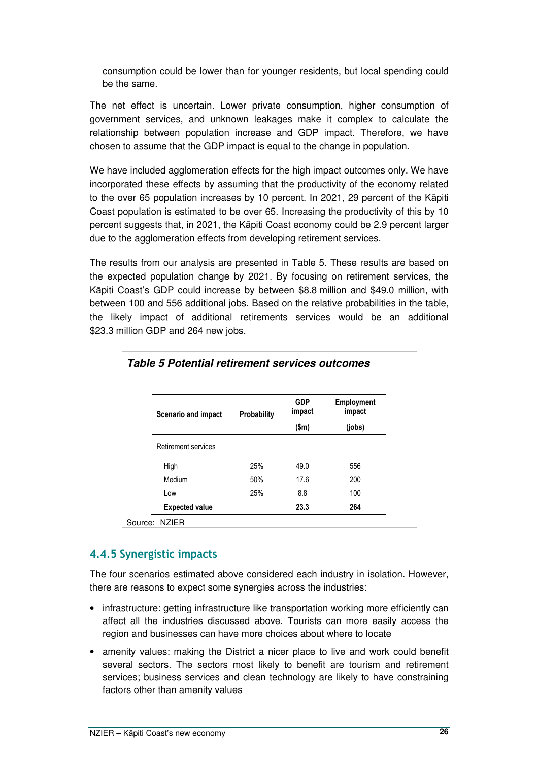consumption could be lower than for younger residents, but local spending could be the same.

The net effect is uncertain. Lower private consumption, higher consumption of government services, and unknown leakages make it complex to calculate the relationship between population increase and GDP impact. Therefore, we have chosen to assume that the GDP impact is equal to the change in population.

We have included agglomeration effects for the high impact outcomes only. We have incorporated these effects by assuming that the productivity of the economy related to the over 65 population increases by 10 percent. In 2021, 29 percent of the Kāpiti Coast population is estimated to be over 65. Increasing the productivity of this by 10 percent suggests that, in 2021, the Kāpiti Coast economy could be 2.9 percent larger due to the agglomeration effects from developing retirement services.

The results from our analysis are presented in Table 5. These results are based on the expected population change by 2021. By focusing on retirement services, the Kāpiti Coast's GDP could increase by between $8.8 million and $49.0 million, with between 100 and 556 additional jobs. Based on the relative probabilities in the table, the likely impact of additional retirements services would be an additional $23.3 million GDP and 264 new jobs.

***Table 5 Potential retirement services outcomes***

| Scenario and impact | Probability | GDP impact ($m) | Employment impact (jobs) |
|---|---|---|---|
| Retirement services | | | |
| High | 25% | 49.0 | 556 |
| Medium | 50% | 17.6 | 200 |
| Low | 25% | 8.8 | 100 |
| **Expected value** | | **23.3** | **264** |

Source: NZIER

### 4.4.5 Synergistic impacts

The four scenarios estimated above considered each industry in isolation. However, there are reasons to expect some synergies across the industries:

- infrastructure: getting infrastructure like transportation working more efficiently can affect all the industries discussed above. Tourists can more easily access the region and businesses can have more choices about where to locate
- amenity values: making the District a nicer place to live and work could benefit several sectors. The sectors most likely to benefit are tourism and retirement services; business services and clean technology are likely to have constraining factors other than amenity values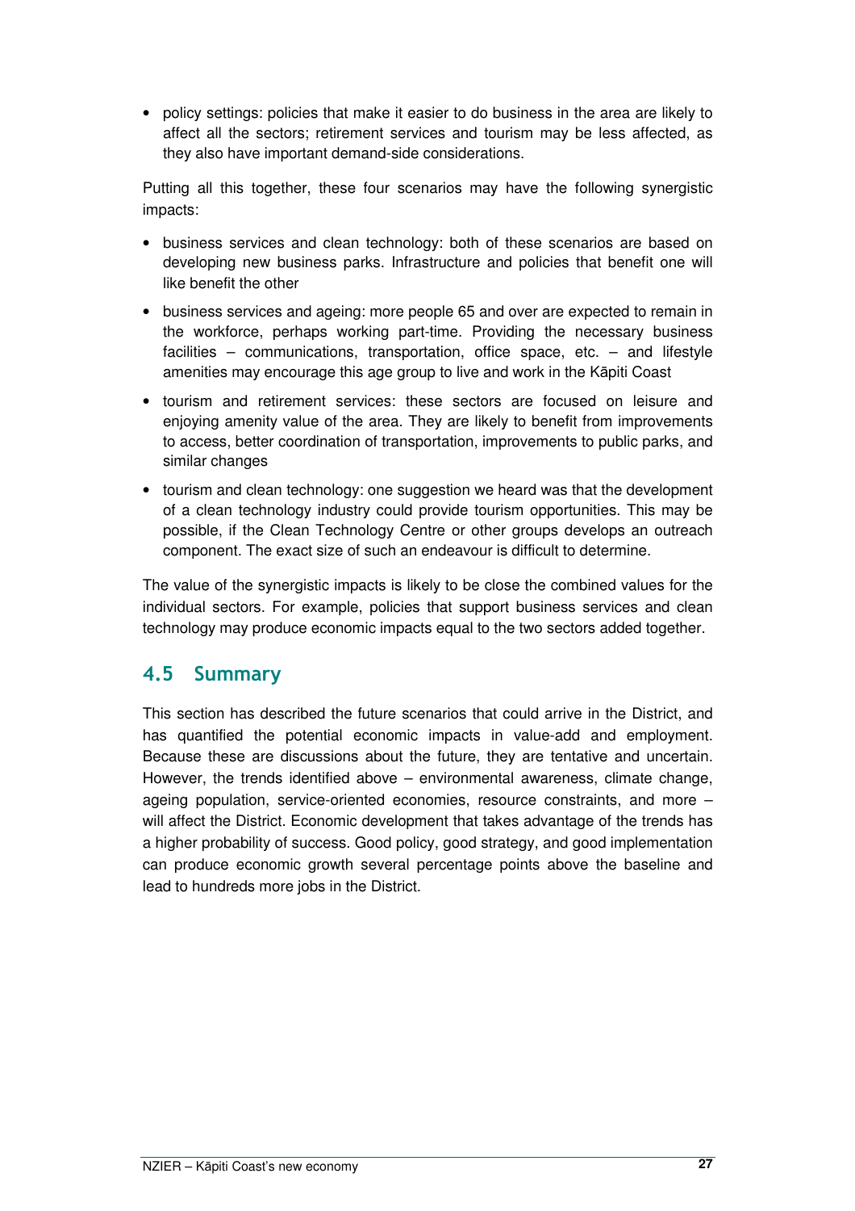- policy settings: policies that make it easier to do business in the area are likely to affect all the sectors; retirement services and tourism may be less affected, as they also have important demand-side considerations.

Putting all this together, these four scenarios may have the following synergistic impacts:

- business services and clean technology: both of these scenarios are based on developing new business parks. Infrastructure and policies that benefit one will like benefit the other
- business services and ageing: more people 65 and over are expected to remain in the workforce, perhaps working part-time. Providing the necessary business facilities – communications, transportation, office space, etc. – and lifestyle amenities may encourage this age group to live and work in the Kāpiti Coast
- tourism and retirement services: these sectors are focused on leisure and enjoying amenity value of the area. They are likely to benefit from improvements to access, better coordination of transportation, improvements to public parks, and similar changes
- tourism and clean technology: one suggestion we heard was that the development of a clean technology industry could provide tourism opportunities. This may be possible, if the Clean Technology Centre or other groups develops an outreach component. The exact size of such an endeavour is difficult to determine.

The value of the synergistic impacts is likely to be close the combined values for the individual sectors. For example, policies that support business services and clean technology may produce economic impacts equal to the two sectors added together.

## 4.5 Summary

This section has described the future scenarios that could arrive in the District, and has quantified the potential economic impacts in value-add and employment. Because these are discussions about the future, they are tentative and uncertain. However, the trends identified above – environmental awareness, climate change, ageing population, service-oriented economies, resource constraints, and more – will affect the District. Economic development that takes advantage of the trends has a higher probability of success. Good policy, good strategy, and good implementation can produce economic growth several percentage points above the baseline and lead to hundreds more jobs in the District.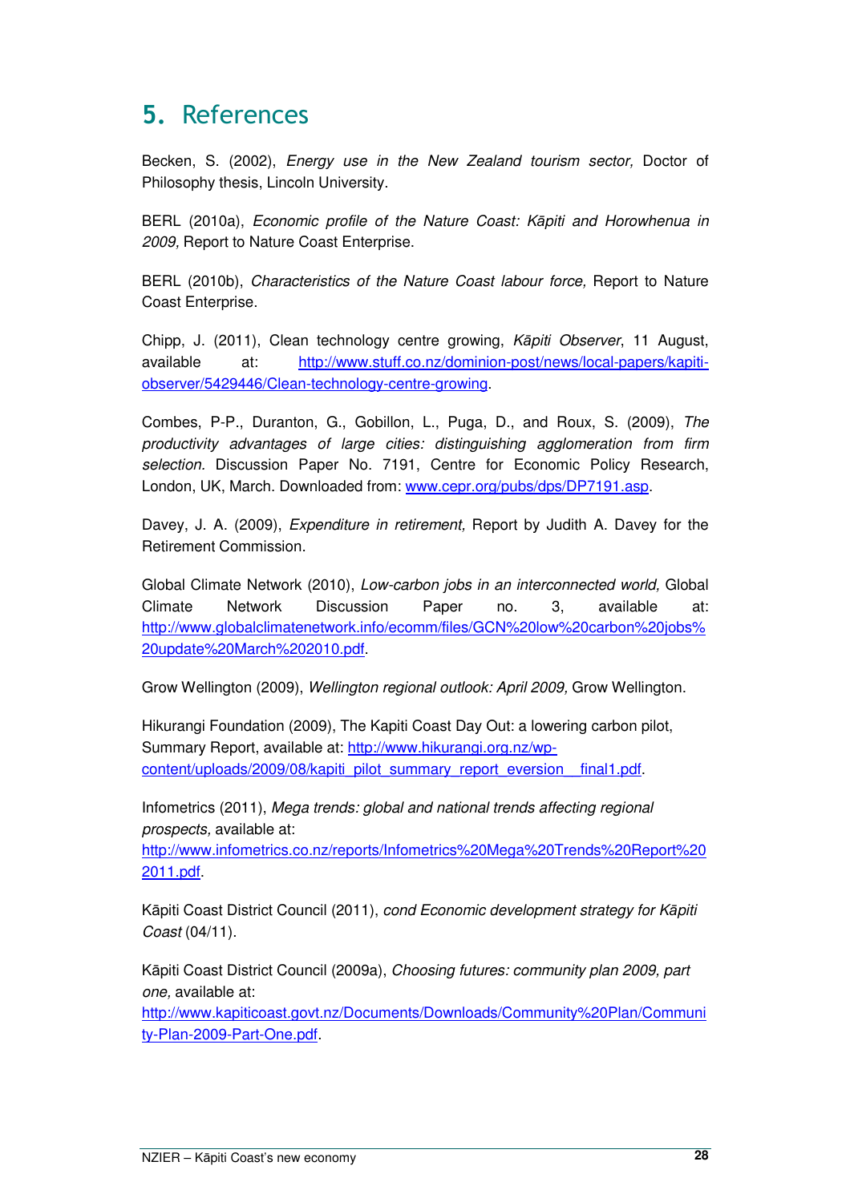# 5. References

Becken, S. (2002), *Energy use in the New Zealand tourism sector,* Doctor of Philosophy thesis, Lincoln University.

BERL (2010a), *Economic profile of the Nature Coast: Kāpiti and Horowhenua in 2009,* Report to Nature Coast Enterprise.

BERL (2010b), *Characteristics of the Nature Coast labour force,* Report to Nature Coast Enterprise.

Chipp, J. (2011), Clean technology centre growing, *Kāpiti Observer*, 11 August, available at: http://www.stuff.co.nz/dominion-post/news/local-papers/kapiti-observer/5429446/Clean-technology-centre-growing.

Combes, P-P., Duranton, G., Gobillon, L., Puga, D., and Roux, S. (2009), *The productivity advantages of large cities: distinguishing agglomeration from firm selection.* Discussion Paper No. 7191, Centre for Economic Policy Research, London, UK, March. Downloaded from: www.cepr.org/pubs/dps/DP7191.asp.

Davey, J. A. (2009), *Expenditure in retirement,* Report by Judith A. Davey for the Retirement Commission.

Global Climate Network (2010), *Low-carbon jobs in an interconnected world,* Global Climate Network Discussion Paper no. 3, available at: http://www.globalclimatenetwork.info/ecomm/files/GCN%20low%20carbon%20jobs%20update%20March%202010.pdf.

Grow Wellington (2009), *Wellington regional outlook: April 2009,* Grow Wellington.

Hikurangi Foundation (2009), The Kapiti Coast Day Out: a lowering carbon pilot, Summary Report, available at: http://www.hikurangi.org.nz/wp-content/uploads/2009/08/kapiti_pilot_summary_report_eversion__final1.pdf.

Infometrics (2011), *Mega trends: global and national trends affecting regional prospects,* available at: http://www.infometrics.co.nz/reports/Infometrics%20Mega%20Trends%20Report%202011.pdf.

Kāpiti Coast District Council (2011), *cond Economic development strategy for Kāpiti Coast* (04/11).

Kāpiti Coast District Council (2009a), *Choosing futures: community plan 2009, part one,* available at: http://www.kapiticoast.govt.nz/Documents/Downloads/Community%20Plan/Community-Plan-2009-Part-One.pdf.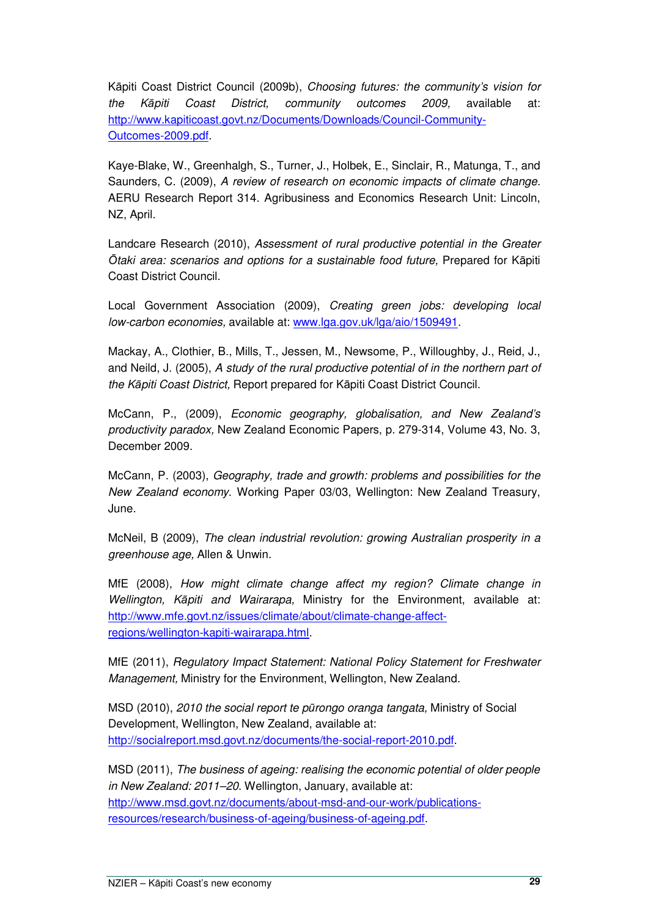Kāpiti Coast District Council (2009b), *Choosing futures: the community's vision for the Kāpiti Coast District, community outcomes 2009,* available at: http://www.kapiticoast.govt.nz/Documents/Downloads/Council-Community-Outcomes-2009.pdf.

Kaye-Blake, W., Greenhalgh, S., Turner, J., Holbek, E., Sinclair, R., Matunga, T., and Saunders, C. (2009), *A review of research on economic impacts of climate change.* AERU Research Report 314. Agribusiness and Economics Research Unit: Lincoln, NZ, April.

Landcare Research (2010), *Assessment of rural productive potential in the Greater Ōtaki area: scenarios and options for a sustainable food future,* Prepared for Kāpiti Coast District Council.

Local Government Association (2009), *Creating green jobs: developing local low-carbon economies,* available at: www.lga.gov.uk/lga/aio/1509491.

Mackay, A., Clothier, B., Mills, T., Jessen, M., Newsome, P., Willoughby, J., Reid, J., and Neild, J. (2005), *A study of the rural productive potential of in the northern part of the Kāpiti Coast District,* Report prepared for Kāpiti Coast District Council.

McCann, P., (2009), *Economic geography, globalisation, and New Zealand's productivity paradox,* New Zealand Economic Papers, p. 279-314, Volume 43, No. 3, December 2009.

McCann, P. (2003), *Geography, trade and growth: problems and possibilities for the New Zealand economy.* Working Paper 03/03, Wellington: New Zealand Treasury, June.

McNeil, B (2009), *The clean industrial revolution: growing Australian prosperity in a greenhouse age,* Allen & Unwin.

MfE (2008), *How might climate change affect my region? Climate change in Wellington, Kāpiti and Wairarapa,* Ministry for the Environment, available at: http://www.mfe.govt.nz/issues/climate/about/climate-change-affect-regions/wellington-kapiti-wairarapa.html.

MfE (2011), *Regulatory Impact Statement: National Policy Statement for Freshwater Management,* Ministry for the Environment, Wellington, New Zealand.

MSD (2010), *2010 the social report te pūrongo oranga tangata,* Ministry of Social Development, Wellington, New Zealand, available at: http://socialreport.msd.govt.nz/documents/the-social-report-2010.pdf.

MSD (2011), *The business of ageing: realising the economic potential of older people in New Zealand: 2011–20.* Wellington, January, available at: http://www.msd.govt.nz/documents/about-msd-and-our-work/publications-resources/research/business-of-ageing/business-of-ageing.pdf.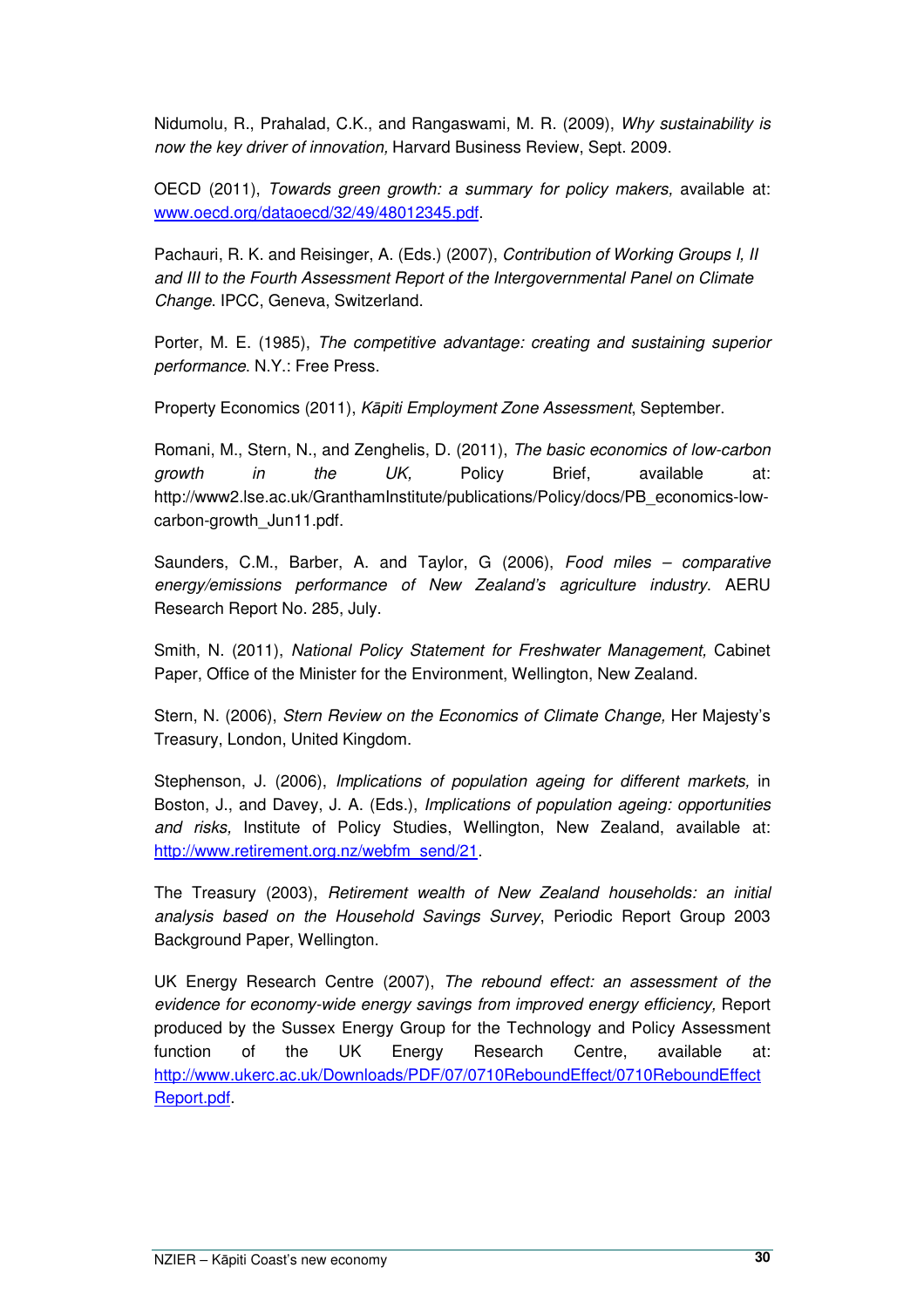Nidumolu, R., Prahalad, C.K., and Rangaswami, M. R. (2009), *Why sustainability is now the key driver of innovation,* Harvard Business Review, Sept. 2009.

OECD (2011), *Towards green growth: a summary for policy makers,* available at: www.oecd.org/dataoecd/32/49/48012345.pdf.

Pachauri, R. K. and Reisinger, A. (Eds.) (2007), *Contribution of Working Groups I, II and III to the Fourth Assessment Report of the Intergovernmental Panel on Climate Change*. IPCC, Geneva, Switzerland.

Porter, M. E. (1985), *The competitive advantage: creating and sustaining superior performance*. N.Y.: Free Press.

Property Economics (2011), *Kāpiti Employment Zone Assessment*, September.

Romani, M., Stern, N., and Zenghelis, D. (2011), *The basic economics of low-carbon growth in the UK,* Policy Brief, available at: http://www2.lse.ac.uk/GranthamInstitute/publications/Policy/docs/PB_economics-low-carbon-growth_Jun11.pdf.

Saunders, C.M., Barber, A. and Taylor, G (2006), *Food miles – comparative energy/emissions performance of New Zealand's agriculture industry*. AERU Research Report No. 285, July.

Smith, N. (2011), *National Policy Statement for Freshwater Management,* Cabinet Paper, Office of the Minister for the Environment, Wellington, New Zealand.

Stern, N. (2006), *Stern Review on the Economics of Climate Change,* Her Majesty's Treasury, London, United Kingdom.

Stephenson, J. (2006), *Implications of population ageing for different markets,* in Boston, J., and Davey, J. A. (Eds.), *Implications of population ageing: opportunities and risks,* Institute of Policy Studies, Wellington, New Zealand, available at: http://www.retirement.org.nz/webfm_send/21.

The Treasury (2003), *Retirement wealth of New Zealand households: an initial analysis based on the Household Savings Survey*, Periodic Report Group 2003 Background Paper, Wellington.

UK Energy Research Centre (2007), *The rebound effect: an assessment of the evidence for economy-wide energy savings from improved energy efficiency,* Report produced by the Sussex Energy Group for the Technology and Policy Assessment function of the UK Energy Research Centre, available at: http://www.ukerc.ac.uk/Downloads/PDF/07/0710ReboundEffect/0710ReboundEffectReport.pdf.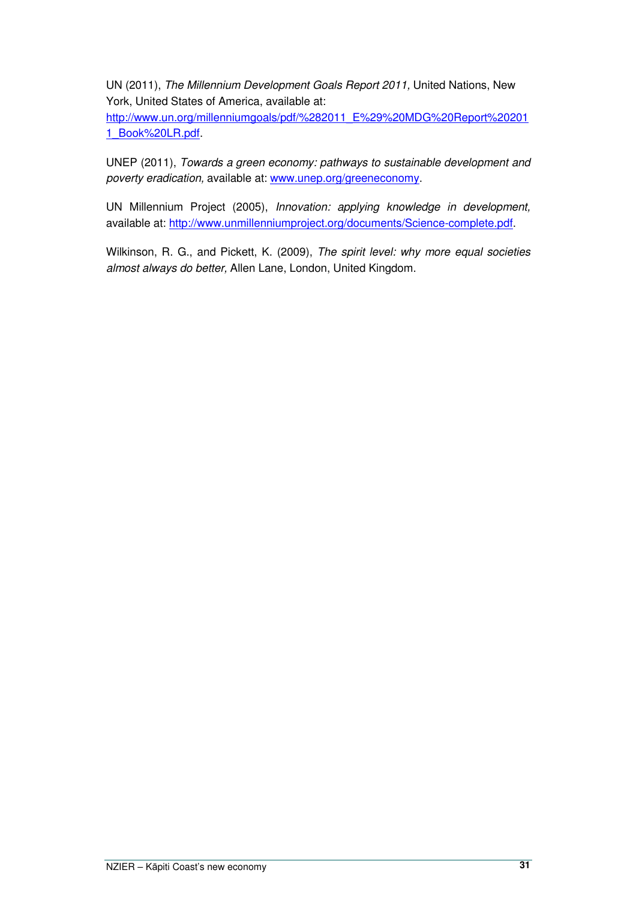UN (2011), *The Millennium Development Goals Report 2011,* United Nations, New York, United States of America, available at: [http://www.un.org/millenniumgoals/pdf/%282011_E%29%20MDG%20Report%202011_Book%20LR.pdf](http://www.un.org/millenniumgoals/pdf/%282011_E%29%20MDG%20Report%202011_Book%20LR.pdf).

UNEP (2011), *Towards a green economy: pathways to sustainable development and poverty eradication,* available at: [www.unep.org/greeneconomy](www.unep.org/greeneconomy).

UN Millennium Project (2005), *Innovation: applying knowledge in development,* available at: [http://www.unmillenniumproject.org/documents/Science-complete.pdf](http://www.unmillenniumproject.org/documents/Science-complete.pdf).

Wilkinson, R. G., and Pickett, K. (2009), *The spirit level: why more equal societies almost always do better,* Allen Lane, London, United Kingdom.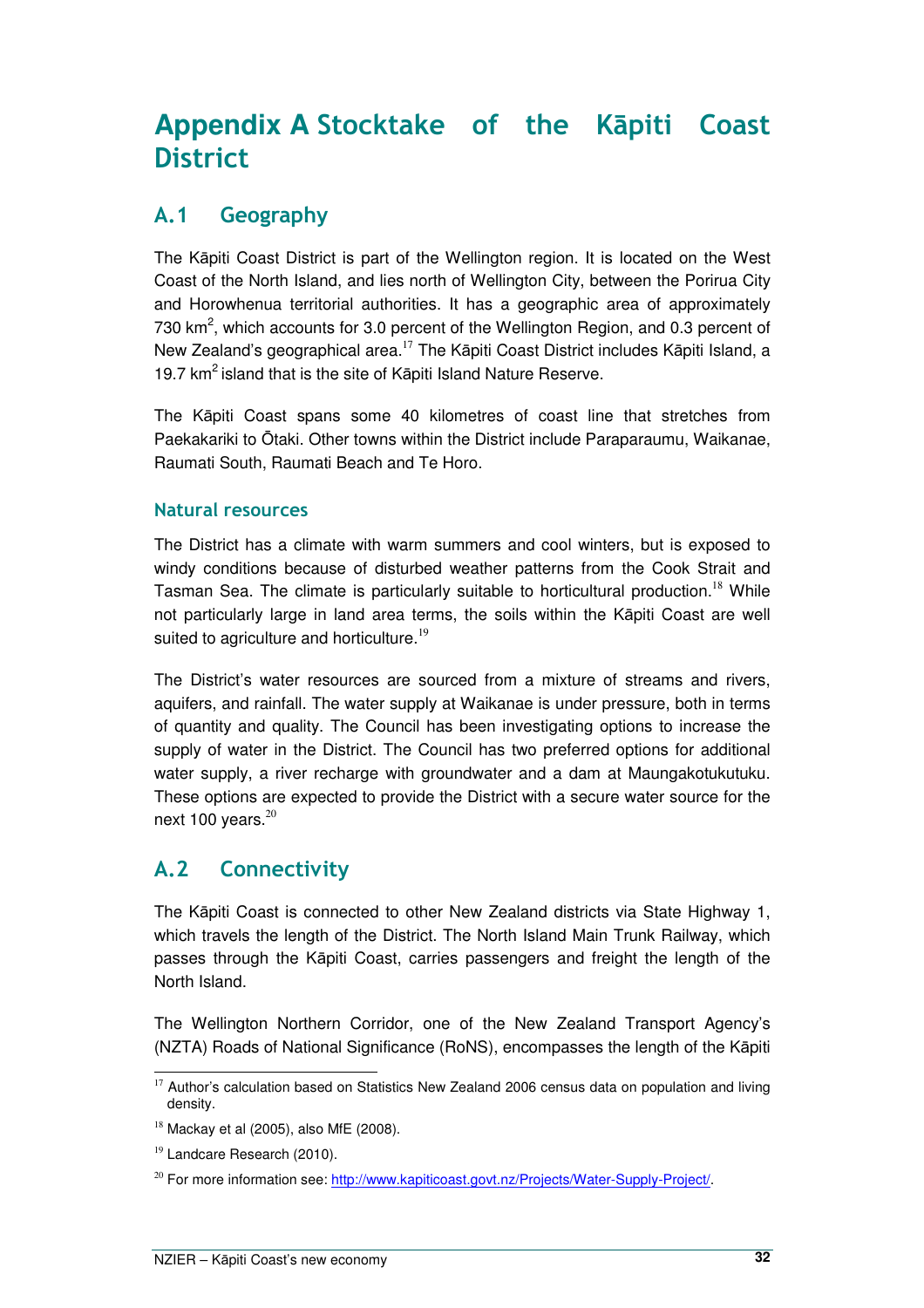# Appendix A Stocktake of the Kāpiti Coast District

## A.1 Geography

The Kāpiti Coast District is part of the Wellington region. It is located on the West Coast of the North Island, and lies north of Wellington City, between the Porirua City and Horowhenua territorial authorities. It has a geographic area of approximately 730 km$^2$, which accounts for 3.0 percent of the Wellington Region, and 0.3 percent of New Zealand's geographical area.[17] The Kāpiti Coast District includes Kāpiti Island, a 19.7 km$^2$ island that is the site of Kāpiti Island Nature Reserve.

The Kāpiti Coast spans some 40 kilometres of coast line that stretches from Paekakariki to Ōtaki. Other towns within the District include Paraparaumu, Waikanae, Raumati South, Raumati Beach and Te Horo.

### Natural resources

The District has a climate with warm summers and cool winters, but is exposed to windy conditions because of disturbed weather patterns from the Cook Strait and Tasman Sea. The climate is particularly suitable to horticultural production.[18] While not particularly large in land area terms, the soils within the Kāpiti Coast are well suited to agriculture and horticulture.[19]

The District's water resources are sourced from a mixture of streams and rivers, aquifers, and rainfall. The water supply at Waikanae is under pressure, both in terms of quantity and quality. The Council has been investigating options to increase the supply of water in the District. The Council has two preferred options for additional water supply, a river recharge with groundwater and a dam at Maungakotukutuku. These options are expected to provide the District with a secure water source for the next 100 years.[20]

## A.2 Connectivity

The Kāpiti Coast is connected to other New Zealand districts via State Highway 1, which travels the length of the District. The North Island Main Trunk Railway, which passes through the Kāpiti Coast, carries passengers and freight the length of the North Island.

The Wellington Northern Corridor, one of the New Zealand Transport Agency's (NZTA) Roads of National Significance (RoNS), encompasses the length of the Kāpiti

---

[17] Author's calculation based on Statistics New Zealand 2006 census data on population and living density.

[18] Mackay et al (2005), also MfE (2008).

[19] Landcare Research (2010).

[20] For more information see: http://www.kapiticoast.govt.nz/Projects/Water-Supply-Project/.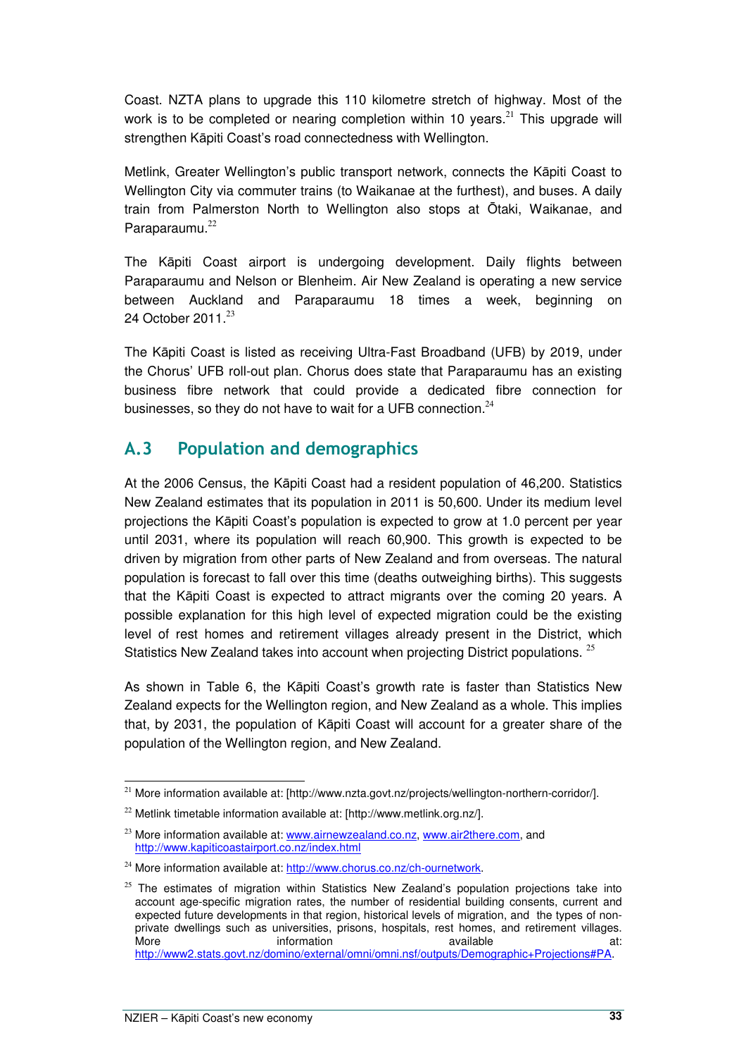Coast. NZTA plans to upgrade this 110 kilometre stretch of highway. Most of the work is to be completed or nearing completion within 10 years.[21] This upgrade will strengthen Kāpiti Coast's road connectedness with Wellington.

Metlink, Greater Wellington's public transport network, connects the Kāpiti Coast to Wellington City via commuter trains (to Waikanae at the furthest), and buses. A daily train from Palmerston North to Wellington also stops at Ōtaki, Waikanae, and Paraparaumu.[22]

The Kāpiti Coast airport is undergoing development. Daily flights between Paraparaumu and Nelson or Blenheim. Air New Zealand is operating a new service between Auckland and Paraparaumu 18 times a week, beginning on 24 October 2011.[23]

The Kāpiti Coast is listed as receiving Ultra-Fast Broadband (UFB) by 2019, under the Chorus' UFB roll-out plan. Chorus does state that Paraparaumu has an existing business fibre network that could provide a dedicated fibre connection for businesses, so they do not have to wait for a UFB connection.[24]

## A.3 Population and demographics

At the 2006 Census, the Kāpiti Coast had a resident population of 46,200. Statistics New Zealand estimates that its population in 2011 is 50,600. Under its medium level projections the Kāpiti Coast's population is expected to grow at 1.0 percent per year until 2031, where its population will reach 60,900. This growth is expected to be driven by migration from other parts of New Zealand and from overseas. The natural population is forecast to fall over this time (deaths outweighing births). This suggests that the Kāpiti Coast is expected to attract migrants over the coming 20 years. A possible explanation for this high level of expected migration could be the existing level of rest homes and retirement villages already present in the District, which Statistics New Zealand takes into account when projecting District populations.[25]

As shown in Table 6, the Kāpiti Coast's growth rate is faster than Statistics New Zealand expects for the Wellington region, and New Zealand as a whole. This implies that, by 2031, the population of Kāpiti Coast will account for a greater share of the population of the Wellington region, and New Zealand.

---

[21] More information available at: [http://www.nzta.govt.nz/projects/wellington-northern-corridor/].

[22] Metlink timetable information available at: [http://www.metlink.org.nz/].

[23] More information available at: www.airnewzealand.co.nz, www.air2there.com, and http://www.kapiticoastairport.co.nz/index.html

[24] More information available at: http://www.chorus.co.nz/ch-ournetwork.

[25] The estimates of migration within Statistics New Zealand's population projections take into account age-specific migration rates, the number of residential building consents, current and expected future developments in that region, historical levels of migration, and the types of non-private dwellings such as universities, prisons, hospitals, rest homes, and retirement villages. More information available at: http://www2.stats.govt.nz/domino/external/omni/omni.nsf/outputs/Demographic+Projections#PA.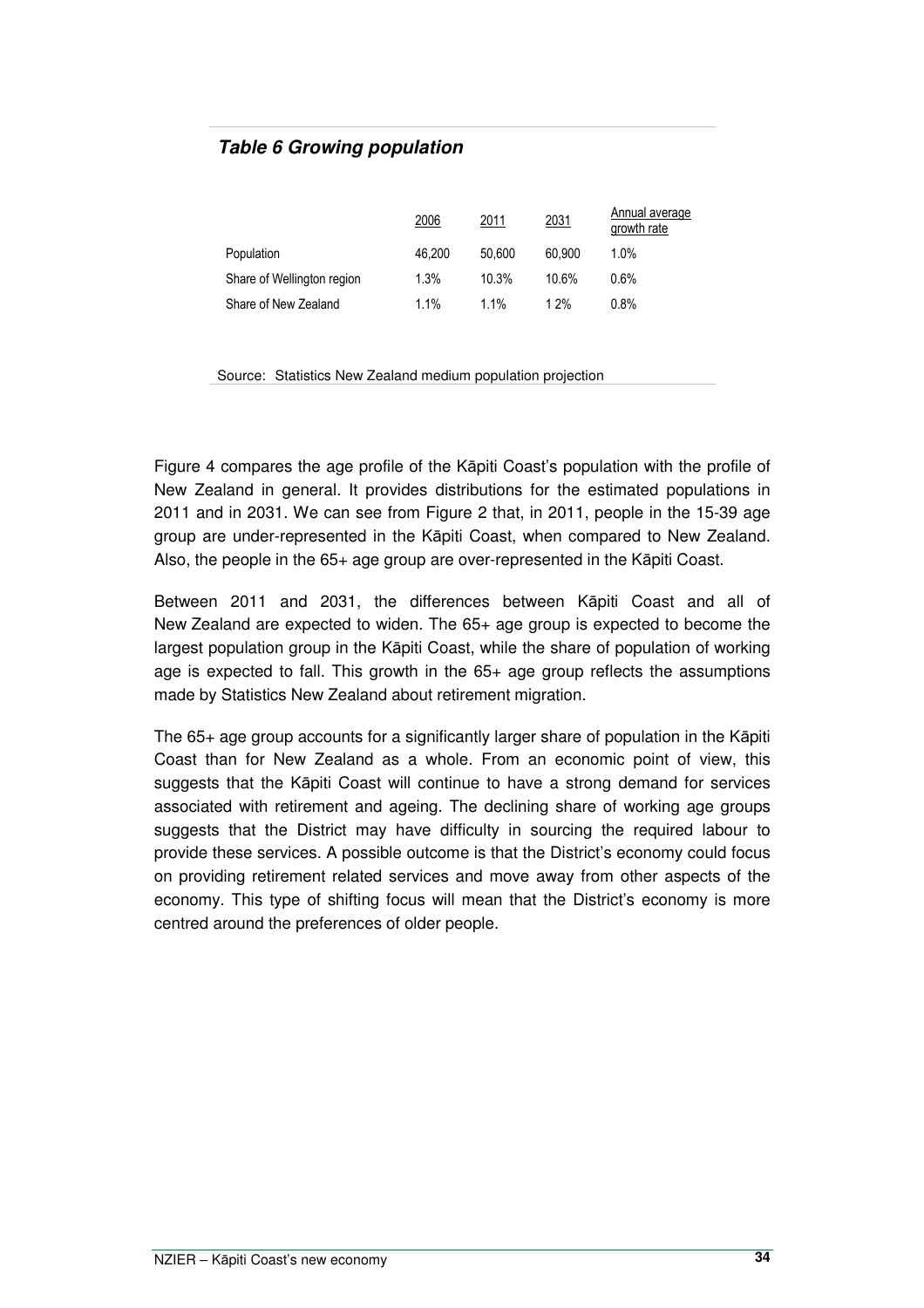***Table 6 Growing population***

| | 2006 | 2011 | 2031 | Annual average growth rate |
|---|---|---|---|---|
| Population | 46,200 | 50,600 | 60,900 | 1.0% |
| Share of Wellington region | 1.3% | 10.3% | 10.6% | 0.6% |
| Share of New Zealand | 1.1% | 1.1% | 1 2% | 0.8% |

Source: Statistics New Zealand medium population projection

Figure 4 compares the age profile of the Kāpiti Coast's population with the profile of New Zealand in general. It provides distributions for the estimated populations in 2011 and in 2031. We can see from Figure 2 that, in 2011, people in the 15-39 age group are under-represented in the Kāpiti Coast, when compared to New Zealand. Also, the people in the 65+ age group are over-represented in the Kāpiti Coast.

Between 2011 and 2031, the differences between Kāpiti Coast and all of New Zealand are expected to widen. The 65+ age group is expected to become the largest population group in the Kāpiti Coast, while the share of population of working age is expected to fall. This growth in the 65+ age group reflects the assumptions made by Statistics New Zealand about retirement migration.

The 65+ age group accounts for a significantly larger share of population in the Kāpiti Coast than for New Zealand as a whole. From an economic point of view, this suggests that the Kāpiti Coast will continue to have a strong demand for services associated with retirement and ageing. The declining share of working age groups suggests that the District may have difficulty in sourcing the required labour to provide these services. A possible outcome is that the District's economy could focus on providing retirement related services and move away from other aspects of the economy. This type of shifting focus will mean that the District's economy is more centred around the preferences of older people.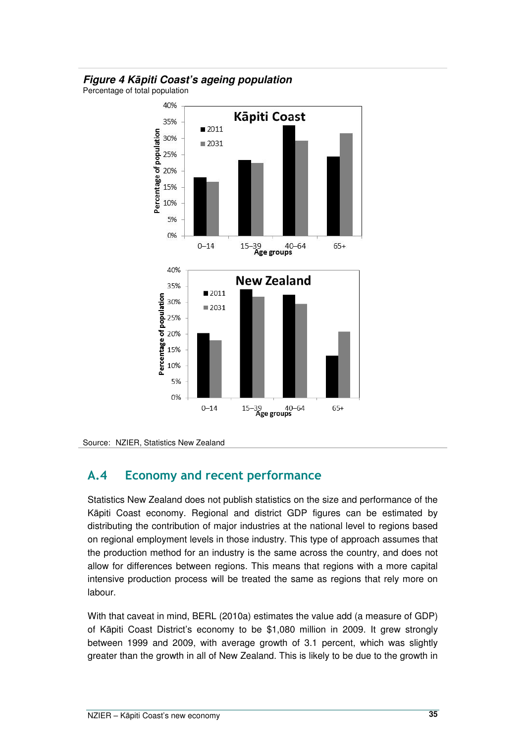***Figure 4 Kāpiti Coast's ageing population***
Percentage of total population

Source: NZIER, Statistics New Zealand

## A.4 Economy and recent performance

Statistics New Zealand does not publish statistics on the size and performance of the Kāpiti Coast economy. Regional and district GDP figures can be estimated by distributing the contribution of major industries at the national level to regions based on regional employment levels in those industry. This type of approach assumes that the production method for an industry is the same across the country, and does not allow for differences between regions. This means that regions with a more capital intensive production process will be treated the same as regions that rely more on labour.

With that caveat in mind, BERL (2010a) estimates the value add (a measure of GDP) of Kāpiti Coast District's economy to be $1,080 million in 2009. It grew strongly between 1999 and 2009, with average growth of 3.1 percent, which was slightly greater than the growth in all of New Zealand. This is likely to be due to the growth in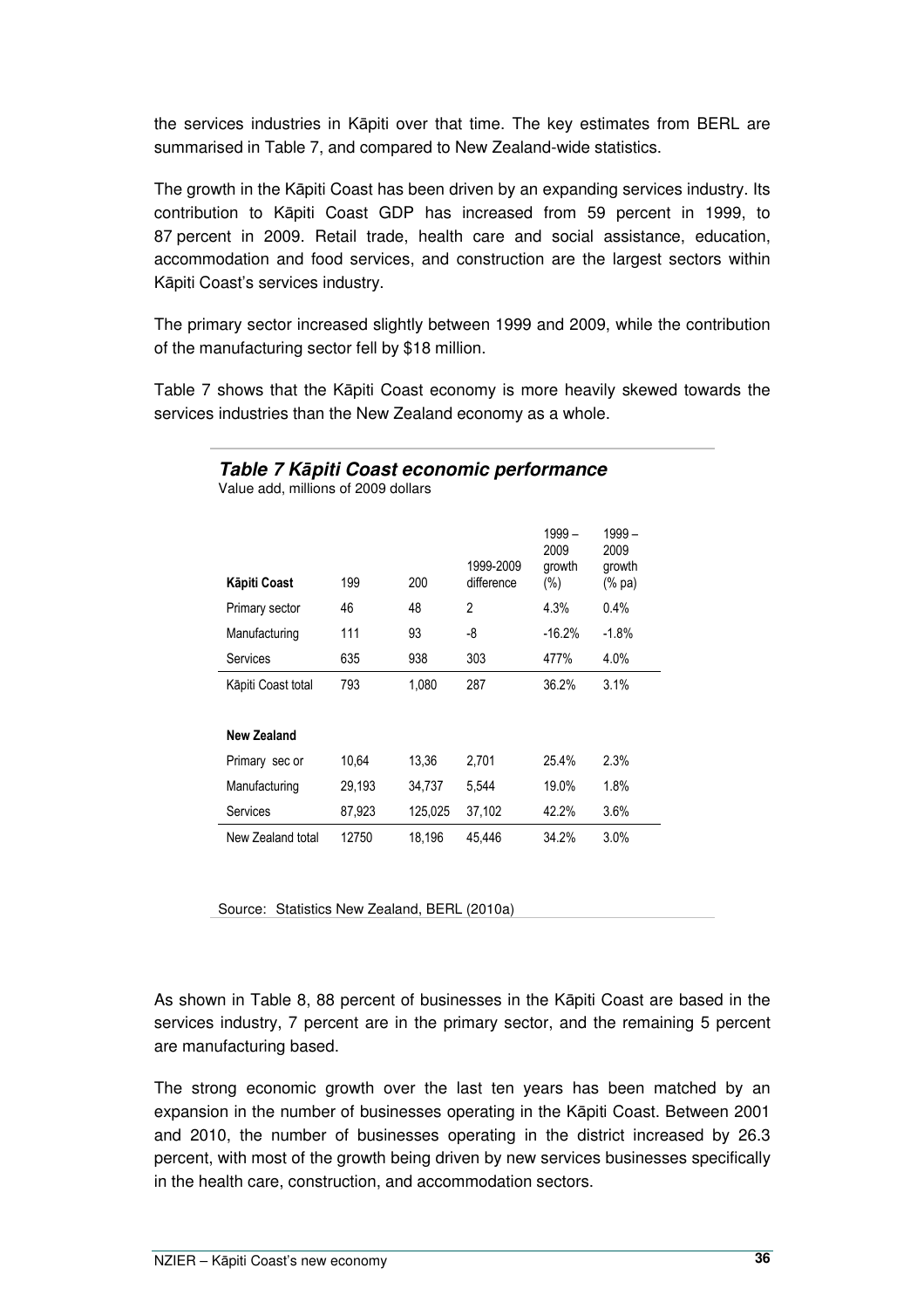the services industries in Kāpiti over that time. The key estimates from BERL are summarised in Table 7, and compared to New Zealand-wide statistics.

The growth in the Kāpiti Coast has been driven by an expanding services industry. Its contribution to Kāpiti Coast GDP has increased from 59 percent in 1999, to 87 percent in 2009. Retail trade, health care and social assistance, education, accommodation and food services, and construction are the largest sectors within Kāpiti Coast's services industry.

The primary sector increased slightly between 1999 and 2009, while the contribution of the manufacturing sector fell by $18 million.

Table 7 shows that the Kāpiti Coast economy is more heavily skewed towards the services industries than the New Zealand economy as a whole.

### *Table 7 Kāpiti Coast economic performance*

Value add, millions of 2009 dollars

| Kāpiti Coast | 199 | 200 | 1999-2009 difference | 1999 – 2009 growth (%) | 1999 – 2009 growth (% pa) |
|---|---|---|---|---|---|
| Primary sector | 46 | 48 | 2 | 4.3% | 0.4% |
| Manufacturing | 111 | 93 | -8 | -16.2% | -1.8% |
| Services | 635 | 938 | 303 | 477% | 4.0% |
| Kāpiti Coast total | 793 | 1,080 | 287 | 36.2% | 3.1% |
| | | | | | |
| **New Zealand** | | | | | |
| Primary sec or | 10,64 | 13,36 | 2,701 | 25.4% | 2.3% |
| Manufacturing | 29,193 | 34,737 | 5,544 | 19.0% | 1.8% |
| Services | 87,923 | 125,025 | 37,102 | 42.2% | 3.6% |
| New Zealand total | 12750 | 18,196 | 45,446 | 34.2% | 3.0% |

Source: Statistics New Zealand, BERL (2010a)

As shown in Table 8, 88 percent of businesses in the Kāpiti Coast are based in the services industry, 7 percent are in the primary sector, and the remaining 5 percent are manufacturing based.

The strong economic growth over the last ten years has been matched by an expansion in the number of businesses operating in the Kāpiti Coast. Between 2001 and 2010, the number of businesses operating in the district increased by 26.3 percent, with most of the growth being driven by new services businesses specifically in the health care, construction, and accommodation sectors.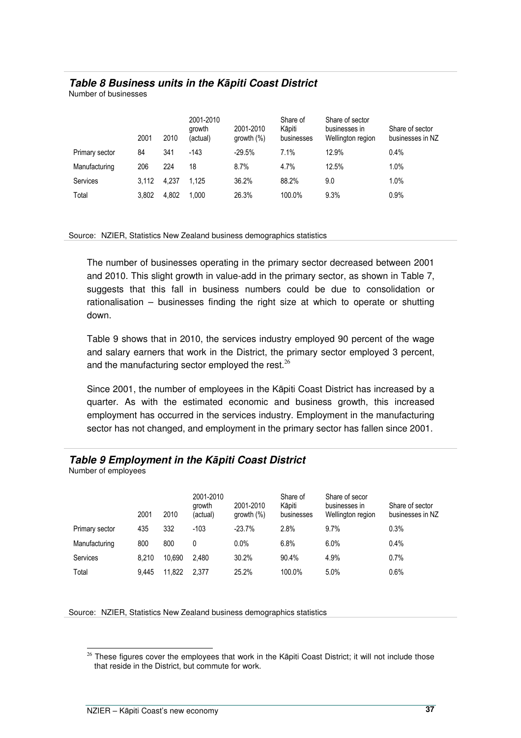### *Table 8 Business units in the Kāpiti Coast District*

Number of businesses

| | 2001 | 2010 | 2001-2010 growth (actual) | 2001-2010 growth (%) | Share of Kāpiti businesses | Share of sector businesses in Wellington region | Share of sector businesses in NZ |
|---|---|---|---|---|---|---|---|
| Primary sector | 84 | 341 | -143 | -29.5% | 7.1% | 12.9% | 0.4% |
| Manufacturing | 206 | 224 | 18 | 8.7% | 4.7% | 12.5% | 1.0% |
| Services | 3,112 | 4,237 | 1,125 | 36.2% | 88.2% | 9.0 | 1.0% |
| Total | 3,802 | 4,802 | 1,000 | 26.3% | 100.0% | 9.3% | 0.9% |

Source: NZIER, Statistics New Zealand business demographics statistics

The number of businesses operating in the primary sector decreased between 2001 and 2010. This slight growth in value-add in the primary sector, as shown in Table 7, suggests that this fall in business numbers could be due to consolidation or rationalisation – businesses finding the right size at which to operate or shutting down.

Table 9 shows that in 2010, the services industry employed 90 percent of the wage and salary earners that work in the District, the primary sector employed 3 percent, and the manufacturing sector employed the rest.[26]

Since 2001, the number of employees in the Kāpiti Coast District has increased by a quarter. As with the estimated economic and business growth, this increased employment has occurred in the services industry. Employment in the manufacturing sector has not changed, and employment in the primary sector has fallen since 2001.

### *Table 9 Employment in the Kāpiti Coast District*

Number of employees

| | 2001 | 2010 | 2001-2010 growth (actual) | 2001-2010 growth (%) | Share of Kāpiti businesses | Share of secor businesses in Wellington region | Share of sector businesses in NZ |
|---|---|---|---|---|---|---|---|
| Primary sector | 435 | 332 | -103 | -23.7% | 2.8% | 9.7% | 0.3% |
| Manufacturing | 800 | 800 | 0 | 0.0% | 6.8% | 6.0% | 0.4% |
| Services | 8,210 | 10,690 | 2,480 | 30.2% | 90.4% | 4.9% | 0.7% |
| Total | 9,445 | 11,822 | 2,377 | 25.2% | 100.0% | 5.0% | 0.6% |

Source: NZIER, Statistics New Zealand business demographics statistics

[26] These figures cover the employees that work in the Kāpiti Coast District; it will not include those that reside in the District, but commute for work.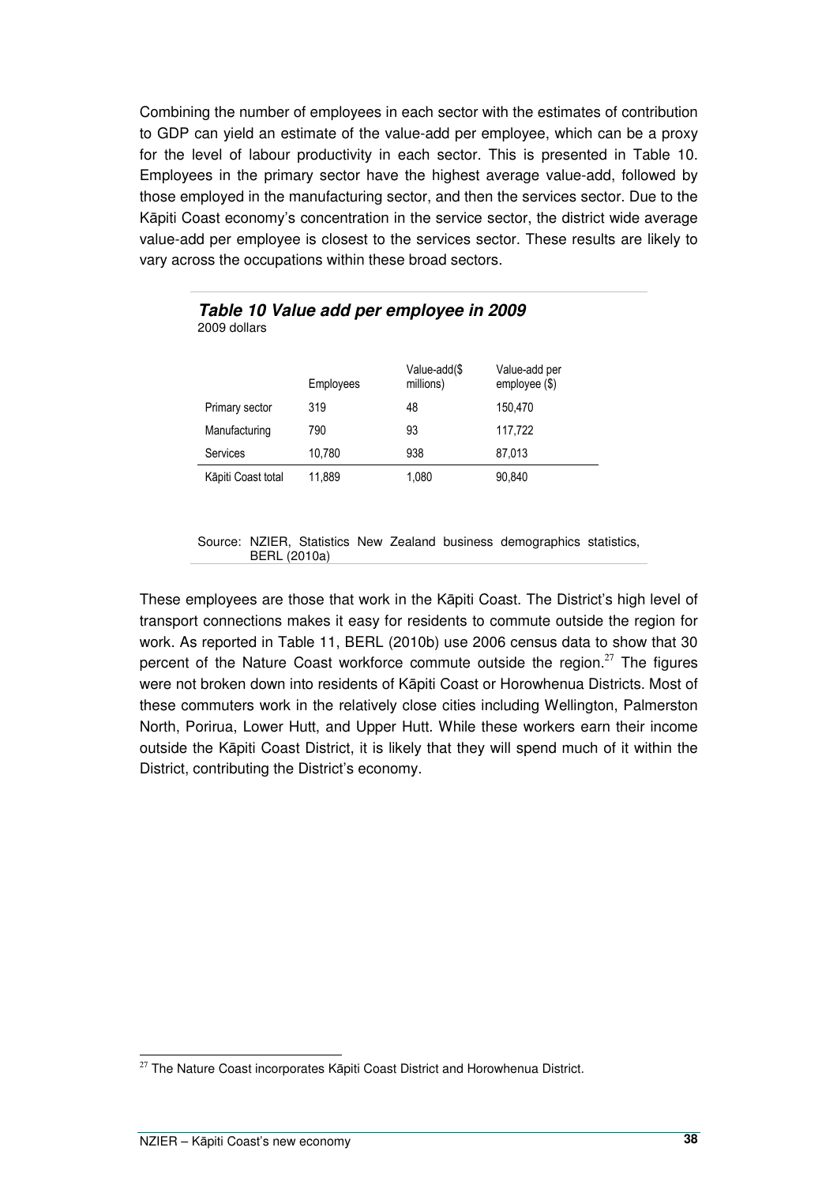Combining the number of employees in each sector with the estimates of contribution to GDP can yield an estimate of the value-add per employee, which can be a proxy for the level of labour productivity in each sector. This is presented in Table 10. Employees in the primary sector have the highest average value-add, followed by those employed in the manufacturing sector, and then the services sector. Due to the Kāpiti Coast economy's concentration in the service sector, the district wide average value-add per employee is closest to the services sector. These results are likely to vary across the occupations within these broad sectors.

***Table 10 Value add per employee in 2009***

2009 dollars

| | Employees | Value-add($ millions) | Value-add per employee ($) |
|---|---|---|---|
| Primary sector | 319 | 48 | 150,470 |
| Manufacturing | 790 | 93 | 117,722 |
| Services | 10,780 | 938 | 87,013 |
| Kāpiti Coast total | 11,889 | 1,080 | 90,840 |

Source: NZIER, Statistics New Zealand business demographics statistics, BERL (2010a)

These employees are those that work in the Kāpiti Coast. The District's high level of transport connections makes it easy for residents to commute outside the region for work. As reported in Table 11, BERL (2010b) use 2006 census data to show that 30 percent of the Nature Coast workforce commute outside the region.[27] The figures were not broken down into residents of Kāpiti Coast or Horowhenua Districts. Most of these commuters work in the relatively close cities including Wellington, Palmerston North, Porirua, Lower Hutt, and Upper Hutt. While these workers earn their income outside the Kāpiti Coast District, it is likely that they will spend much of it within the District, contributing the District's economy.

[27] The Nature Coast incorporates Kāpiti Coast District and Horowhenua District.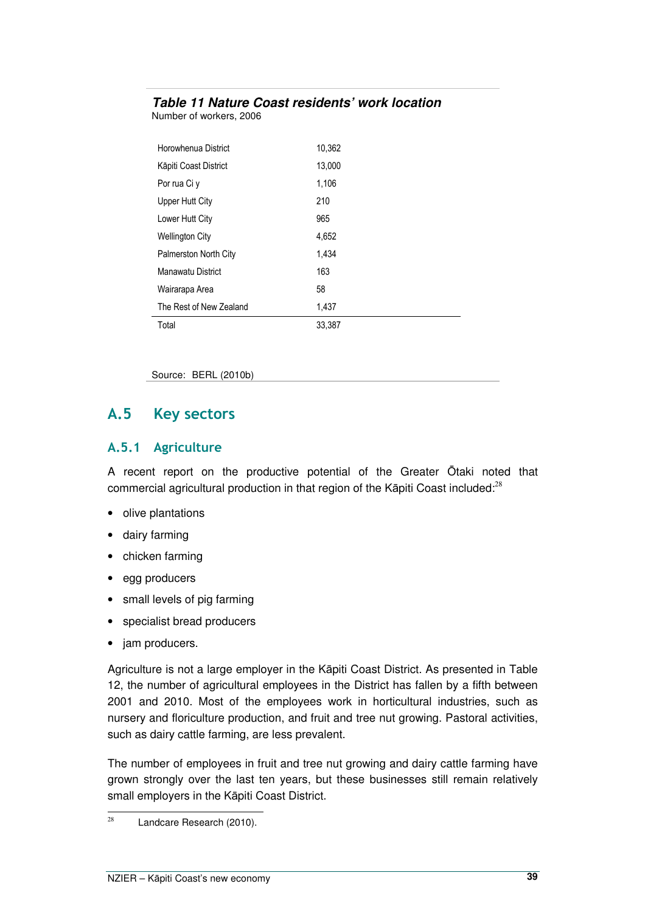***Table 11 Nature Coast residents' work location***

Number of workers, 2006

| | |
|---|---|
| Horowhenua District | 10,362 |
| Kāpiti Coast District | 13,000 |
| Por rua Ci y | 1,106 |
| Upper Hutt City | 210 |
| Lower Hutt City | 965 |
| Wellington City | 4,652 |
| Palmerston North City | 1,434 |
| Manawatu District | 163 |
| Wairarapa Area | 58 |
| The Rest of New Zealand | 1,437 |
| Total | 33,387 |

Source: BERL (2010b)

## A.5 Key sectors

### A.5.1 Agriculture

A recent report on the productive potential of the Greater Ōtaki noted that commercial agricultural production in that region of the Kāpiti Coast included:[28]

- olive plantations
- dairy farming
- chicken farming
- egg producers
- small levels of pig farming
- specialist bread producers
- jam producers.

Agriculture is not a large employer in the Kāpiti Coast District. As presented in Table 12, the number of agricultural employees in the District has fallen by a fifth between 2001 and 2010. Most of the employees work in horticultural industries, such as nursery and floriculture production, and fruit and tree nut growing. Pastoral activities, such as dairy cattle farming, are less prevalent.

The number of employees in fruit and tree nut growing and dairy cattle farming have grown strongly over the last ten years, but these businesses still remain relatively small employers in the Kāpiti Coast District.

[28] Landcare Research (2010).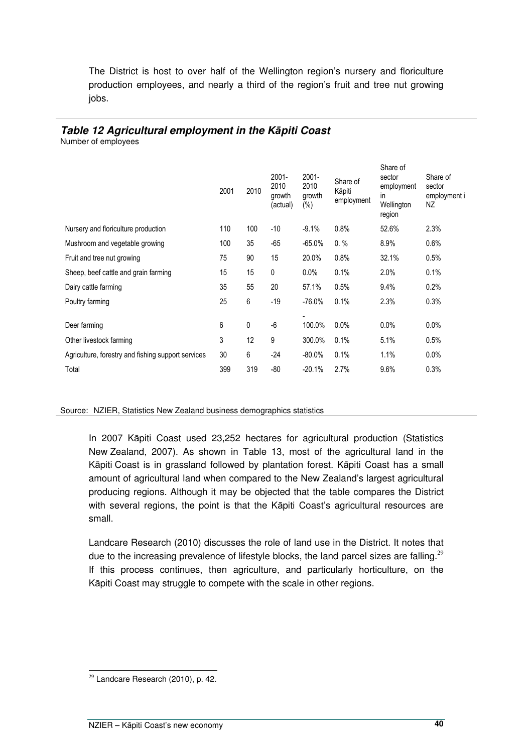The District is host to over half of the Wellington region's nursery and floriculture production employees, and nearly a third of the region's fruit and tree nut growing jobs.

***Table 12 Agricultural employment in the Kāpiti Coast***

Number of employees

| | 2001 | 2010 | 2001-2010 growth (actual) | 2001-2010 growth (%) | Share of Kāpiti employment | Share of sector employment in Wellington region | Share of sector employment i NZ |
|---|---|---|---|---|---|---|---|
| Nursery and floriculture production | 110 | 100 | -10 | -9.1% | 0.8% | 52.6% | 2.3% |
| Mushroom and vegetable growing | 100 | 35 | -65 | -65.0% | 0. % | 8.9% | 0.6% |
| Fruit and tree nut growing | 75 | 90 | 15 | 20.0% | 0.8% | 32.1% | 0.5% |
| Sheep, beef cattle and grain farming | 15 | 15 | 0 | 0.0% | 0.1% | 2.0% | 0.1% |
| Dairy cattle farming | 35 | 55 | 20 | 57.1% | 0.5% | 9.4% | 0.2% |
| Poultry farming | 25 | 6 | -19 | -76.0% | 0.1% | 2.3% | 0.3% |
| Deer farming | 6 | 0 | -6 | -100.0% | 0.0% | 0.0% | 0.0% |
| Other livestock farming | 3 | 12 | 9 | 300.0% | 0.1% | 5.1% | 0.5% |
| Agriculture, forestry and fishing support services | 30 | 6 | -24 | -80.0% | 0.1% | 1.1% | 0.0% |
| Total | 399 | 319 | -80 | -20.1% | 2.7% | 9.6% | 0.3% |

Source: NZIER, Statistics New Zealand business demographics statistics

In 2007 Kāpiti Coast used 23,252 hectares for agricultural production (Statistics New Zealand, 2007). As shown in Table 13, most of the agricultural land in the Kāpiti Coast is in grassland followed by plantation forest. Kāpiti Coast has a small amount of agricultural land when compared to the New Zealand's largest agricultural producing regions. Although it may be objected that the table compares the District with several regions, the point is that the Kāpiti Coast's agricultural resources are small.

Landcare Research (2010) discusses the role of land use in the District. It notes that due to the increasing prevalence of lifestyle blocks, the land parcel sizes are falling.[29] If this process continues, then agriculture, and particularly horticulture, on the Kāpiti Coast may struggle to compete with the scale in other regions.

[29] Landcare Research (2010), p. 42.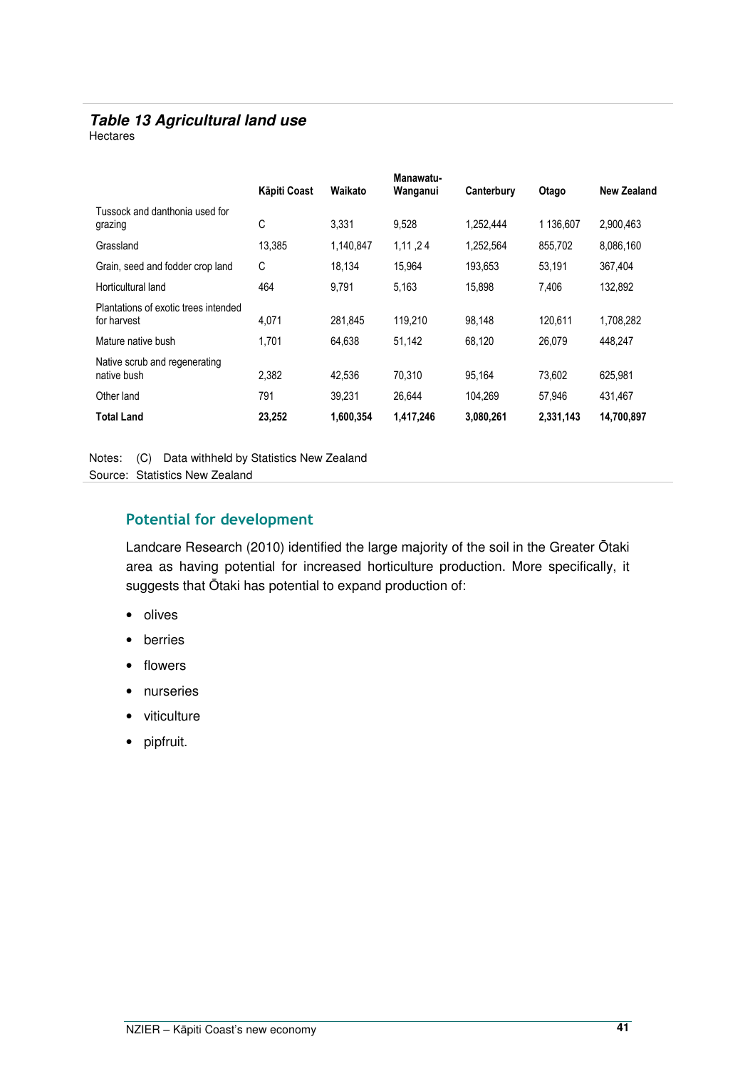***Table 13 Agricultural land use***

Hectares

| | Kāpiti Coast | Waikato | Manawatu-Wanganui | Canterbury | Otago | New Zealand |
|---|---|---|---|---|---|---|
| Tussock and danthonia used for grazing | C | 3,331 | 9,528 | 1,252,444 | 1 136,607 | 2,900,463 |
| Grassland | 13,385 | 1,140,847 | 1,11 ,2 4 | 1,252,564 | 855,702 | 8,086,160 |
| Grain, seed and fodder crop land | C | 18,134 | 15,964 | 193,653 | 53,191 | 367,404 |
| Horticultural land | 464 | 9,791 | 5,163 | 15,898 | 7,406 | 132,892 |
| Plantations of exotic trees intended for harvest | 4,071 | 281,845 | 119,210 | 98,148 | 120,611 | 1,708,282 |
| Mature native bush | 1,701 | 64,638 | 51,142 | 68,120 | 26,079 | 448,247 |
| Native scrub and regenerating native bush | 2,382 | 42,536 | 70,310 | 95,164 | 73,602 | 625,981 |
| Other land | 791 | 39,231 | 26,644 | 104,269 | 57,946 | 431,467 |
| **Total Land** | **23,252** | **1,600,354** | **1,417,246** | **3,080,261** | **2,331,143** | **14,700,897** |

Notes: (C) Data withheld by Statistics New Zealand

Source: Statistics New Zealand

## Potential for development

Landcare Research (2010) identified the large majority of the soil in the Greater Ōtaki area as having potential for increased horticulture production. More specifically, it suggests that Ōtaki has potential to expand production of:

- olives
- berries
- flowers
- nurseries
- viticulture
- pipfruit.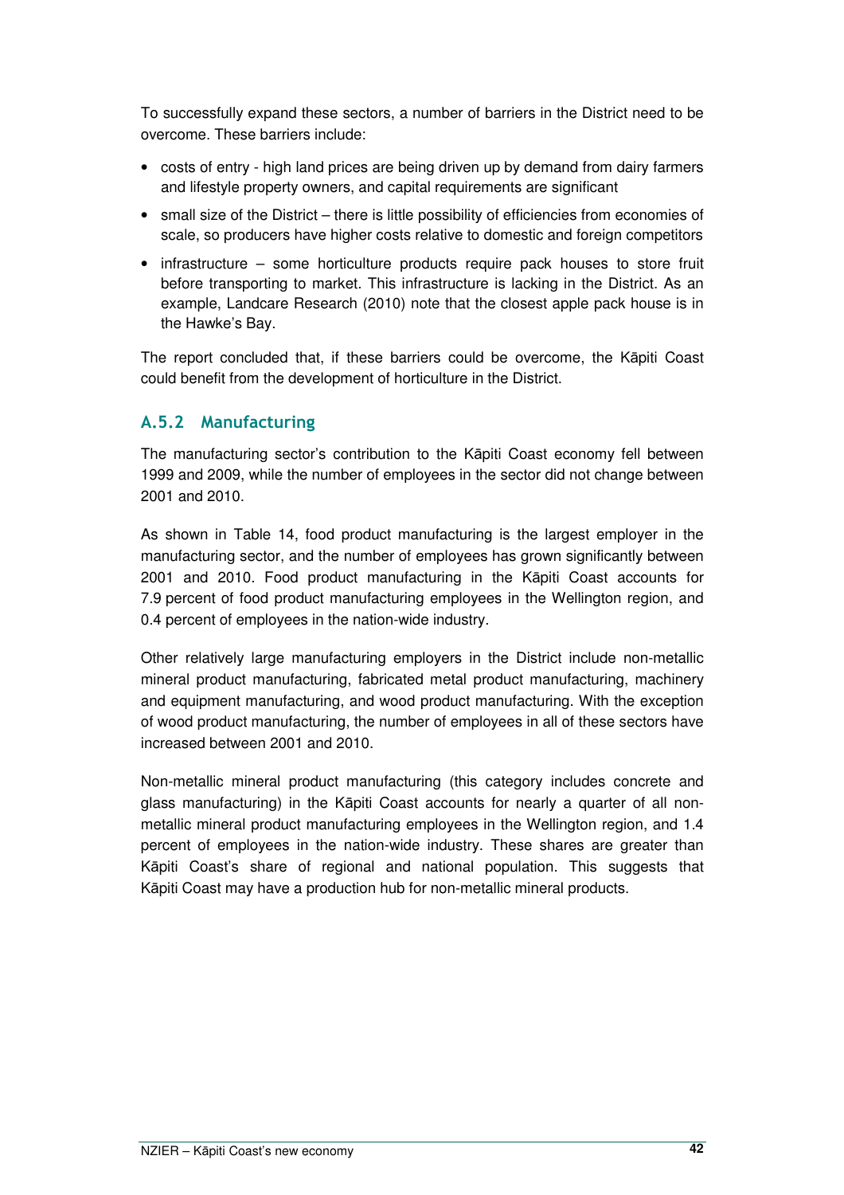To successfully expand these sectors, a number of barriers in the District need to be overcome. These barriers include:

- costs of entry - high land prices are being driven up by demand from dairy farmers and lifestyle property owners, and capital requirements are significant
- small size of the District – there is little possibility of efficiencies from economies of scale, so producers have higher costs relative to domestic and foreign competitors
- infrastructure – some horticulture products require pack houses to store fruit before transporting to market. This infrastructure is lacking in the District. As an example, Landcare Research (2010) note that the closest apple pack house is in the Hawke's Bay.

The report concluded that, if these barriers could be overcome, the Kāpiti Coast could benefit from the development of horticulture in the District.

### A.5.2 Manufacturing

The manufacturing sector's contribution to the Kāpiti Coast economy fell between 1999 and 2009, while the number of employees in the sector did not change between 2001 and 2010.

As shown in Table 14, food product manufacturing is the largest employer in the manufacturing sector, and the number of employees has grown significantly between 2001 and 2010. Food product manufacturing in the Kāpiti Coast accounts for 7.9 percent of food product manufacturing employees in the Wellington region, and 0.4 percent of employees in the nation-wide industry.

Other relatively large manufacturing employers in the District include non-metallic mineral product manufacturing, fabricated metal product manufacturing, machinery and equipment manufacturing, and wood product manufacturing. With the exception of wood product manufacturing, the number of employees in all of these sectors have increased between 2001 and 2010.

Non-metallic mineral product manufacturing (this category includes concrete and glass manufacturing) in the Kāpiti Coast accounts for nearly a quarter of all non-metallic mineral product manufacturing employees in the Wellington region, and 1.4 percent of employees in the nation-wide industry. These shares are greater than Kāpiti Coast's share of regional and national population. This suggests that Kāpiti Coast may have a production hub for non-metallic mineral products.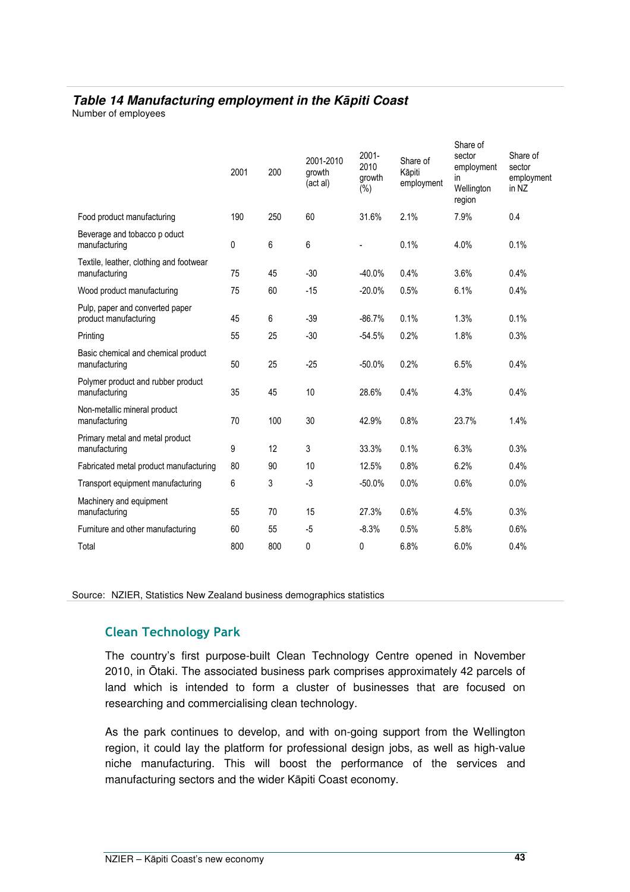***Table 14 Manufacturing employment in the Kāpiti Coast***

Number of employees

| | 2001 | 200 | 2001-2010 growth (act al) | 2001-2010 growth (%) | Share of Kāpiti employment | Share of sector employment in Wellington region | Share of sector employment in NZ |
|---|---|---|---|---|---|---|---|
| Food product manufacturing | 190 | 250 | 60 | 31.6% | 2.1% | 7.9% | 0.4 |
| Beverage and tobacco p oduct manufacturing | 0 | 6 | 6 | - | 0.1% | 4.0% | 0.1% |
| Textile, leather, clothing and footwear manufacturing | 75 | 45 | -30 | -40.0% | 0.4% | 3.6% | 0.4% |
| Wood product manufacturing | 75 | 60 | -15 | -20.0% | 0.5% | 6.1% | 0.4% |
| Pulp, paper and converted paper product manufacturing | 45 | 6 | -39 | -86.7% | 0.1% | 1.3% | 0.1% |
| Printing | 55 | 25 | -30 | -54.5% | 0.2% | 1.8% | 0.3% |
| Basic chemical and chemical product manufacturing | 50 | 25 | -25 | -50.0% | 0.2% | 6.5% | 0.4% |
| Polymer product and rubber product manufacturing | 35 | 45 | 10 | 28.6% | 0.4% | 4.3% | 0.4% |
| Non-metallic mineral product manufacturing | 70 | 100 | 30 | 42.9% | 0.8% | 23.7% | 1.4% |
| Primary metal and metal product manufacturing | 9 | 12 | 3 | 33.3% | 0.1% | 6.3% | 0.3% |
| Fabricated metal product manufacturing | 80 | 90 | 10 | 12.5% | 0.8% | 6.2% | 0.4% |
| Transport equipment manufacturing | 6 | 3 | -3 | -50.0% | 0.0% | 0.6% | 0.0% |
| Machinery and equipment manufacturing | 55 | 70 | 15 | 27.3% | 0.6% | 4.5% | 0.3% |
| Furniture and other manufacturing | 60 | 55 | -5 | -8.3% | 0.5% | 5.8% | 0.6% |
| Total | 800 | 800 | 0 | 0 | 6.8% | 6.0% | 0.4% |

Source: NZIER, Statistics New Zealand business demographics statistics

## Clean Technology Park

The country's first purpose-built Clean Technology Centre opened in November 2010, in Ōtaki. The associated business park comprises approximately 42 parcels of land which is intended to form a cluster of businesses that are focused on researching and commercialising clean technology.

As the park continues to develop, and with on-going support from the Wellington region, it could lay the platform for professional design jobs, as well as high-value niche manufacturing. This will boost the performance of the services and manufacturing sectors and the wider Kāpiti Coast economy.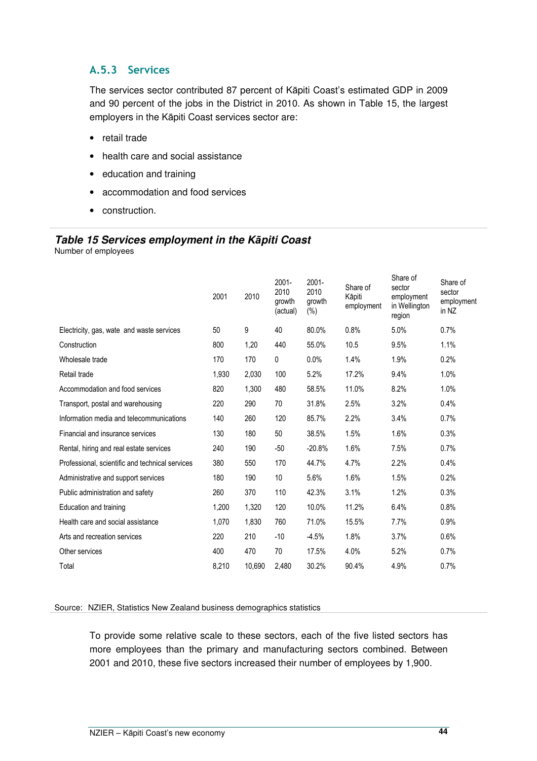### A.5.3 Services

The services sector contributed 87 percent of Kāpiti Coast's estimated GDP in 2009 and 90 percent of the jobs in the District in 2010. As shown in Table 15, the largest employers in the Kāpiti Coast services sector are:

- retail trade
- health care and social assistance
- education and training
- accommodation and food services
- construction.

***Table 15 Services employment in the Kāpiti Coast***

Number of employees

| | 2001 | 2010 | 2001-2010 growth (actual) | 2001-2010 growth (%) | Share of Kāpiti employment | Share of sector employment in Wellington region | Share of sector employment in NZ |
|---|---|---|---|---|---|---|---|
| Electricity, gas, wate and waste services | 50 | 9 | 40 | 80.0% | 0.8% | 5.0% | 0.7% |
| Construction | 800 | 1,20 | 440 | 55.0% | 10.5 | 9.5% | 1.1% |
| Wholesale trade | 170 | 170 | 0 | 0.0% | 1.4% | 1.9% | 0.2% |
| Retail trade | 1,930 | 2,030 | 100 | 5.2% | 17.2% | 9.4% | 1.0% |
| Accommodation and food services | 820 | 1,300 | 480 | 58.5% | 11.0% | 8.2% | 1.0% |
| Transport, postal and warehousing | 220 | 290 | 70 | 31.8% | 2.5% | 3.2% | 0.4% |
| Information media and telecommunications | 140 | 260 | 120 | 85.7% | 2.2% | 3.4% | 0.7% |
| Financial and insurance services | 130 | 180 | 50 | 38.5% | 1.5% | 1.6% | 0.3% |
| Rental, hiring and real estate services | 240 | 190 | -50 | -20.8% | 1.6% | 7.5% | 0.7% |
| Professional, scientific and technical services | 380 | 550 | 170 | 44.7% | 4.7% | 2.2% | 0.4% |
| Administrative and support services | 180 | 190 | 10 | 5.6% | 1.6% | 1.5% | 0.2% |
| Public administration and safety | 260 | 370 | 110 | 42.3% | 3.1% | 1.2% | 0.3% |
| Education and training | 1,200 | 1,320 | 120 | 10.0% | 11.2% | 6.4% | 0.8% |
| Health care and social assistance | 1,070 | 1,830 | 760 | 71.0% | 15.5% | 7.7% | 0.9% |
| Arts and recreation services | 220 | 210 | -10 | -4.5% | 1.8% | 3.7% | 0.6% |
| Other services | 400 | 470 | 70 | 17.5% | 4.0% | 5.2% | 0.7% |
| Total | 8,210 | 10,690 | 2,480 | 30.2% | 90.4% | 4.9% | 0.7% |

Source: NZIER, Statistics New Zealand business demographics statistics

To provide some relative scale to these sectors, each of the five listed sectors has more employees than the primary and manufacturing sectors combined. Between 2001 and 2010, these five sectors increased their number of employees by 1,900.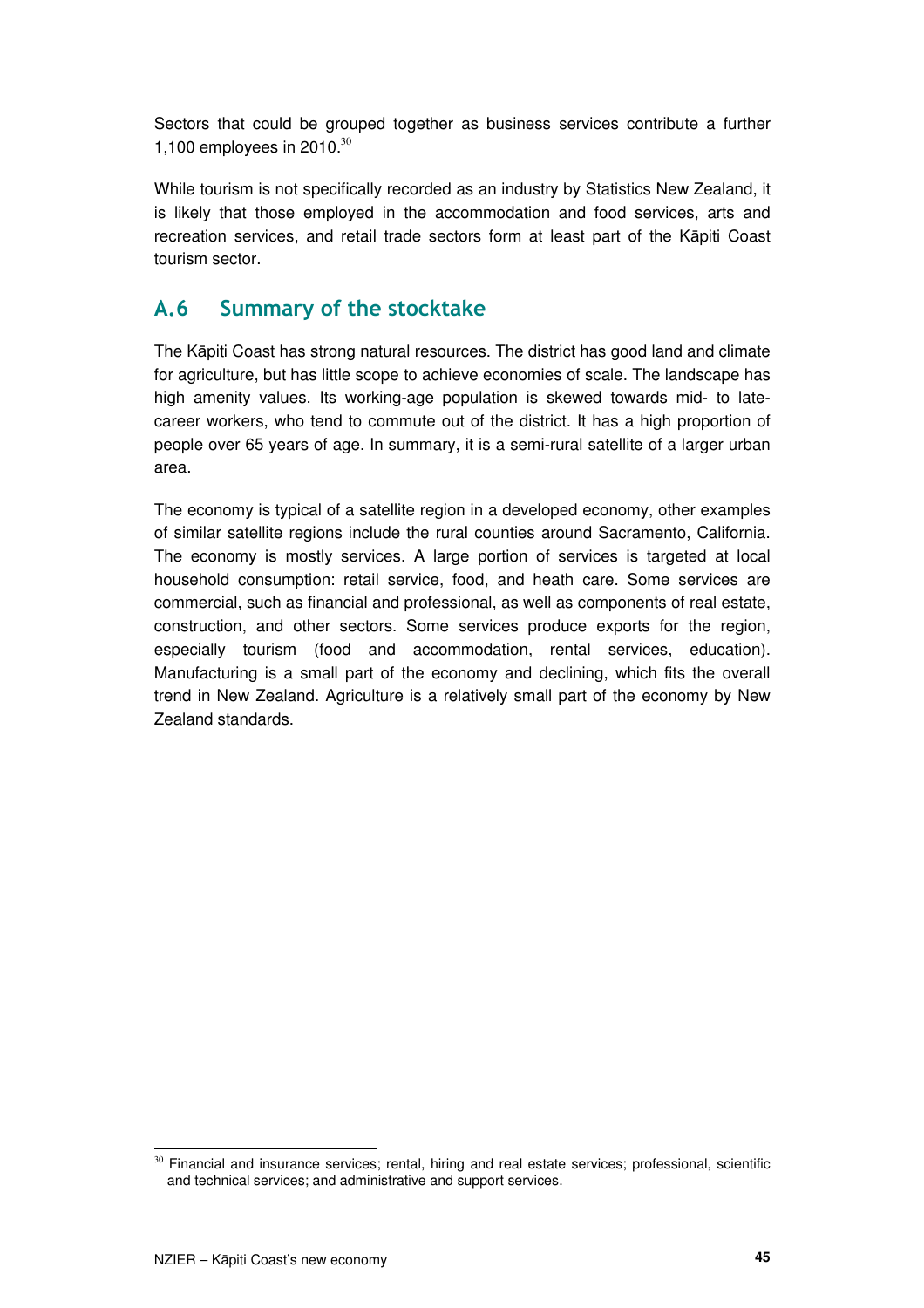Sectors that could be grouped together as business services contribute a further 1,100 employees in 2010.[30]

While tourism is not specifically recorded as an industry by Statistics New Zealand, it is likely that those employed in the accommodation and food services, arts and recreation services, and retail trade sectors form at least part of the Kāpiti Coast tourism sector.

## A.6 Summary of the stocktake

The Kāpiti Coast has strong natural resources. The district has good land and climate for agriculture, but has little scope to achieve economies of scale. The landscape has high amenity values. Its working-age population is skewed towards mid- to late-career workers, who tend to commute out of the district. It has a high proportion of people over 65 years of age. In summary, it is a semi-rural satellite of a larger urban area.

The economy is typical of a satellite region in a developed economy, other examples of similar satellite regions include the rural counties around Sacramento, California. The economy is mostly services. A large portion of services is targeted at local household consumption: retail service, food, and heath care. Some services are commercial, such as financial and professional, as well as components of real estate, construction, and other sectors. Some services produce exports for the region, especially tourism (food and accommodation, rental services, education). Manufacturing is a small part of the economy and declining, which fits the overall trend in New Zealand. Agriculture is a relatively small part of the economy by New Zealand standards.

---

[30] Financial and insurance services; rental, hiring and real estate services; professional, scientific and technical services; and administrative and support services.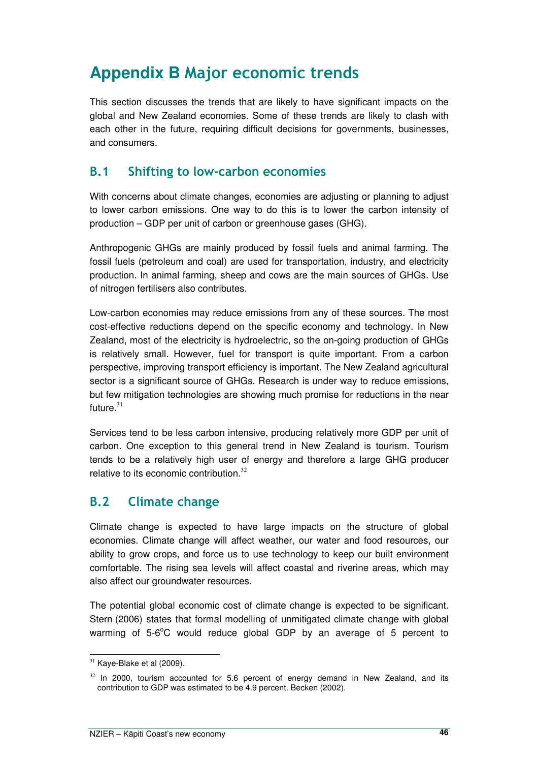# Appendix B Major economic trends

This section discusses the trends that are likely to have significant impacts on the global and New Zealand economies. Some of these trends are likely to clash with each other in the future, requiring difficult decisions for governments, businesses, and consumers.

## B.1 Shifting to low-carbon economies

With concerns about climate changes, economies are adjusting or planning to adjust to lower carbon emissions. One way to do this is to lower the carbon intensity of production – GDP per unit of carbon or greenhouse gases (GHG).

Anthropogenic GHGs are mainly produced by fossil fuels and animal farming. The fossil fuels (petroleum and coal) are used for transportation, industry, and electricity production. In animal farming, sheep and cows are the main sources of GHGs. Use of nitrogen fertilisers also contributes.

Low-carbon economies may reduce emissions from any of these sources. The most cost-effective reductions depend on the specific economy and technology. In New Zealand, most of the electricity is hydroelectric, so the on-going production of GHGs is relatively small. However, fuel for transport is quite important. From a carbon perspective, improving transport efficiency is important. The New Zealand agricultural sector is a significant source of GHGs. Research is under way to reduce emissions, but few mitigation technologies are showing much promise for reductions in the near future.[31]

Services tend to be less carbon intensive, producing relatively more GDP per unit of carbon. One exception to this general trend in New Zealand is tourism. Tourism tends to be a relatively high user of energy and therefore a large GHG producer relative to its economic contribution.[32]

## B.2 Climate change

Climate change is expected to have large impacts on the structure of global economies. Climate change will affect weather, our water and food resources, our ability to grow crops, and force us to use technology to keep our built environment comfortable. The rising sea levels will affect coastal and riverine areas, which may also affect our groundwater resources.

The potential global economic cost of climate change is expected to be significant. Stern (2006) states that formal modelling of unmitigated climate change with global warming of 5-6°C would reduce global GDP by an average of 5 percent to

---

[31] Kaye-Blake et al (2009).

[32] In 2000, tourism accounted for 5.6 percent of energy demand in New Zealand, and its contribution to GDP was estimated to be 4.9 percent. Becken (2002).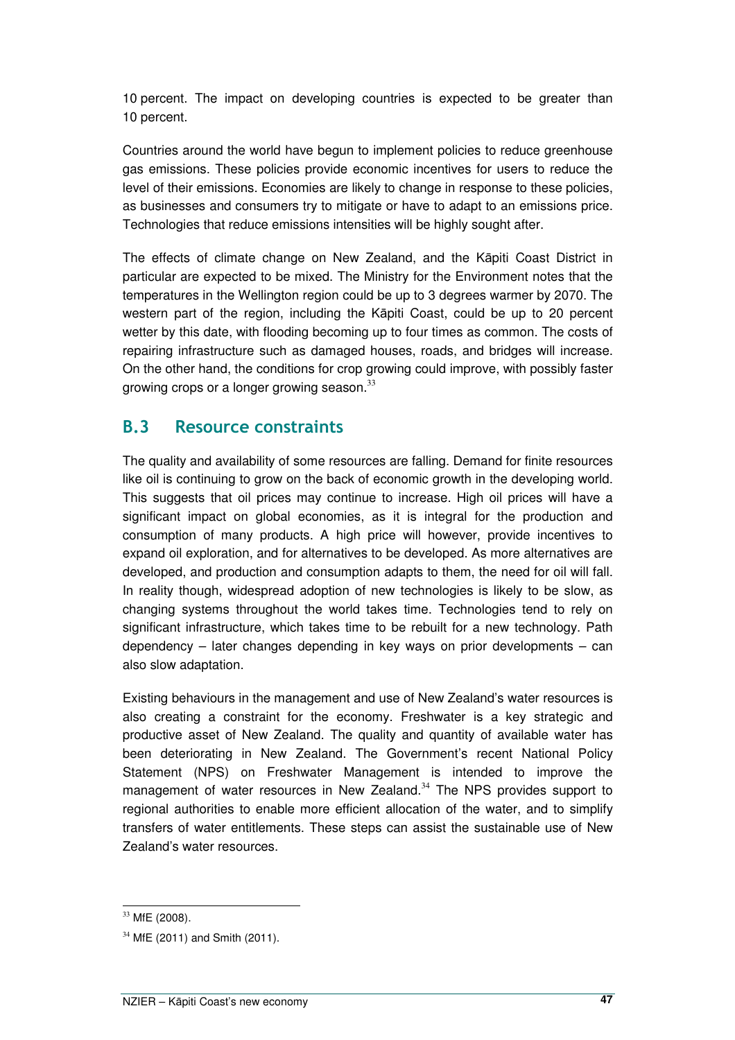10 percent. The impact on developing countries is expected to be greater than 10 percent.

Countries around the world have begun to implement policies to reduce greenhouse gas emissions. These policies provide economic incentives for users to reduce the level of their emissions. Economies are likely to change in response to these policies, as businesses and consumers try to mitigate or have to adapt to an emissions price. Technologies that reduce emissions intensities will be highly sought after.

The effects of climate change on New Zealand, and the Kāpiti Coast District in particular are expected to be mixed. The Ministry for the Environment notes that the temperatures in the Wellington region could be up to 3 degrees warmer by 2070. The western part of the region, including the Kāpiti Coast, could be up to 20 percent wetter by this date, with flooding becoming up to four times as common. The costs of repairing infrastructure such as damaged houses, roads, and bridges will increase. On the other hand, the conditions for crop growing could improve, with possibly faster growing crops or a longer growing season.[33]

## B.3 Resource constraints

The quality and availability of some resources are falling. Demand for finite resources like oil is continuing to grow on the back of economic growth in the developing world. This suggests that oil prices may continue to increase. High oil prices will have a significant impact on global economies, as it is integral for the production and consumption of many products. A high price will however, provide incentives to expand oil exploration, and for alternatives to be developed. As more alternatives are developed, and production and consumption adapts to them, the need for oil will fall. In reality though, widespread adoption of new technologies is likely to be slow, as changing systems throughout the world takes time. Technologies tend to rely on significant infrastructure, which takes time to be rebuilt for a new technology. Path dependency – later changes depending in key ways on prior developments – can also slow adaptation.

Existing behaviours in the management and use of New Zealand's water resources is also creating a constraint for the economy. Freshwater is a key strategic and productive asset of New Zealand. The quality and quantity of available water has been deteriorating in New Zealand. The Government's recent National Policy Statement (NPS) on Freshwater Management is intended to improve the management of water resources in New Zealand.[34] The NPS provides support to regional authorities to enable more efficient allocation of the water, and to simplify transfers of water entitlements. These steps can assist the sustainable use of New Zealand's water resources.

---

[33] MfE (2008).

[34] MfE (2011) and Smith (2011).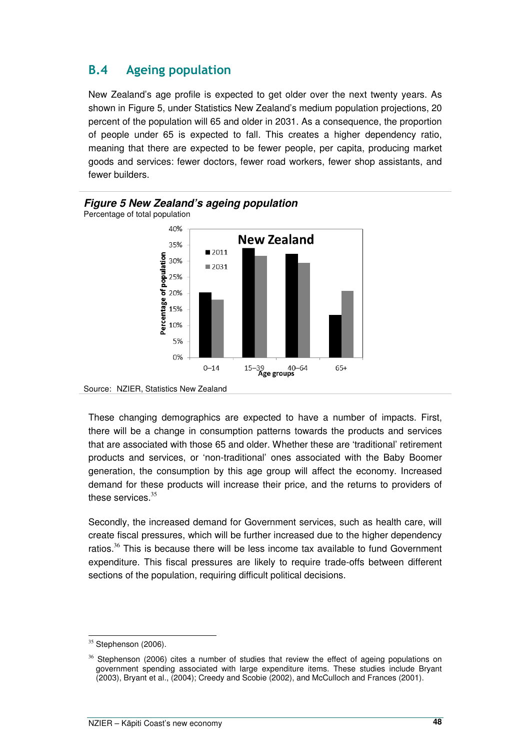## B.4 Ageing population

New Zealand's age profile is expected to get older over the next twenty years. As shown in Figure 5, under Statistics New Zealand's medium population projections, 20 percent of the population will 65 and older in 2031. As a consequence, the proportion of people under 65 is expected to fall. This creates a higher dependency ratio, meaning that there are expected to be fewer people, per capita, producing market goods and services: fewer doctors, fewer road workers, fewer shop assistants, and fewer builders.

***Figure 5 New Zealand's ageing population***

Percentage of total population

Source: NZIER, Statistics New Zealand

These changing demographics are expected to have a number of impacts. First, there will be a change in consumption patterns towards the products and services that are associated with those 65 and older. Whether these are 'traditional' retirement products and services, or 'non-traditional' ones associated with the Baby Boomer generation, the consumption by this age group will affect the economy. Increased demand for these products will increase their price, and the returns to providers of these services.[35]

Secondly, the increased demand for Government services, such as health care, will create fiscal pressures, which will be further increased due to the higher dependency ratios.[36] This is because there will be less income tax available to fund Government expenditure. This fiscal pressures are likely to require trade-offs between different sections of the population, requiring difficult political decisions.

[35] Stephenson (2006).

[36] Stephenson (2006) cites a number of studies that review the effect of ageing populations on government spending associated with large expenditure items. These studies include Bryant (2003), Bryant et al., (2004); Creedy and Scobie (2002), and McCulloch and Frances (2001).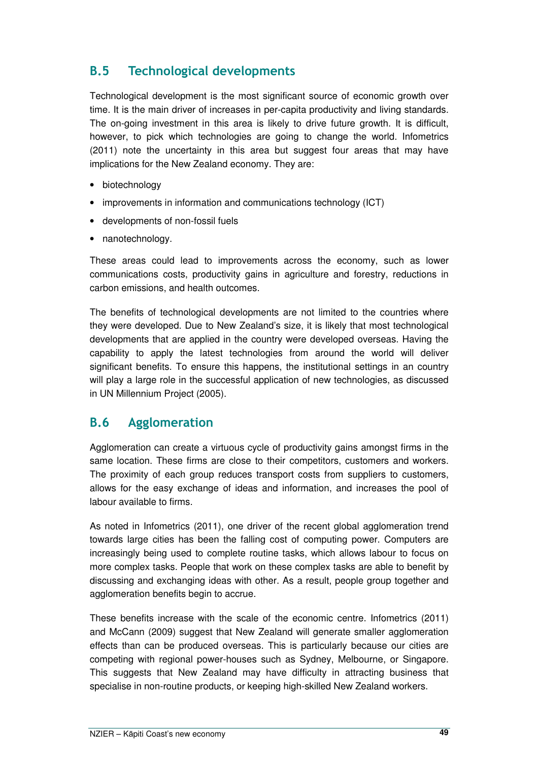## B.5 Technological developments

Technological development is the most significant source of economic growth over time. It is the main driver of increases in per-capita productivity and living standards. The on-going investment in this area is likely to drive future growth. It is difficult, however, to pick which technologies are going to change the world. Infometrics (2011) note the uncertainty in this area but suggest four areas that may have implications for the New Zealand economy. They are:

- biotechnology
- improvements in information and communications technology (ICT)
- developments of non-fossil fuels
- nanotechnology.

These areas could lead to improvements across the economy, such as lower communications costs, productivity gains in agriculture and forestry, reductions in carbon emissions, and health outcomes.

The benefits of technological developments are not limited to the countries where they were developed. Due to New Zealand's size, it is likely that most technological developments that are applied in the country were developed overseas. Having the capability to apply the latest technologies from around the world will deliver significant benefits. To ensure this happens, the institutional settings in an country will play a large role in the successful application of new technologies, as discussed in UN Millennium Project (2005).

## B.6 Agglomeration

Agglomeration can create a virtuous cycle of productivity gains amongst firms in the same location. These firms are close to their competitors, customers and workers. The proximity of each group reduces transport costs from suppliers to customers, allows for the easy exchange of ideas and information, and increases the pool of labour available to firms.

As noted in Infometrics (2011), one driver of the recent global agglomeration trend towards large cities has been the falling cost of computing power. Computers are increasingly being used to complete routine tasks, which allows labour to focus on more complex tasks. People that work on these complex tasks are able to benefit by discussing and exchanging ideas with other. As a result, people group together and agglomeration benefits begin to accrue.

These benefits increase with the scale of the economic centre. Infometrics (2011) and McCann (2009) suggest that New Zealand will generate smaller agglomeration effects than can be produced overseas. This is particularly because our cities are competing with regional power-houses such as Sydney, Melbourne, or Singapore. This suggests that New Zealand may have difficulty in attracting business that specialise in non-routine products, or keeping high-skilled New Zealand workers.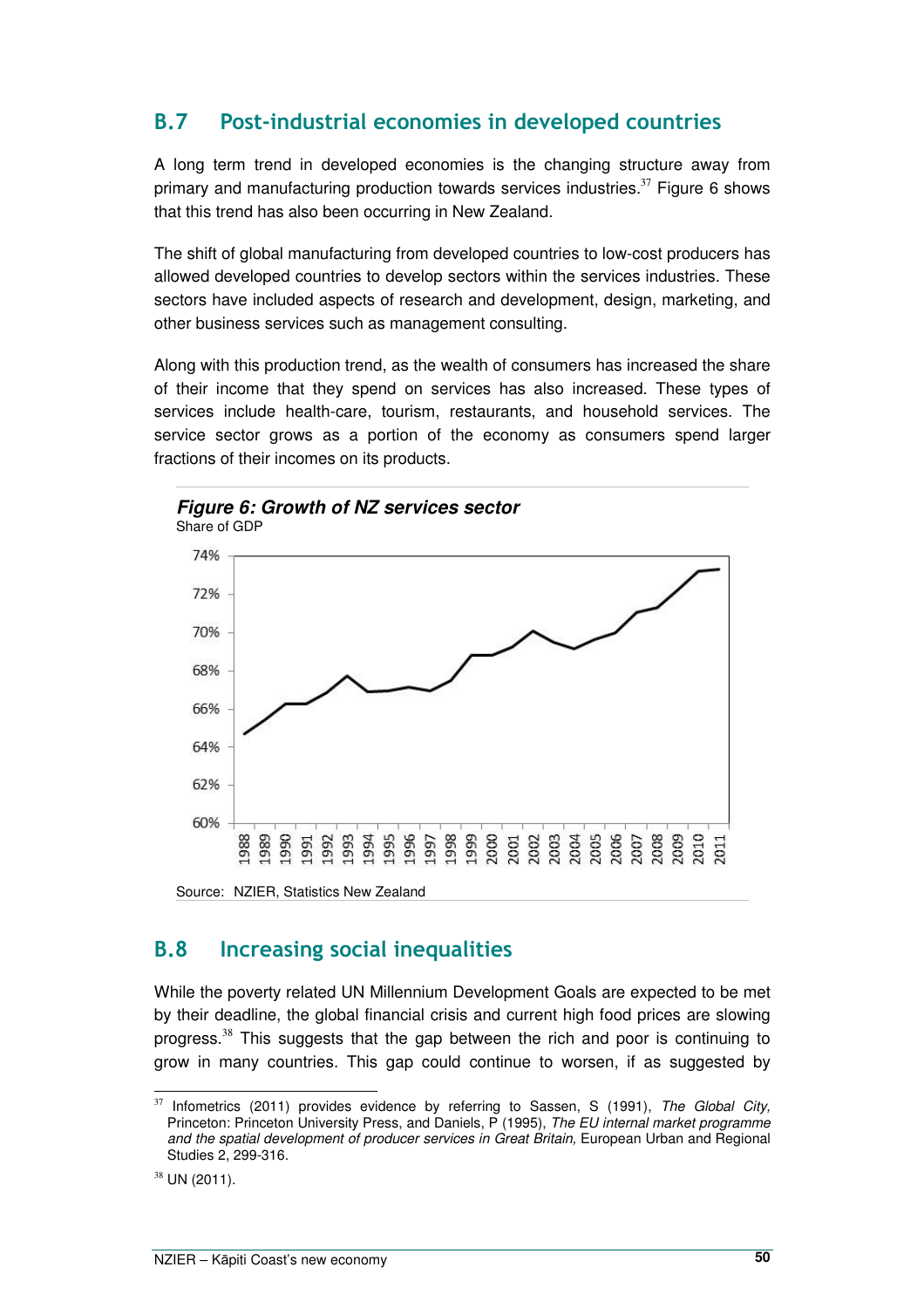## B.7 Post-industrial economies in developed countries

A long term trend in developed economies is the changing structure away from primary and manufacturing production towards services industries.[37] Figure 6 shows that this trend has also been occurring in New Zealand.

The shift of global manufacturing from developed countries to low-cost producers has allowed developed countries to develop sectors within the services industries. These sectors have included aspects of research and development, design, marketing, and other business services such as management consulting.

Along with this production trend, as the wealth of consumers has increased the share of their income that they spend on services has also increased. These types of services include health-care, tourism, restaurants, and household services. The service sector grows as a portion of the economy as consumers spend larger fractions of their incomes on its products.

***Figure 6: Growth of NZ services sector***

Share of GDP

Source: NZIER, Statistics New Zealand

## B.8 Increasing social inequalities

While the poverty related UN Millennium Development Goals are expected to be met by their deadline, the global financial crisis and current high food prices are slowing progress.[38] This suggests that the gap between the rich and poor is continuing to grow in many countries. This gap could continue to worsen, if as suggested by

---

[37] Infometrics (2011) provides evidence by referring to Sassen, S (1991), *The Global City,* Princeton: Princeton University Press, and Daniels, P (1995), *The EU internal market programme and the spatial development of producer services in Great Britain,* European Urban and Regional Studies 2, 299-316.

[38] UN (2011).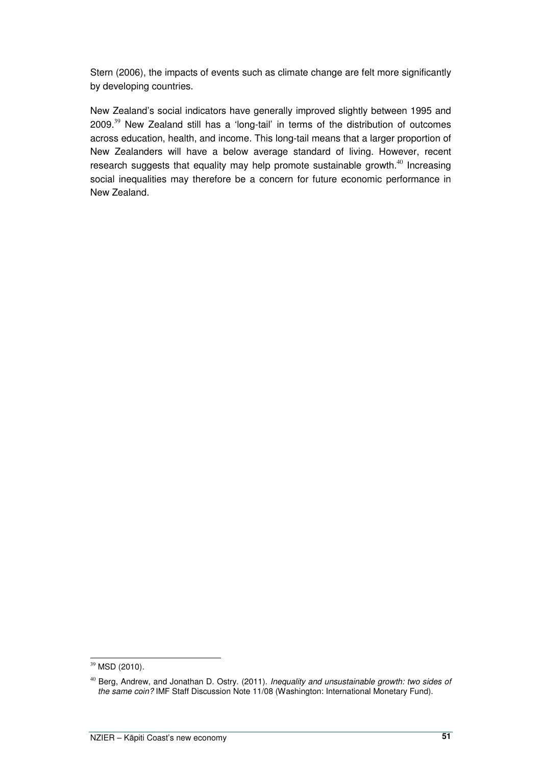Stern (2006), the impacts of events such as climate change are felt more significantly by developing countries.

New Zealand's social indicators have generally improved slightly between 1995 and 2009.[39] New Zealand still has a 'long-tail' in terms of the distribution of outcomes across education, health, and income. This long-tail means that a larger proportion of New Zealanders will have a below average standard of living. However, recent research suggests that equality may help promote sustainable growth.[40] Increasing social inequalities may therefore be a concern for future economic performance in New Zealand.

---

[39] MSD (2010).

[40] Berg, Andrew, and Jonathan D. Ostry. (2011). *Inequality and unsustainable growth: two sides of the same coin?* IMF Staff Discussion Note 11/08 (Washington: International Monetary Fund).